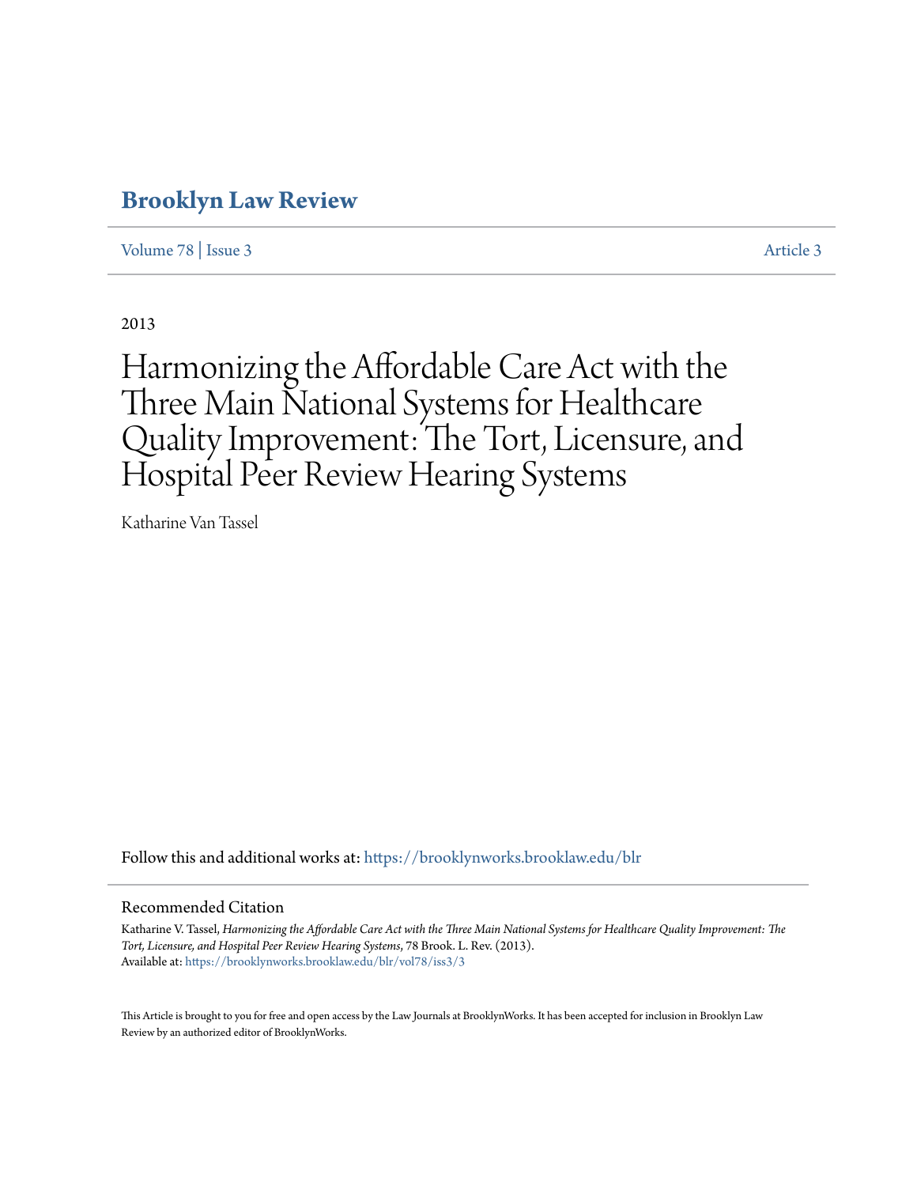# Brooklyn Law Review

Volume 78 | Issue 3 Article 3

2013

# Harmonizing the Affordable Care Act with the Three Main National Systems for Healthcare Quality Improvement: The Tort, Licensure, and Hospital Peer Review Hearing Systems

Katharine Van Tassel

Follow this and additional works at: https://brooklynworks.brooklaw.edu/blr

## Recommended Citation

Katharine V. Tassel, *Harmonizing the Affordable Care Act with the Three Main National Systems for Healthcare Quality Improvement: The Tort, Licensure, and Hospital Peer Review Hearing Systems*, 78 Brook. L. Rev. (2013).
Available at: https://brooklynworks.brooklaw.edu/blr/vol78/iss3/3

This Article is brought to you for free and open access by the Law Journals at BrooklynWorks. It has been accepted for inclusion in Brooklyn Law Review by an authorized editor of BrooklynWorks.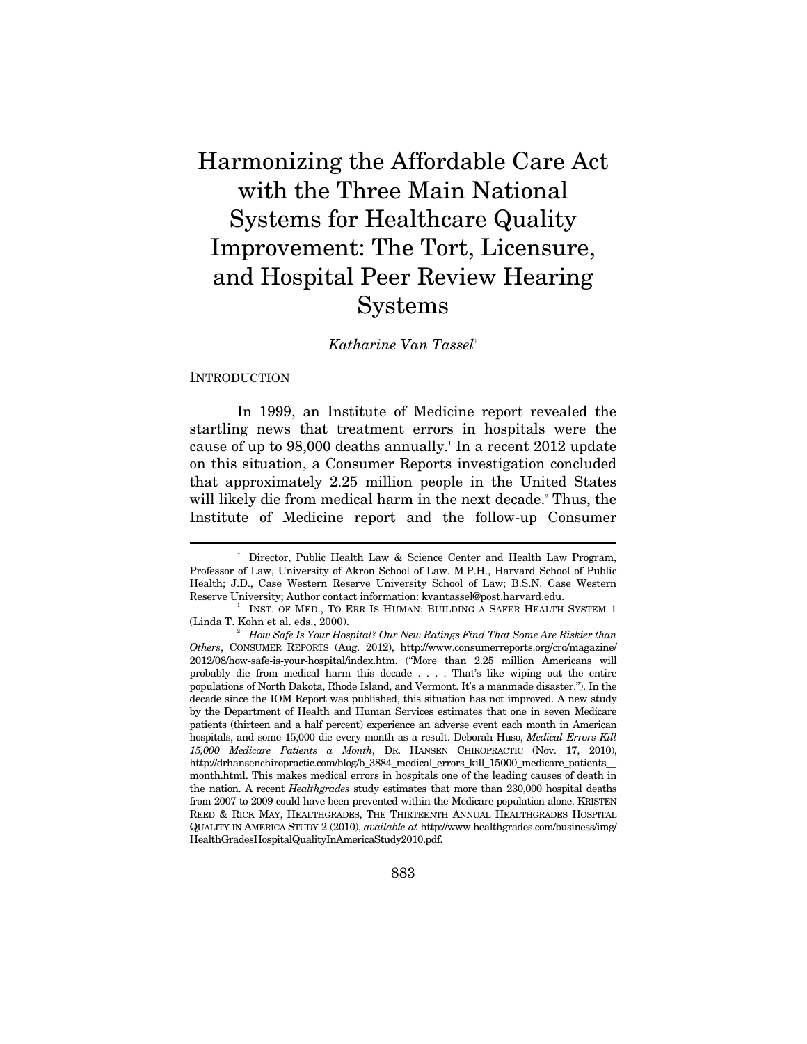# Harmonizing the Affordable Care Act with the Three Main National Systems for Healthcare Quality Improvement: The Tort, Licensure, and Hospital Peer Review Hearing Systems

*Katharine Van Tassel*[†]

INTRODUCTION

In 1999, an Institute of Medicine report revealed the startling news that treatment errors in hospitals were the cause of up to 98,000 deaths annually.[1] In a recent 2012 update on this situation, a Consumer Reports investigation concluded that approximately 2.25 million people in the United States will likely die from medical harm in the next decade.[2] Thus, the Institute of Medicine report and the follow-up Consumer

---

[†] Director, Public Health Law & Science Center and Health Law Program, Professor of Law, University of Akron School of Law. M.P.H., Harvard School of Public Health; J.D., Case Western Reserve University School of Law; B.S.N. Case Western Reserve University; Author contact information: kvantassel@post.harvard.edu.

[1] INST. OF MED., TO ERR IS HUMAN: BUILDING A SAFER HEALTH SYSTEM 1 (Linda T. Kohn et al. eds., 2000).

[2] *How Safe Is Your Hospital? Our New Ratings Find That Some Are Riskier than Others*, CONSUMER REPORTS (Aug. 2012), http://www.consumerreports.org/cro/magazine/2012/08/how-safe-is-your-hospital/index.htm. ("More than 2.25 million Americans will probably die from medical harm this decade . . . . That's like wiping out the entire populations of North Dakota, Rhode Island, and Vermont. It's a manmade disaster."). In the decade since the IOM Report was published, this situation has not improved. A new study by the Department of Health and Human Services estimates that one in seven Medicare patients (thirteen and a half percent) experience an adverse event each month in American hospitals, and some 15,000 die every month as a result. Deborah Huso, *Medical Errors Kill 15,000 Medicare Patients a Month*, DR. HANSEN CHIROPRACTIC (Nov. 17, 2010), http://drhansenchiropractic.com/blog/b_3884_medical_errors_kill_15000_medicare_patients__month.html. This makes medical errors in hospitals one of the leading causes of death in the nation. A recent *Healthgrades* study estimates that more than 230,000 hospital deaths from 2007 to 2009 could have been prevented within the Medicare population alone. KRISTEN REED & RICK MAY, HEALTHGRADES, THE THIRTEENTH ANNUAL HEALTHGRADES HOSPITAL QUALITY IN AMERICA STUDY 2 (2010), *available at* http://www.healthgrades.com/business/img/HealthGradesHospitalQualityInAmericaStudy2010.pdf.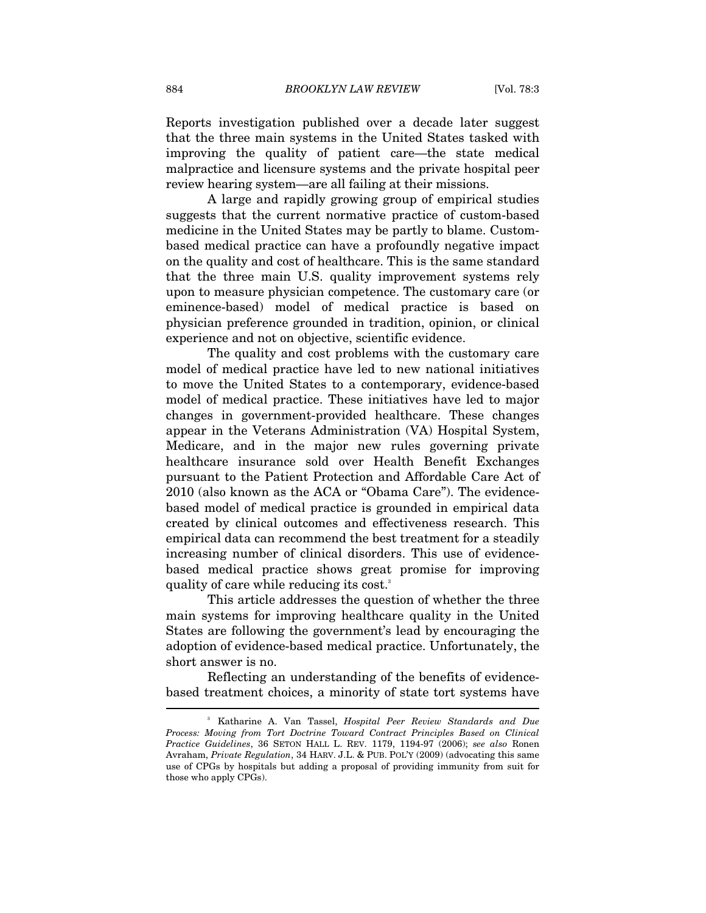Reports investigation published over a decade later suggest that the three main systems in the United States tasked with improving the quality of patient care—the state medical malpractice and licensure systems and the private hospital peer review hearing system—are all failing at their missions.

A large and rapidly growing group of empirical studies suggests that the current normative practice of custom-based medicine in the United States may be partly to blame. Custom-based medical practice can have a profoundly negative impact on the quality and cost of healthcare. This is the same standard that the three main U.S. quality improvement systems rely upon to measure physician competence. The customary care (or eminence-based) model of medical practice is based on physician preference grounded in tradition, opinion, or clinical experience and not on objective, scientific evidence.

The quality and cost problems with the customary care model of medical practice have led to new national initiatives to move the United States to a contemporary, evidence-based model of medical practice. These initiatives have led to major changes in government-provided healthcare. These changes appear in the Veterans Administration (VA) Hospital System, Medicare, and in the major new rules governing private healthcare insurance sold over Health Benefit Exchanges pursuant to the Patient Protection and Affordable Care Act of 2010 (also known as the ACA or "Obama Care"). The evidence-based model of medical practice is grounded in empirical data created by clinical outcomes and effectiveness research. This empirical data can recommend the best treatment for a steadily increasing number of clinical disorders. This use of evidence-based medical practice shows great promise for improving quality of care while reducing its cost.[3]

This article addresses the question of whether the three main systems for improving healthcare quality in the United States are following the government's lead by encouraging the adoption of evidence-based medical practice. Unfortunately, the short answer is no.

Reflecting an understanding of the benefits of evidence-based treatment choices, a minority of state tort systems have

---

[3] Katharine A. Van Tassel, *Hospital Peer Review Standards and Due Process: Moving from Tort Doctrine Toward Contract Principles Based on Clinical Practice Guidelines*, 36 SETON HALL L. REV. 1179, 1194-97 (2006); *see also* Ronen Avraham, *Private Regulation*, 34 HARV. J.L. & PUB. POL'Y (2009) (advocating this same use of CPGs by hospitals but adding a proposal of providing immunity from suit for those who apply CPGs).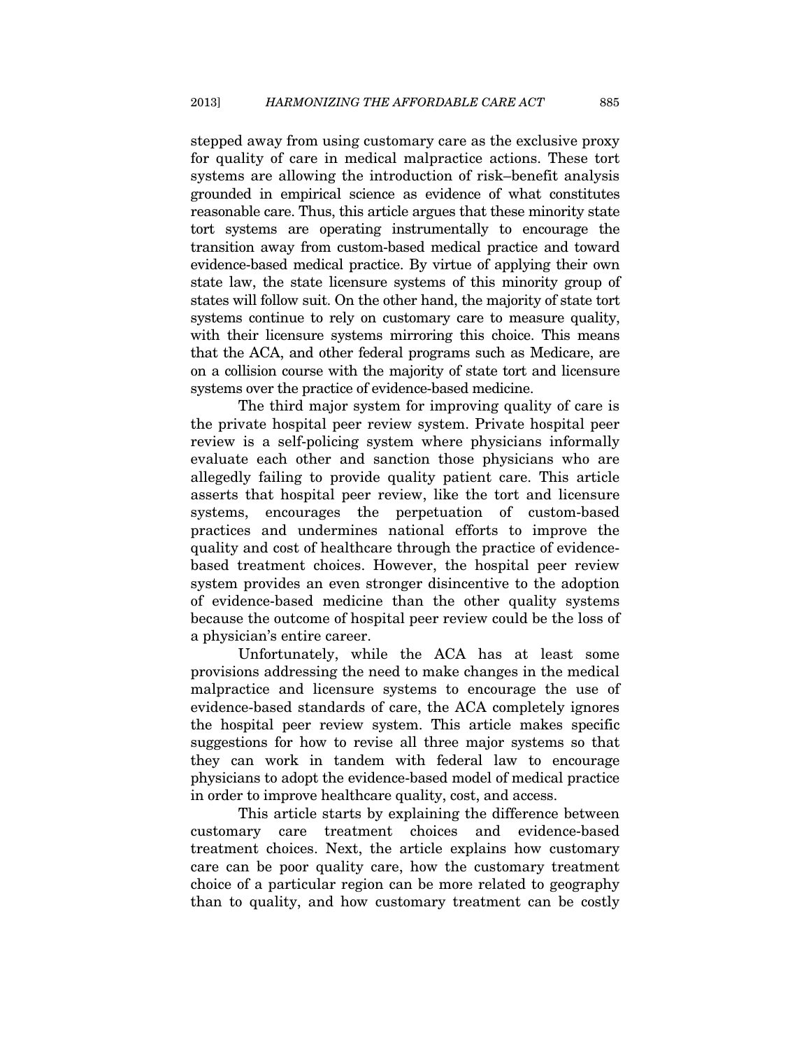stepped away from using customary care as the exclusive proxy for quality of care in medical malpractice actions. These tort systems are allowing the introduction of risk–benefit analysis grounded in empirical science as evidence of what constitutes reasonable care. Thus, this article argues that these minority state tort systems are operating instrumentally to encourage the transition away from custom-based medical practice and toward evidence-based medical practice. By virtue of applying their own state law, the state licensure systems of this minority group of states will follow suit. On the other hand, the majority of state tort systems continue to rely on customary care to measure quality, with their licensure systems mirroring this choice. This means that the ACA, and other federal programs such as Medicare, are on a collision course with the majority of state tort and licensure systems over the practice of evidence-based medicine.

The third major system for improving quality of care is the private hospital peer review system. Private hospital peer review is a self-policing system where physicians informally evaluate each other and sanction those physicians who are allegedly failing to provide quality patient care. This article asserts that hospital peer review, like the tort and licensure systems, encourages the perpetuation of custom-based practices and undermines national efforts to improve the quality and cost of healthcare through the practice of evidence-based treatment choices. However, the hospital peer review system provides an even stronger disincentive to the adoption of evidence-based medicine than the other quality systems because the outcome of hospital peer review could be the loss of a physician's entire career.

Unfortunately, while the ACA has at least some provisions addressing the need to make changes in the medical malpractice and licensure systems to encourage the use of evidence-based standards of care, the ACA completely ignores the hospital peer review system. This article makes specific suggestions for how to revise all three major systems so that they can work in tandem with federal law to encourage physicians to adopt the evidence-based model of medical practice in order to improve healthcare quality, cost, and access.

This article starts by explaining the difference between customary care treatment choices and evidence-based treatment choices. Next, the article explains how customary care can be poor quality care, how the customary treatment choice of a particular region can be more related to geography than to quality, and how customary treatment can be costly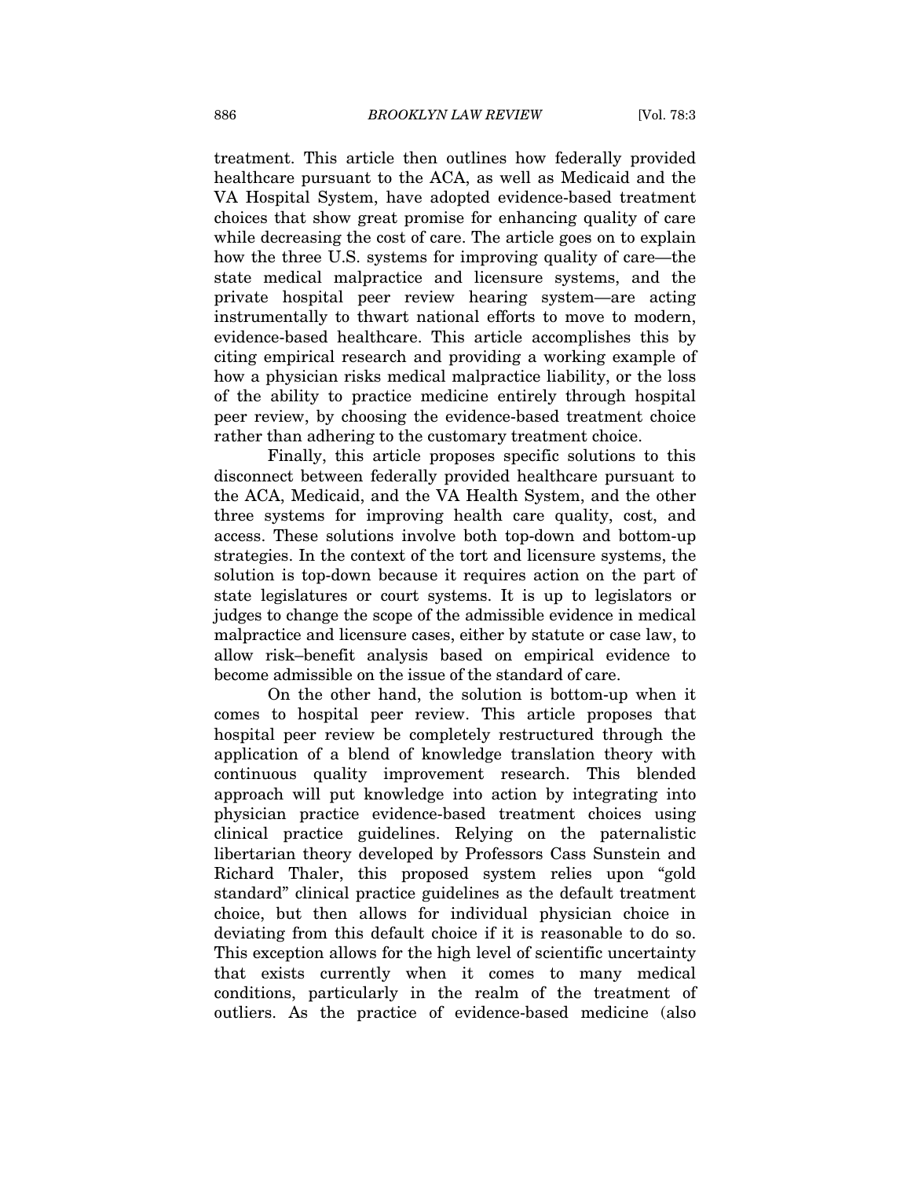treatment. This article then outlines how federally provided healthcare pursuant to the ACA, as well as Medicaid and the VA Hospital System, have adopted evidence-based treatment choices that show great promise for enhancing quality of care while decreasing the cost of care. The article goes on to explain how the three U.S. systems for improving quality of care—the state medical malpractice and licensure systems, and the private hospital peer review hearing system—are acting instrumentally to thwart national efforts to move to modern, evidence-based healthcare. This article accomplishes this by citing empirical research and providing a working example of how a physician risks medical malpractice liability, or the loss of the ability to practice medicine entirely through hospital peer review, by choosing the evidence-based treatment choice rather than adhering to the customary treatment choice.

Finally, this article proposes specific solutions to this disconnect between federally provided healthcare pursuant to the ACA, Medicaid, and the VA Health System, and the other three systems for improving health care quality, cost, and access. These solutions involve both top-down and bottom-up strategies. In the context of the tort and licensure systems, the solution is top-down because it requires action on the part of state legislatures or court systems. It is up to legislators or judges to change the scope of the admissible evidence in medical malpractice and licensure cases, either by statute or case law, to allow risk–benefit analysis based on empirical evidence to become admissible on the issue of the standard of care.

On the other hand, the solution is bottom-up when it comes to hospital peer review. This article proposes that hospital peer review be completely restructured through the application of a blend of knowledge translation theory with continuous quality improvement research. This blended approach will put knowledge into action by integrating into physician practice evidence-based treatment choices using clinical practice guidelines. Relying on the paternalistic libertarian theory developed by Professors Cass Sunstein and Richard Thaler, this proposed system relies upon "gold standard" clinical practice guidelines as the default treatment choice, but then allows for individual physician choice in deviating from this default choice if it is reasonable to do so. This exception allows for the high level of scientific uncertainty that exists currently when it comes to many medical conditions, particularly in the realm of the treatment of outliers. As the practice of evidence-based medicine (also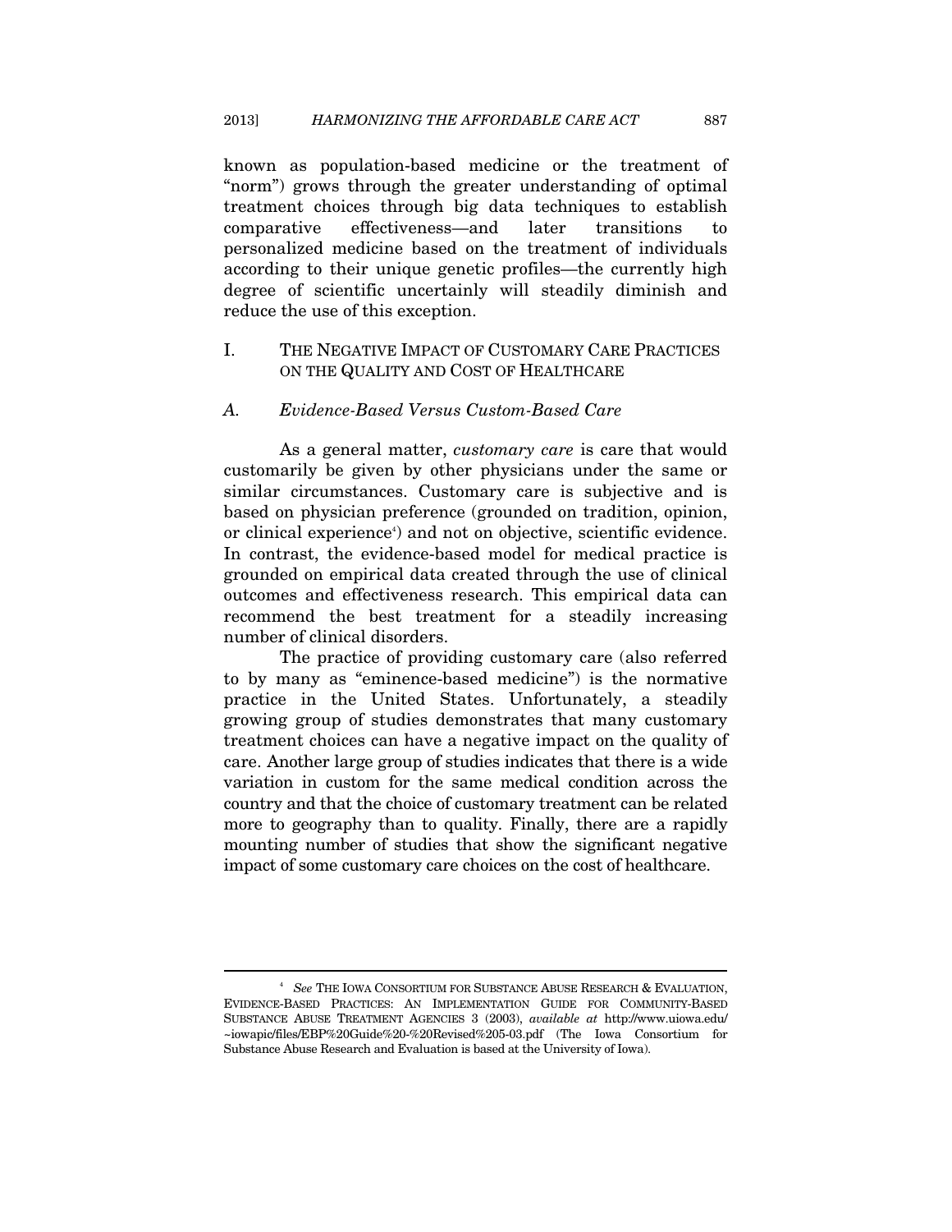known as population-based medicine or the treatment of "norm") grows through the greater understanding of optimal treatment choices through big data techniques to establish comparative effectiveness—and later transitions to personalized medicine based on the treatment of individuals according to their unique genetic profiles—the currently high degree of scientific uncertainly will steadily diminish and reduce the use of this exception.

## I. THE NEGATIVE IMPACT OF CUSTOMARY CARE PRACTICES ON THE QUALITY AND COST OF HEALTHCARE

### *A. Evidence-Based Versus Custom-Based Care*

As a general matter, *customary care* is care that would customarily be given by other physicians under the same or similar circumstances. Customary care is subjective and is based on physician preference (grounded on tradition, opinion, or clinical experience[4]) and not on objective, scientific evidence. In contrast, the evidence-based model for medical practice is grounded on empirical data created through the use of clinical outcomes and effectiveness research. This empirical data can recommend the best treatment for a steadily increasing number of clinical disorders.

The practice of providing customary care (also referred to by many as "eminence-based medicine") is the normative practice in the United States. Unfortunately, a steadily growing group of studies demonstrates that many customary treatment choices can have a negative impact on the quality of care. Another large group of studies indicates that there is a wide variation in custom for the same medical condition across the country and that the choice of customary treatment can be related more to geography than to quality. Finally, there are a rapidly mounting number of studies that show the significant negative impact of some customary care choices on the cost of healthcare.

---

[4] *See* THE IOWA CONSORTIUM FOR SUBSTANCE ABUSE RESEARCH & EVALUATION, EVIDENCE-BASED PRACTICES: AN IMPLEMENTATION GUIDE FOR COMMUNITY-BASED SUBSTANCE ABUSE TREATMENT AGENCIES 3 (2003), *available at* http://www.uiowa.edu/~iowapic/files/EBP%20Guide%20-%20Revised%205-03.pdf (The Iowa Consortium for Substance Abuse Research and Evaluation is based at the University of Iowa).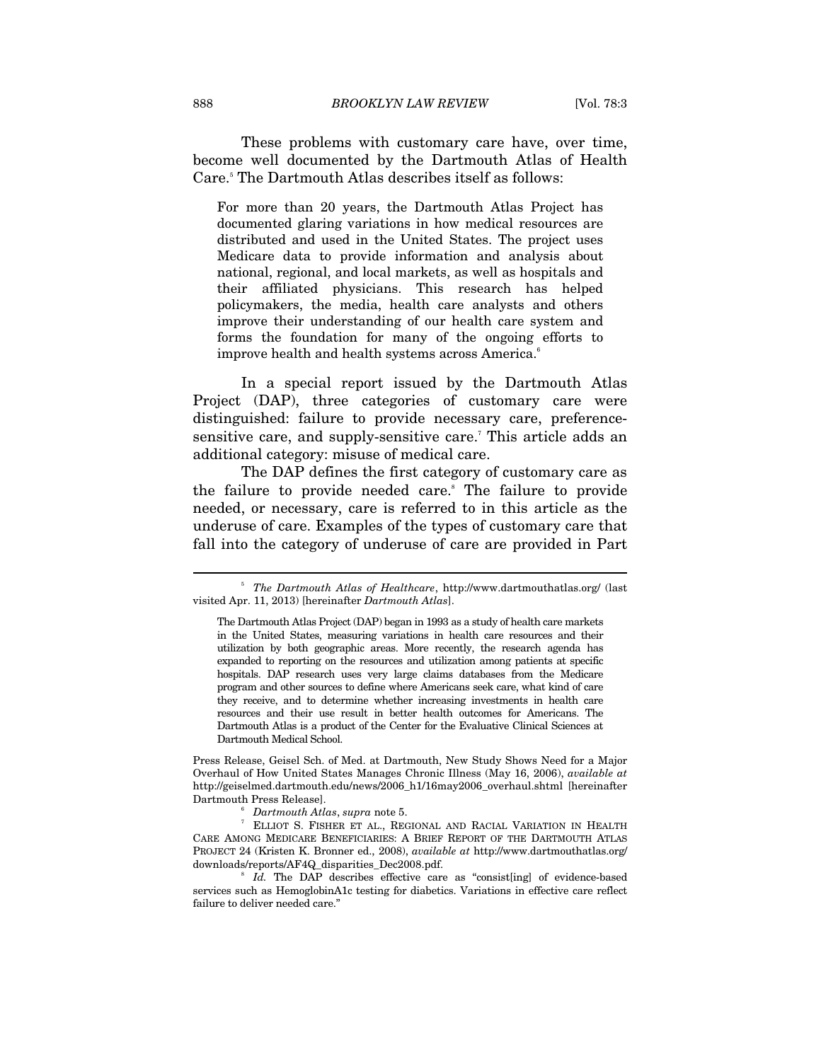These problems with customary care have, over time, become well documented by the Dartmouth Atlas of Health Care.[5] The Dartmouth Atlas describes itself as follows:

> For more than 20 years, the Dartmouth Atlas Project has documented glaring variations in how medical resources are distributed and used in the United States. The project uses Medicare data to provide information and analysis about national, regional, and local markets, as well as hospitals and their affiliated physicians. This research has helped policymakers, the media, health care analysts and others improve their understanding of our health care system and forms the foundation for many of the ongoing efforts to improve health and health systems across America.[6]

In a special report issued by the Dartmouth Atlas Project (DAP), three categories of customary care were distinguished: failure to provide necessary care, preference-sensitive care, and supply-sensitive care.[7] This article adds an additional category: misuse of medical care.

The DAP defines the first category of customary care as the failure to provide needed care.[8] The failure to provide needed, or necessary, care is referred to in this article as the underuse of care. Examples of the types of customary care that fall into the category of underuse of care are provided in Part

---

[5] *The Dartmouth Atlas of Healthcare*, http://www.dartmouthatlas.org/ (last visited Apr. 11, 2013) [hereinafter *Dartmouth Atlas*].

> The Dartmouth Atlas Project (DAP) began in 1993 as a study of health care markets in the United States, measuring variations in health care resources and their utilization by both geographic areas. More recently, the research agenda has expanded to reporting on the resources and utilization among patients at specific hospitals. DAP research uses very large claims databases from the Medicare program and other sources to define where Americans seek care, what kind of care they receive, and to determine whether increasing investments in health care resources and their use result in better health outcomes for Americans. The Dartmouth Atlas is a product of the Center for the Evaluative Clinical Sciences at Dartmouth Medical School.

Press Release, Geisel Sch. of Med. at Dartmouth, New Study Shows Need for a Major Overhaul of How United States Manages Chronic Illness (May 16, 2006), *available at* http://geiselmed.dartmouth.edu/news/2006_h1/16may2006_overhaul.shtml [hereinafter Dartmouth Press Release].

[6] *Dartmouth Atlas*, *supra* note 5.

[7] ELLIOT S. FISHER ET AL., REGIONAL AND RACIAL VARIATION IN HEALTH CARE AMONG MEDICARE BENEFICIARIES: A BRIEF REPORT OF THE DARTMOUTH ATLAS PROJECT 24 (Kristen K. Bronner ed., 2008), *available at* http://www.dartmouthatlas.org/downloads/reports/AF4Q_disparities_Dec2008.pdf.

[8] *Id.* The DAP describes effective care as "consist[ing] of evidence-based services such as HemoglobinA1c testing for diabetics. Variations in effective care reflect failure to deliver needed care."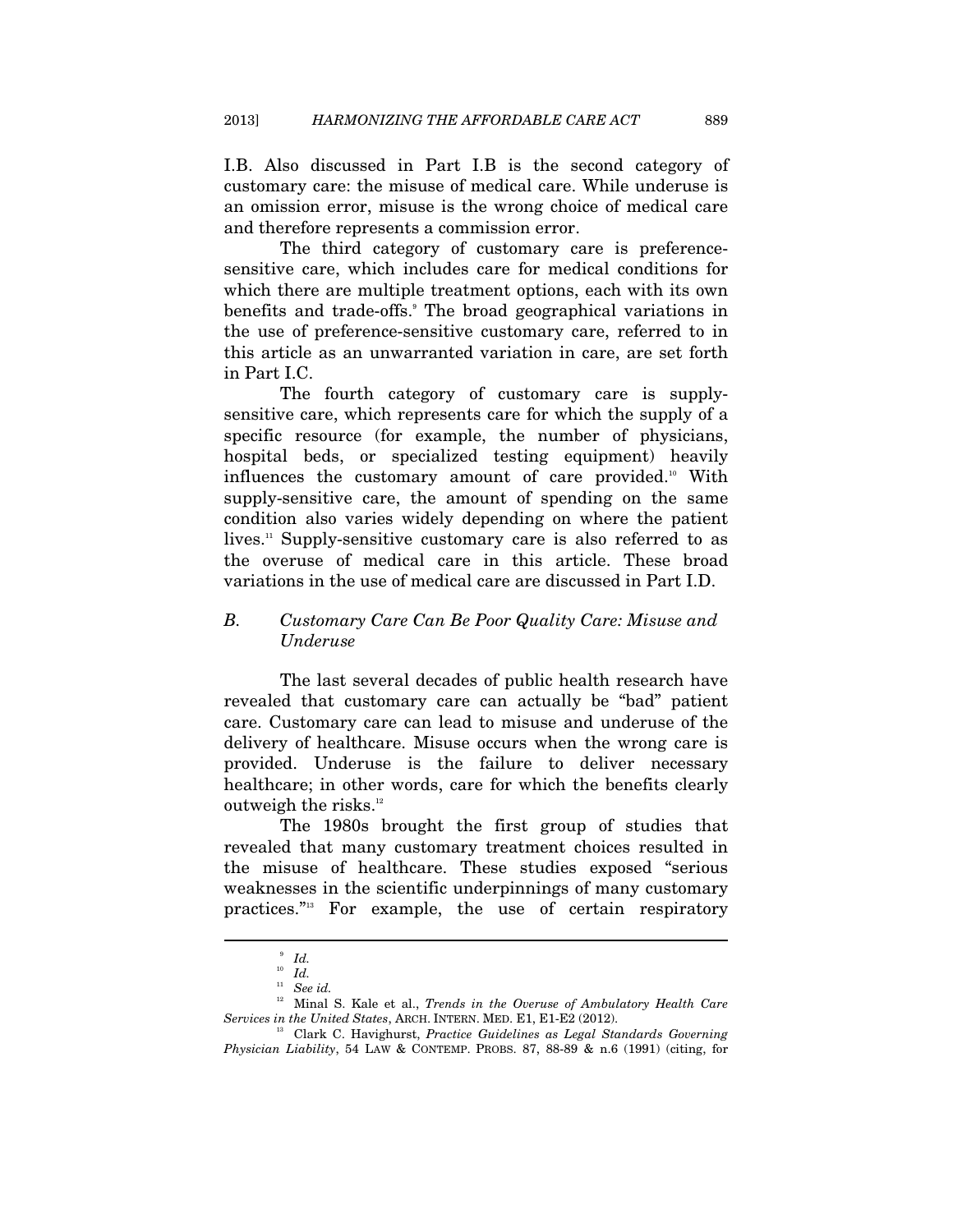I.B. Also discussed in Part I.B is the second category of customary care: the misuse of medical care. While underuse is an omission error, misuse is the wrong choice of medical care and therefore represents a commission error.

The third category of customary care is preference-sensitive care, which includes care for medical conditions for which there are multiple treatment options, each with its own benefits and trade-offs.[9] The broad geographical variations in the use of preference-sensitive customary care, referred to in this article as an unwarranted variation in care, are set forth in Part I.C.

The fourth category of customary care is supply-sensitive care, which represents care for which the supply of a specific resource (for example, the number of physicians, hospital beds, or specialized testing equipment) heavily influences the customary amount of care provided.[10] With supply-sensitive care, the amount of spending on the same condition also varies widely depending on where the patient lives.[11] Supply-sensitive customary care is also referred to as the overuse of medical care in this article. These broad variations in the use of medical care are discussed in Part I.D.

### *B. Customary Care Can Be Poor Quality Care: Misuse and Underuse*

The last several decades of public health research have revealed that customary care can actually be "bad" patient care. Customary care can lead to misuse and underuse of the delivery of healthcare. Misuse occurs when the wrong care is provided. Underuse is the failure to deliver necessary healthcare; in other words, care for which the benefits clearly outweigh the risks.[12]

The 1980s brought the first group of studies that revealed that many customary treatment choices resulted in the misuse of healthcare. These studies exposed "serious weaknesses in the scientific underpinnings of many customary practices."[13] For example, the use of certain respiratory

---

[9] *Id.*

[10] *Id.*

[11] *See id.*

[12] Minal S. Kale et al., *Trends in the Overuse of Ambulatory Health Care Services in the United States*, ARCH. INTERN. MED. E1, E1-E2 (2012).

[13] Clark C. Havighurst, *Practice Guidelines as Legal Standards Governing Physician Liability*, 54 LAW & CONTEMP. PROBS. 87, 88-89 & n.6 (1991) (citing, for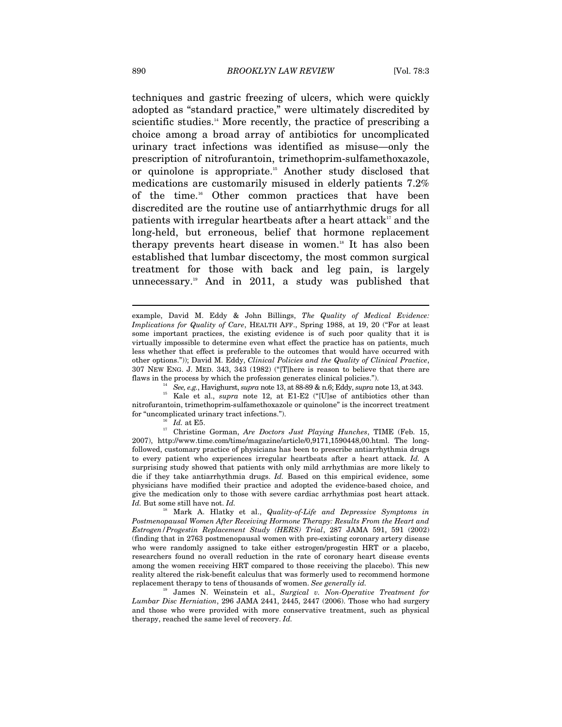techniques and gastric freezing of ulcers, which were quickly adopted as "standard practice," were ultimately discredited by scientific studies.[14] More recently, the practice of prescribing a choice among a broad array of antibiotics for uncomplicated urinary tract infections was identified as misuse—only the prescription of nitrofurantoin, trimethoprim-sulfamethoxazole, or quinolone is appropriate.[15] Another study disclosed that medications are customarily misused in elderly patients 7.2% of the time.[16] Other common practices that have been discredited are the routine use of antiarrhythmic drugs for all patients with irregular heartbeats after a heart attack[17] and the long-held, but erroneous, belief that hormone replacement therapy prevents heart disease in women.[18] It has also been established that lumbar discectomy, the most common surgical treatment for those with back and leg pain, is largely unnecessary.[19] And in 2011, a study was published that

---

example, David M. Eddy & John Billings, *The Quality of Medical Evidence: Implications for Quality of Care*, HEALTH AFF., Spring 1988, at 19, 20 ("For at least some important practices, the existing evidence is of such poor quality that it is virtually impossible to determine even what effect the practice has on patients, much less whether that effect is preferable to the outcomes that would have occurred with other options.")); David M. Eddy, *Clinical Policies and the Quality of Clinical Practice*, 307 NEW ENG. J. MED. 343, 343 (1982) ("[T]here is reason to believe that there are flaws in the process by which the profession generates clinical policies.").

[14] *See, e.g.*, Havighurst, *supra* note 13, at 88-89 & n.6; Eddy, *supra* note 13, at 343.

[15] Kale et al., *supra* note 12, at E1-E2 ("[U]se of antibiotics other than nitrofurantoin, trimethoprim-sulfamethoxazole or quinolone" is the incorrect treatment for "uncomplicated urinary tract infections.").

[16] *Id.* at E5.

[17] Christine Gorman, *Are Doctors Just Playing Hunches*, TIME (Feb. 15, 2007), http://www.time.com/time/magazine/article/0,9171,1590448,00.html. The long-followed, customary practice of physicians has been to prescribe antiarrhythmia drugs to every patient who experiences irregular heartbeats after a heart attack. *Id.* A surprising study showed that patients with only mild arrhythmias are more likely to die if they take antiarrhythmia drugs. *Id.* Based on this empirical evidence, some physicians have modified their practice and adopted the evidence-based choice, and give the medication only to those with severe cardiac arrhythmias post heart attack. *Id.* But some still have not. *Id.*

[18] Mark A. Hlatky et al., *Quality-of-Life and Depressive Symptoms in Postmenopausal Women After Receiving Hormone Therapy: Results From the Heart and Estrogen/Progestin Replacement Study (HERS) Trial*, 287 JAMA 591, 591 (2002) (finding that in 2763 postmenopausal women with pre-existing coronary artery disease who were randomly assigned to take either estrogen/progestin HRT or a placebo, researchers found no overall reduction in the rate of coronary heart disease events among the women receiving HRT compared to those receiving the placebo). This new reality altered the risk-benefit calculus that was formerly used to recommend hormone replacement therapy to tens of thousands of women. *See generally id.*

[19] James N. Weinstein et al., *Surgical v. Non-Operative Treatment for Lumbar Disc Herniation*, 296 JAMA 2441, 2445, 2447 (2006). Those who had surgery and those who were provided with more conservative treatment, such as physical therapy, reached the same level of recovery. *Id.*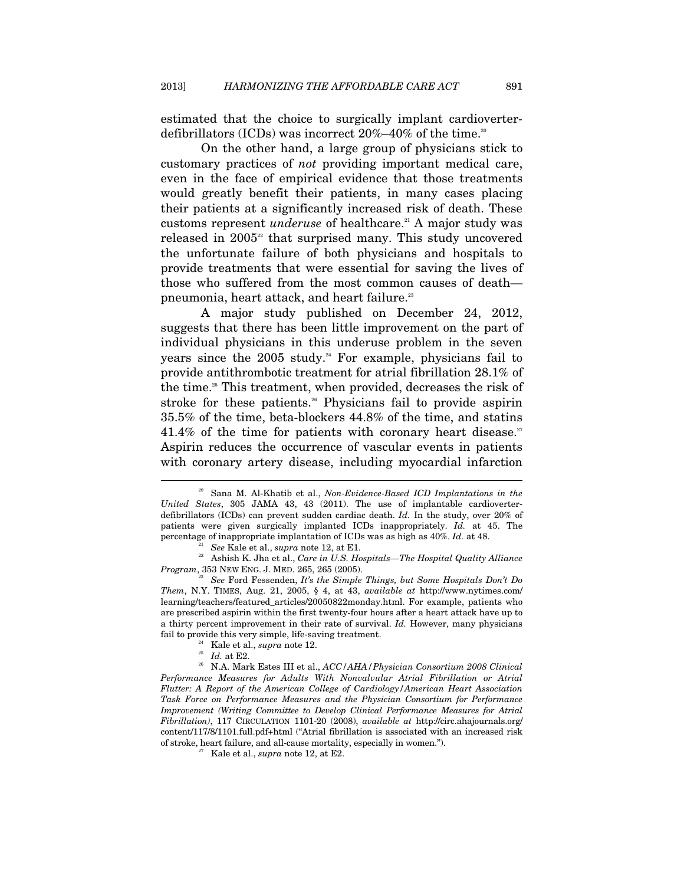estimated that the choice to surgically implant cardioverter-defibrillators (ICDs) was incorrect 20%–40% of the time.[20]

On the other hand, a large group of physicians stick to customary practices of *not* providing important medical care, even in the face of empirical evidence that those treatments would greatly benefit their patients, in many cases placing their patients at a significantly increased risk of death. These customs represent *underuse* of healthcare.[21] A major study was released in 2005[22] that surprised many. This study uncovered the unfortunate failure of both physicians and hospitals to provide treatments that were essential for saving the lives of those who suffered from the most common causes of death—pneumonia, heart attack, and heart failure.[23]

A major study published on December 24, 2012, suggests that there has been little improvement on the part of individual physicians in this underuse problem in the seven years since the 2005 study.[24] For example, physicians fail to provide antithrombotic treatment for atrial fibrillation 28.1% of the time.[25] This treatment, when provided, decreases the risk of stroke for these patients.[26] Physicians fail to provide aspirin 35.5% of the time, beta-blockers 44.8% of the time, and statins 41.4% of the time for patients with coronary heart disease.[27] Aspirin reduces the occurrence of vascular events in patients with coronary artery disease, including myocardial infarction

---

[20] Sana M. Al-Khatib et al., *Non-Evidence-Based ICD Implantations in the United States*, 305 JAMA 43, 43 (2011). The use of implantable cardioverter-defibrillators (ICDs) can prevent sudden cardiac death. *Id.* In the study, over 20% of patients were given surgically implanted ICDs inappropriately. *Id.* at 45. The percentage of inappropriate implantation of ICDs was as high as 40%. *Id.* at 48.

[21] *See* Kale et al., *supra* note 12, at E1.

[22] Ashish K. Jha et al., *Care in U.S. Hospitals—The Hospital Quality Alliance Program*, 353 NEW ENG. J. MED. 265, 265 (2005).

[23] *See* Ford Fessenden, *It's the Simple Things, but Some Hospitals Don't Do Them*, N.Y. TIMES, Aug. 21, 2005, § 4, at 43, *available at* http://www.nytimes.com/learning/teachers/featured_articles/20050822monday.html. For example, patients who are prescribed aspirin within the first twenty-four hours after a heart attack have up to a thirty percent improvement in their rate of survival. *Id.* However, many physicians fail to provide this very simple, life-saving treatment.

[24] Kale et al., *supra* note 12.

[25] *Id.* at E2.

[26] N.A. Mark Estes III et al., *ACC/AHA/Physician Consortium 2008 Clinical Performance Measures for Adults With Nonvalvular Atrial Fibrillation or Atrial Flutter: A Report of the American College of Cardiology/American Heart Association Task Force on Performance Measures and the Physician Consortium for Performance Improvement (Writing Committee to Develop Clinical Performance Measures for Atrial Fibrillation)*, 117 CIRCULATION 1101-20 (2008), *available at* http://circ.ahajournals.org/content/117/8/1101.full.pdf+html ("Atrial fibrillation is associated with an increased risk of stroke, heart failure, and all-cause mortality, especially in women.").

[27] Kale et al., *supra* note 12, at E2.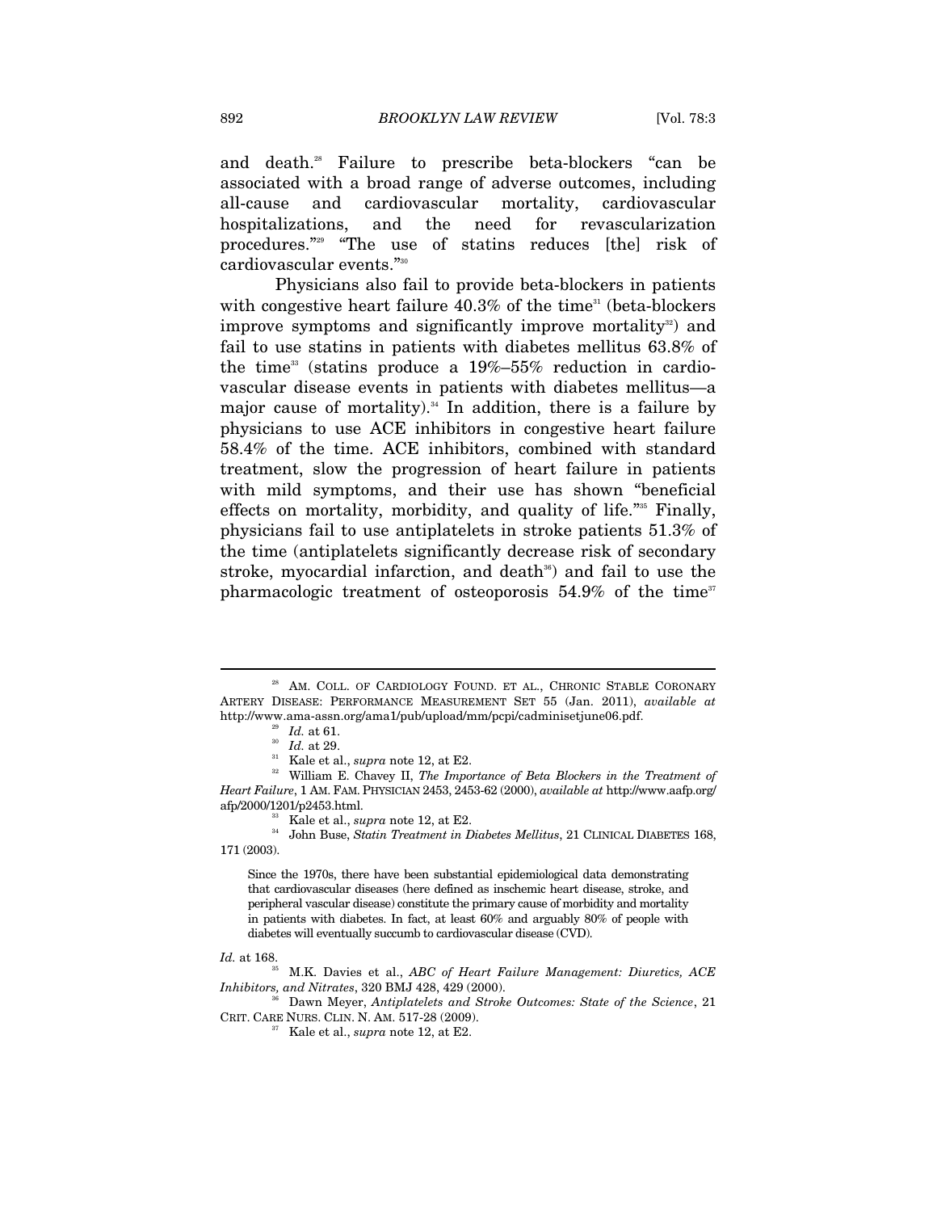and death.[28] Failure to prescribe beta-blockers "can be associated with a broad range of adverse outcomes, including all-cause and cardiovascular mortality, cardiovascular hospitalizations, and the need for revascularization procedures."[29] "The use of statins reduces [the] risk of cardiovascular events."[30]

Physicians also fail to provide beta-blockers in patients with congestive heart failure 40.3% of the time[31] (beta-blockers improve symptoms and significantly improve mortality[32]) and fail to use statins in patients with diabetes mellitus 63.8% of the time[33] (statins produce a 19%–55% reduction in cardiovascular disease events in patients with diabetes mellitus—a major cause of mortality).[34] In addition, there is a failure by physicians to use ACE inhibitors in congestive heart failure 58.4% of the time. ACE inhibitors, combined with standard treatment, slow the progression of heart failure in patients with mild symptoms, and their use has shown "beneficial effects on mortality, morbidity, and quality of life."[35] Finally, physicians fail to use antiplatelets in stroke patients 51.3% of the time (antiplatelets significantly decrease risk of secondary stroke, myocardial infarction, and death[36]) and fail to use the pharmacologic treatment of osteoporosis 54.9% of the time[37]

---

[28] AM. COLL. OF CARDIOLOGY FOUND. ET AL., CHRONIC STABLE CORONARY ARTERY DISEASE: PERFORMANCE MEASUREMENT SET 55 (Jan. 2011), *available at* http://www.ama-assn.org/ama1/pub/upload/mm/pcpi/cadminisetjune06.pdf.

[29] *Id.* at 61.

[30] *Id.* at 29.

[31] Kale et al., *supra* note 12, at E2.

[32] William E. Chavey II, *The Importance of Beta Blockers in the Treatment of Heart Failure*, 1 AM. FAM. PHYSICIAN 2453, 2453-62 (2000), *available at* http://www.aafp.org/afp/2000/1201/p2453.html.

[33] Kale et al., *supra* note 12, at E2.

[34] John Buse, *Statin Treatment in Diabetes Mellitus*, 21 CLINICAL DIABETES 168, 171 (2003).

> Since the 1970s, there have been substantial epidemiological data demonstrating that cardiovascular diseases (here defined as inschemic heart disease, stroke, and peripheral vascular disease) constitute the primary cause of morbidity and mortality in patients with diabetes. In fact, at least 60% and arguably 80% of people with diabetes will eventually succumb to cardiovascular disease (CVD).

*Id.* at 168.

[35] M.K. Davies et al., *ABC of Heart Failure Management: Diuretics, ACE Inhibitors, and Nitrates*, 320 BMJ 428, 429 (2000).

[36] Dawn Meyer, *Antiplatelets and Stroke Outcomes: State of the Science*, 21 CRIT. CARE NURS. CLIN. N. AM. 517-28 (2009).

[37] Kale et al., *supra* note 12, at E2.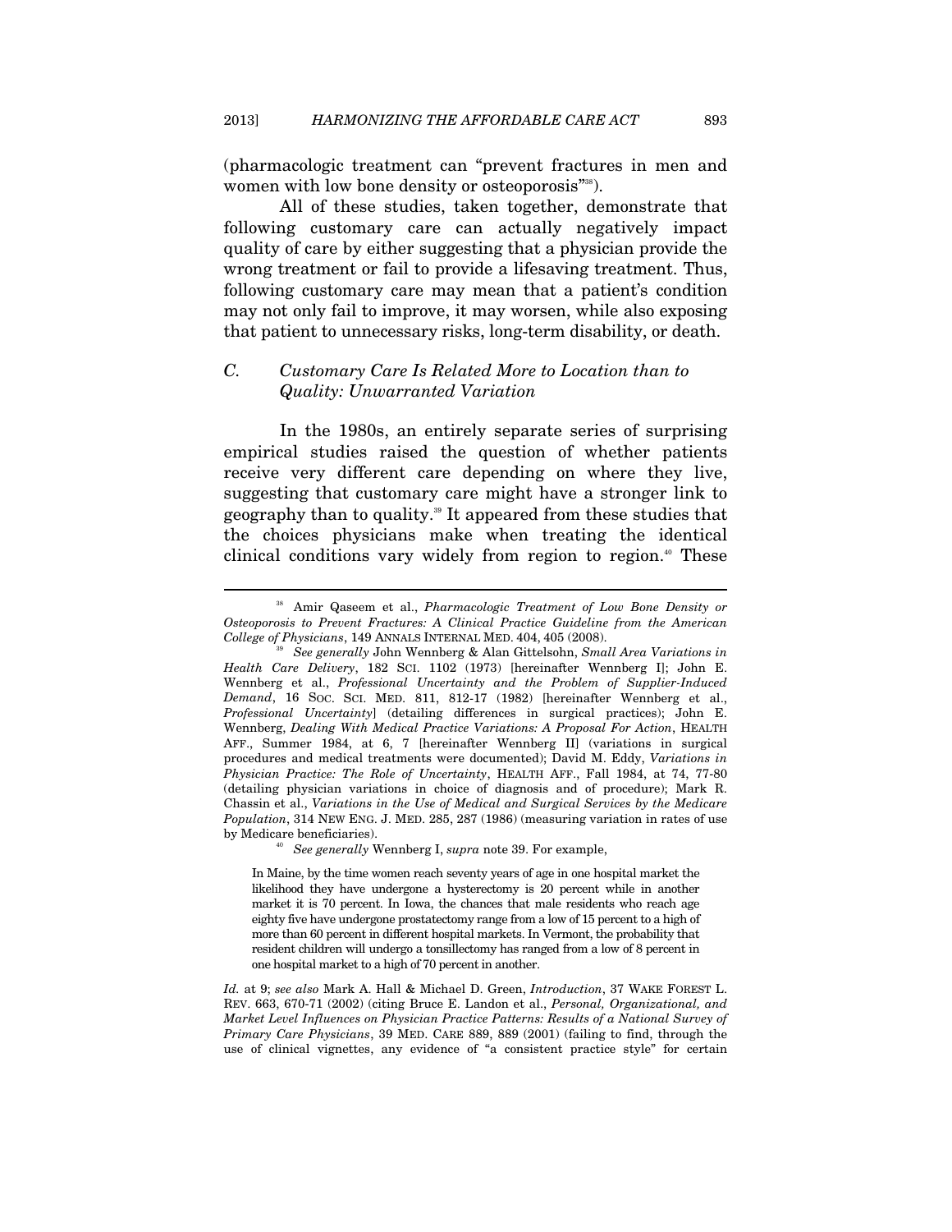(pharmacologic treatment can "prevent fractures in men and women with low bone density or osteoporosis"[38]).

All of these studies, taken together, demonstrate that following customary care can actually negatively impact quality of care by either suggesting that a physician provide the wrong treatment or fail to provide a lifesaving treatment. Thus, following customary care may mean that a patient's condition may not only fail to improve, it may worsen, while also exposing that patient to unnecessary risks, long-term disability, or death.

### *C. Customary Care Is Related More to Location than to Quality: Unwarranted Variation*

In the 1980s, an entirely separate series of surprising empirical studies raised the question of whether patients receive very different care depending on where they live, suggesting that customary care might have a stronger link to geography than to quality.[39] It appeared from these studies that the choices physicians make when treating the identical clinical conditions vary widely from region to region.[40] These

---

[38] Amir Qaseem et al., *Pharmacologic Treatment of Low Bone Density or Osteoporosis to Prevent Fractures: A Clinical Practice Guideline from the American College of Physicians*, 149 ANNALS INTERNAL MED. 404, 405 (2008).

[39] *See generally* John Wennberg & Alan Gittelsohn, *Small Area Variations in Health Care Delivery*, 182 SCI. 1102 (1973) [hereinafter Wennberg I]; John E. Wennberg et al., *Professional Uncertainty and the Problem of Supplier-Induced Demand*, 16 SOC. SCI. MED. 811, 812-17 (1982) [hereinafter Wennberg et al., *Professional Uncertainty*] (detailing differences in surgical practices); John E. Wennberg, *Dealing With Medical Practice Variations: A Proposal For Action*, HEALTH AFF., Summer 1984, at 6, 7 [hereinafter Wennberg II] (variations in surgical procedures and medical treatments were documented); David M. Eddy, *Variations in Physician Practice: The Role of Uncertainty*, HEALTH AFF., Fall 1984, at 74, 77-80 (detailing physician variations in choice of diagnosis and of procedure); Mark R. Chassin et al., *Variations in the Use of Medical and Surgical Services by the Medicare Population*, 314 NEW ENG. J. MED. 285, 287 (1986) (measuring variation in rates of use by Medicare beneficiaries).

[40] *See generally* Wennberg I, *supra* note 39. For example,

> In Maine, by the time women reach seventy years of age in one hospital market the likelihood they have undergone a hysterectomy is 20 percent while in another market it is 70 percent. In Iowa, the chances that male residents who reach age eighty five have undergone prostatectomy range from a low of 15 percent to a high of more than 60 percent in different hospital markets. In Vermont, the probability that resident children will undergo a tonsillectomy has ranged from a low of 8 percent in one hospital market to a high of 70 percent in another.

*Id.* at 9; *see also* Mark A. Hall & Michael D. Green, *Introduction*, 37 WAKE FOREST L. REV. 663, 670-71 (2002) (citing Bruce E. Landon et al., *Personal, Organizational, and Market Level Influences on Physician Practice Patterns: Results of a National Survey of Primary Care Physicians*, 39 MED. CARE 889, 889 (2001) (failing to find, through the use of clinical vignettes, any evidence of "a consistent practice style" for certain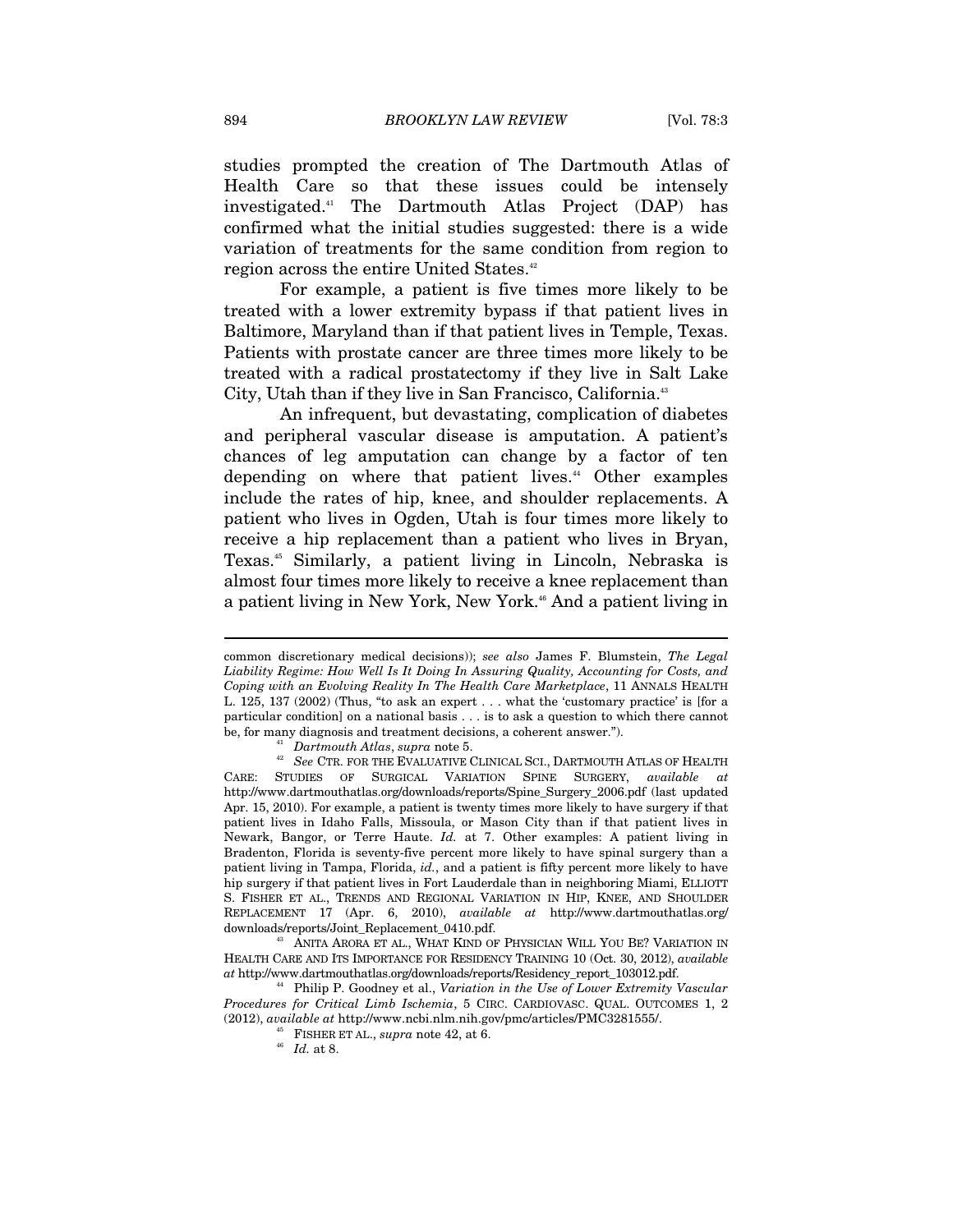studies prompted the creation of The Dartmouth Atlas of Health Care so that these issues could be intensely investigated.[41] The Dartmouth Atlas Project (DAP) has confirmed what the initial studies suggested: there is a wide variation of treatments for the same condition from region to region across the entire United States.[42]

For example, a patient is five times more likely to be treated with a lower extremity bypass if that patient lives in Baltimore, Maryland than if that patient lives in Temple, Texas. Patients with prostate cancer are three times more likely to be treated with a radical prostatectomy if they live in Salt Lake City, Utah than if they live in San Francisco, California.[43]

An infrequent, but devastating, complication of diabetes and peripheral vascular disease is amputation. A patient's chances of leg amputation can change by a factor of ten depending on where that patient lives.[44] Other examples include the rates of hip, knee, and shoulder replacements. A patient who lives in Ogden, Utah is four times more likely to receive a hip replacement than a patient who lives in Bryan, Texas.[45] Similarly, a patient living in Lincoln, Nebraska is almost four times more likely to receive a knee replacement than a patient living in New York, New York.[46] And a patient living in

---

common discretionary medical decisions)); *see also* James F. Blumstein, *The Legal Liability Regime: How Well Is It Doing In Assuring Quality, Accounting for Costs, and Coping with an Evolving Reality In The Health Care Marketplace*, 11 ANNALS HEALTH L. 125, 137 (2002) (Thus, "to ask an expert . . . what the 'customary practice' is [for a particular condition] on a national basis . . . is to ask a question to which there cannot be, for many diagnosis and treatment decisions, a coherent answer.").

[41] *Dartmouth Atlas*, *supra* note 5.

[42] *See* CTR. FOR THE EVALUATIVE CLINICAL SCI., DARTMOUTH ATLAS OF HEALTH CARE: STUDIES OF SURGICAL VARIATION SPINE SURGERY, *available at* http://www.dartmouthatlas.org/downloads/reports/Spine_Surgery_2006.pdf (last updated Apr. 15, 2010). For example, a patient is twenty times more likely to have surgery if that patient lives in Idaho Falls, Missoula, or Mason City than if that patient lives in Newark, Bangor, or Terre Haute. *Id.* at 7. Other examples: A patient living in Bradenton, Florida is seventy-five percent more likely to have spinal surgery than a patient living in Tampa, Florida, *id.*, and a patient is fifty percent more likely to have hip surgery if that patient lives in Fort Lauderdale than in neighboring Miami, ELLIOTT S. FISHER ET AL., TRENDS AND REGIONAL VARIATION IN HIP, KNEE, AND SHOULDER REPLACEMENT 17 (Apr. 6, 2010), *available at* http://www.dartmouthatlas.org/downloads/reports/Joint_Replacement_0410.pdf.

[43] ANITA ARORA ET AL., WHAT KIND OF PHYSICIAN WILL YOU BE? VARIATION IN HEALTH CARE AND ITS IMPORTANCE FOR RESIDENCY TRAINING 10 (Oct. 30, 2012), *available at* http://www.dartmouthatlas.org/downloads/reports/Residency_report_103012.pdf.

[44] Philip P. Goodney et al., *Variation in the Use of Lower Extremity Vascular Procedures for Critical Limb Ischemia*, 5 CIRC. CARDIOVASC. QUAL. OUTCOMES 1, 2 (2012), *available at* http://www.ncbi.nlm.nih.gov/pmc/articles/PMC3281555/.

[45] FISHER ET AL., *supra* note 42, at 6.

[46] *Id.* at 8.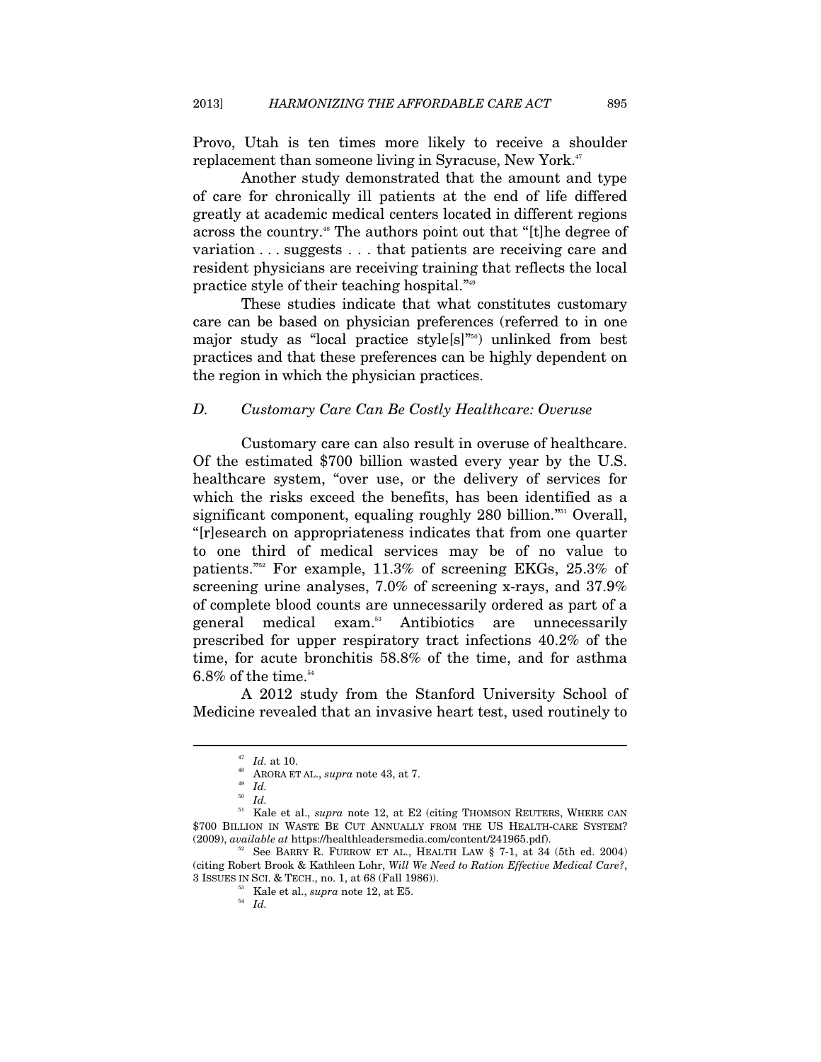Provo, Utah is ten times more likely to receive a shoulder replacement than someone living in Syracuse, New York.[47]

Another study demonstrated that the amount and type of care for chronically ill patients at the end of life differed greatly at academic medical centers located in different regions across the country.[48] The authors point out that "[t]he degree of variation . . . suggests . . . that patients are receiving care and resident physicians are receiving training that reflects the local practice style of their teaching hospital."[49]

These studies indicate that what constitutes customary care can be based on physician preferences (referred to in one major study as "local practice style[s]"[50]) unlinked from best practices and that these preferences can be highly dependent on the region in which the physician practices.

### *D. Customary Care Can Be Costly Healthcare: Overuse*

Customary care can also result in overuse of healthcare. Of the estimated $700 billion wasted every year by the U.S. healthcare system, "over use, or the delivery of services for which the risks exceed the benefits, has been identified as a significant component, equaling roughly 280 billion."[51] Overall, "[r]esearch on appropriateness indicates that from one quarter to one third of medical services may be of no value to patients."[52] For example, 11.3% of screening EKGs, 25.3% of screening urine analyses, 7.0% of screening x-rays, and 37.9% of complete blood counts are unnecessarily ordered as part of a general medical exam.[53] Antibiotics are unnecessarily prescribed for upper respiratory tract infections 40.2% of the time, for acute bronchitis 58.8% of the time, and for asthma 6.8% of the time.[54]

A 2012 study from the Stanford University School of Medicine revealed that an invasive heart test, used routinely to

---

[47] *Id.* at 10.

[48] ARORA ET AL., *supra* note 43, at 7.

[49] *Id.*

[50] *Id.*

[51] Kale et al., *supra* note 12, at E2 (citing THOMSON REUTERS, WHERE CAN $700 BILLION IN WASTE BE CUT ANNUALLY FROM THE US HEALTH-CARE SYSTEM? (2009), *available at* https://healthleadersmedia.com/content/241965.pdf).

[52] See BARRY R. FURROW ET AL., HEALTH LAW § 7-1, at 34 (5th ed. 2004) (citing Robert Brook & Kathleen Lohr, *Will We Need to Ration Effective Medical Care?*, 3 ISSUES IN SCI. & TECH., no. 1, at 68 (Fall 1986)).

[53] Kale et al., *supra* note 12, at E5.

[54] *Id.*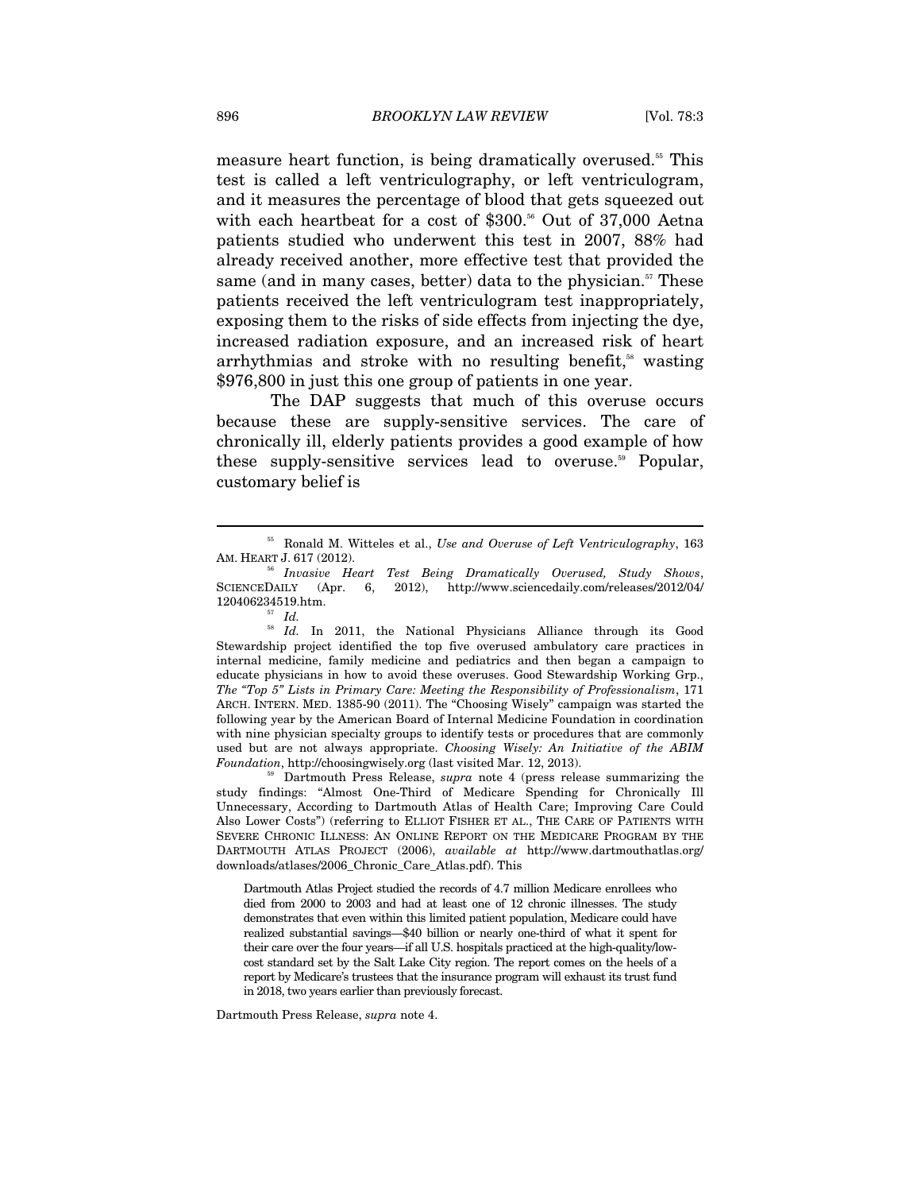measure heart function, is being dramatically overused.[55] This test is called a left ventriculography, or left ventriculogram, and it measures the percentage of blood that gets squeezed out with each heartbeat for a cost of $300.[56] Out of 37,000 Aetna patients studied who underwent this test in 2007, 88% had already received another, more effective test that provided the same (and in many cases, better) data to the physician.[57] These patients received the left ventriculogram test inappropriately, exposing them to the risks of side effects from injecting the dye, increased radiation exposure, and an increased risk of heart arrhythmias and stroke with no resulting benefit,[58] wasting $976,800 in just this one group of patients in one year.

The DAP suggests that much of this overuse occurs because these are supply-sensitive services. The care of chronically ill, elderly patients provides a good example of how these supply-sensitive services lead to overuse.[59] Popular, customary belief is

---

[55] Ronald M. Witteles et al., *Use and Overuse of Left Ventriculography*, 163 AM. HEART J. 617 (2012).

[56] *Invasive Heart Test Being Dramatically Overused, Study Shows*, SCIENCEDAILY (Apr. 6, 2012), http://www.sciencedaily.com/releases/2012/04/120406234519.htm.

[57] *Id.*

[58] *Id.* In 2011, the National Physicians Alliance through its Good Stewardship project identified the top five overused ambulatory care practices in internal medicine, family medicine and pediatrics and then began a campaign to educate physicians in how to avoid these overuses. Good Stewardship Working Grp., *The "Top 5" Lists in Primary Care: Meeting the Responsibility of Professionalism*, 171 ARCH. INTERN. MED. 1385-90 (2011). The "Choosing Wisely" campaign was started the following year by the American Board of Internal Medicine Foundation in coordination with nine physician specialty groups to identify tests or procedures that are commonly used but are not always appropriate. *Choosing Wisely: An Initiative of the ABIM Foundation*, http://choosingwisely.org (last visited Mar. 12, 2013).

[59] Dartmouth Press Release, *supra* note 4 (press release summarizing the study findings: "Almost One-Third of Medicare Spending for Chronically Ill Unnecessary, According to Dartmouth Atlas of Health Care; Improving Care Could Also Lower Costs") (referring to ELLIOT FISHER ET AL., THE CARE OF PATIENTS WITH SEVERE CHRONIC ILLNESS: AN ONLINE REPORT ON THE MEDICARE PROGRAM BY THE DARTMOUTH ATLAS PROJECT (2006), *available at* http://www.dartmouthatlas.org/downloads/atlases/2006_Chronic_Care_Atlas.pdf). This

> Dartmouth Atlas Project studied the records of 4.7 million Medicare enrollees who died from 2000 to 2003 and had at least one of 12 chronic illnesses. The study demonstrates that even within this limited patient population, Medicare could have realized substantial savings—$40 billion or nearly one-third of what it spent for their care over the four years—if all U.S. hospitals practiced at the high-quality/low-cost standard set by the Salt Lake City region. The report comes on the heels of a report by Medicare's trustees that the insurance program will exhaust its trust fund in 2018, two years earlier than previously forecast.

Dartmouth Press Release, *supra* note 4.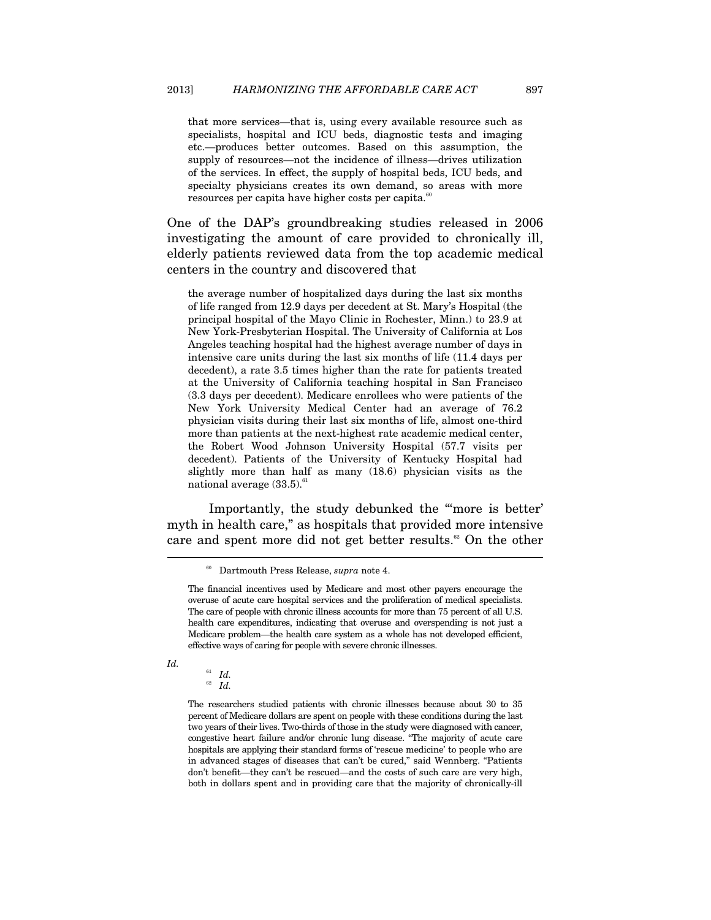> that more services—that is, using every available resource such as specialists, hospital and ICU beds, diagnostic tests and imaging etc.—produces better outcomes. Based on this assumption, the supply of resources—not the incidence of illness—drives utilization of the services. In effect, the supply of hospital beds, ICU beds, and specialty physicians creates its own demand, so areas with more resources per capita have higher costs per capita.[60]

One of the DAP's groundbreaking studies released in 2006 investigating the amount of care provided to chronically ill, elderly patients reviewed data from the top academic medical centers in the country and discovered that

> the average number of hospitalized days during the last six months of life ranged from 12.9 days per decedent at St. Mary's Hospital (the principal hospital of the Mayo Clinic in Rochester, Minn.) to 23.9 at New York-Presbyterian Hospital. The University of California at Los Angeles teaching hospital had the highest average number of days in intensive care units during the last six months of life (11.4 days per decedent), a rate 3.5 times higher than the rate for patients treated at the University of California teaching hospital in San Francisco (3.3 days per decedent). Medicare enrollees who were patients of the New York University Medical Center had an average of 76.2 physician visits during their last six months of life, almost one-third more than patients at the next-highest rate academic medical center, the Robert Wood Johnson University Hospital (57.7 visits per decedent). Patients of the University of Kentucky Hospital had slightly more than half as many (18.6) physician visits as the national average (33.5).[61]

Importantly, the study debunked the "'more is better' myth in health care," as hospitals that provided more intensive care and spent more did not get better results.[62] On the other

---

[60] Dartmouth Press Release, *supra* note 4.

> The financial incentives used by Medicare and most other payers encourage the overuse of acute care hospital services and the proliferation of medical specialists. The care of people with chronic illness accounts for more than 75 percent of all U.S. health care expenditures, indicating that overuse and overspending is not just a Medicare problem—the health care system as a whole has not developed efficient, effective ways of caring for people with severe chronic illnesses.

*Id.*

[61] *Id.*

[62] *Id.*

> The researchers studied patients with chronic illnesses because about 30 to 35 percent of Medicare dollars are spent on people with these conditions during the last two years of their lives. Two-thirds of those in the study were diagnosed with cancer, congestive heart failure and/or chronic lung disease. "The majority of acute care hospitals are applying their standard forms of 'rescue medicine' to people who are in advanced stages of diseases that can't be cured," said Wennberg. "Patients don't benefit—they can't be rescued—and the costs of such care are very high, both in dollars spent and in providing care that the majority of chronically-ill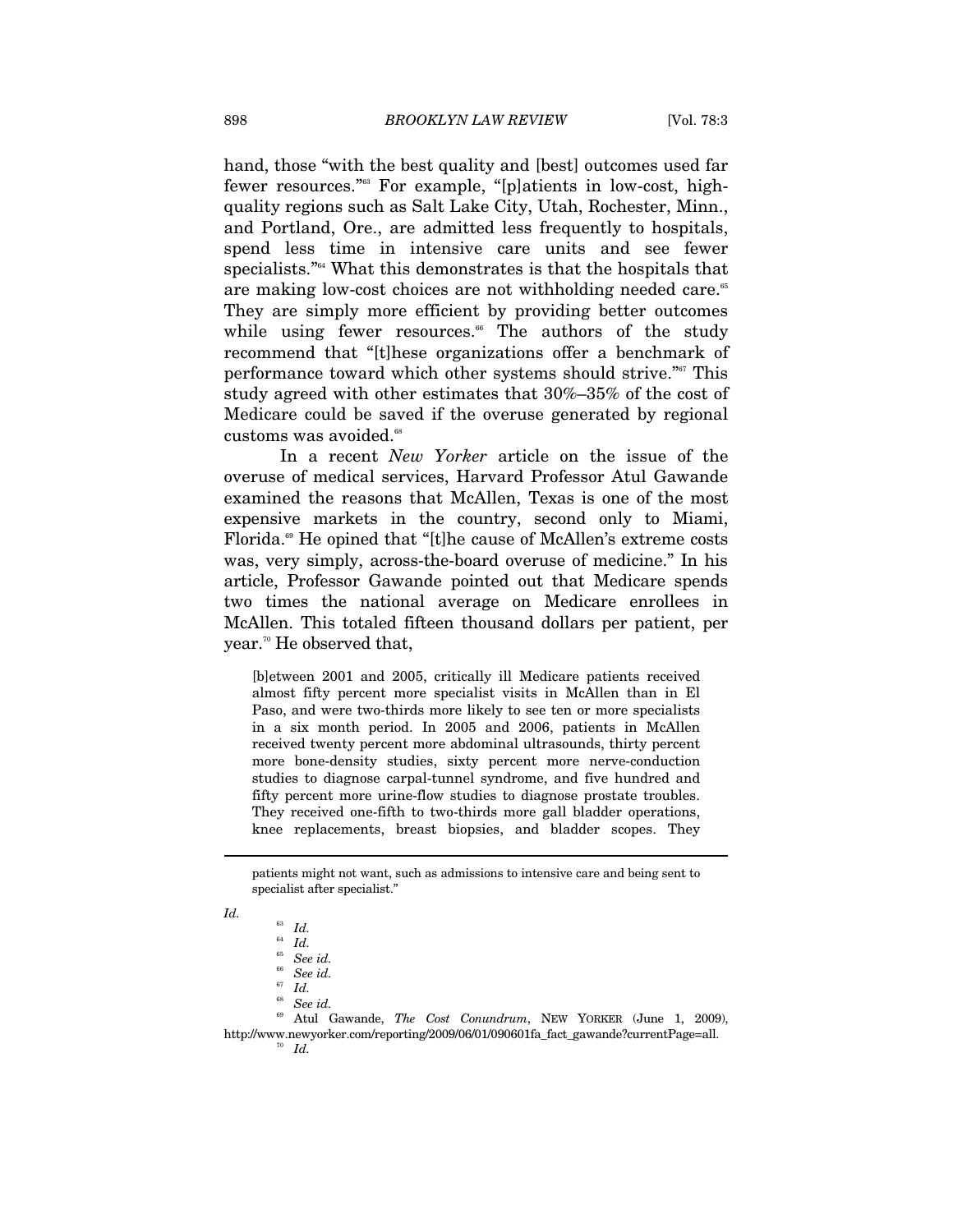hand, those "with the best quality and [best] outcomes used far fewer resources."[63] For example, "[p]atients in low-cost, high-quality regions such as Salt Lake City, Utah, Rochester, Minn., and Portland, Ore., are admitted less frequently to hospitals, spend less time in intensive care units and see fewer specialists."[64] What this demonstrates is that the hospitals that are making low-cost choices are not withholding needed care.[65] They are simply more efficient by providing better outcomes while using fewer resources.[66] The authors of the study recommend that "[t]hese organizations offer a benchmark of performance toward which other systems should strive."[67] This study agreed with other estimates that 30%–35% of the cost of Medicare could be saved if the overuse generated by regional customs was avoided.[68]

In a recent *New Yorker* article on the issue of the overuse of medical services, Harvard Professor Atul Gawande examined the reasons that McAllen, Texas is one of the most expensive markets in the country, second only to Miami, Florida.[69] He opined that "[t]he cause of McAllen's extreme costs was, very simply, across-the-board overuse of medicine." In his article, Professor Gawande pointed out that Medicare spends two times the national average on Medicare enrollees in McAllen. This totaled fifteen thousand dollars per patient, per year.[70] He observed that,

> [b]etween 2001 and 2005, critically ill Medicare patients received almost fifty percent more specialist visits in McAllen than in El Paso, and were two-thirds more likely to see ten or more specialists in a six month period. In 2005 and 2006, patients in McAllen received twenty percent more abdominal ultrasounds, thirty percent more bone-density studies, sixty percent more nerve-conduction studies to diagnose carpal-tunnel syndrome, and five hundred and fifty percent more urine-flow studies to diagnose prostate troubles. They received one-fifth to two-thirds more gall bladder operations, knee replacements, breast biopsies, and bladder scopes. They

---

patients might not want, such as admissions to intensive care and being sent to specialist after specialist."

*Id.*

[63] *Id.*

[64] *Id.*

[65] *See id.*

[66] *See id.*

[67] *Id.*

[68] *See id.*

[69] Atul Gawande, *The Cost Conundrum*, NEW YORKER (June 1, 2009), http://www.newyorker.com/reporting/2009/06/01/090601fa_fact_gawande?currentPage=all.

[70] *Id.*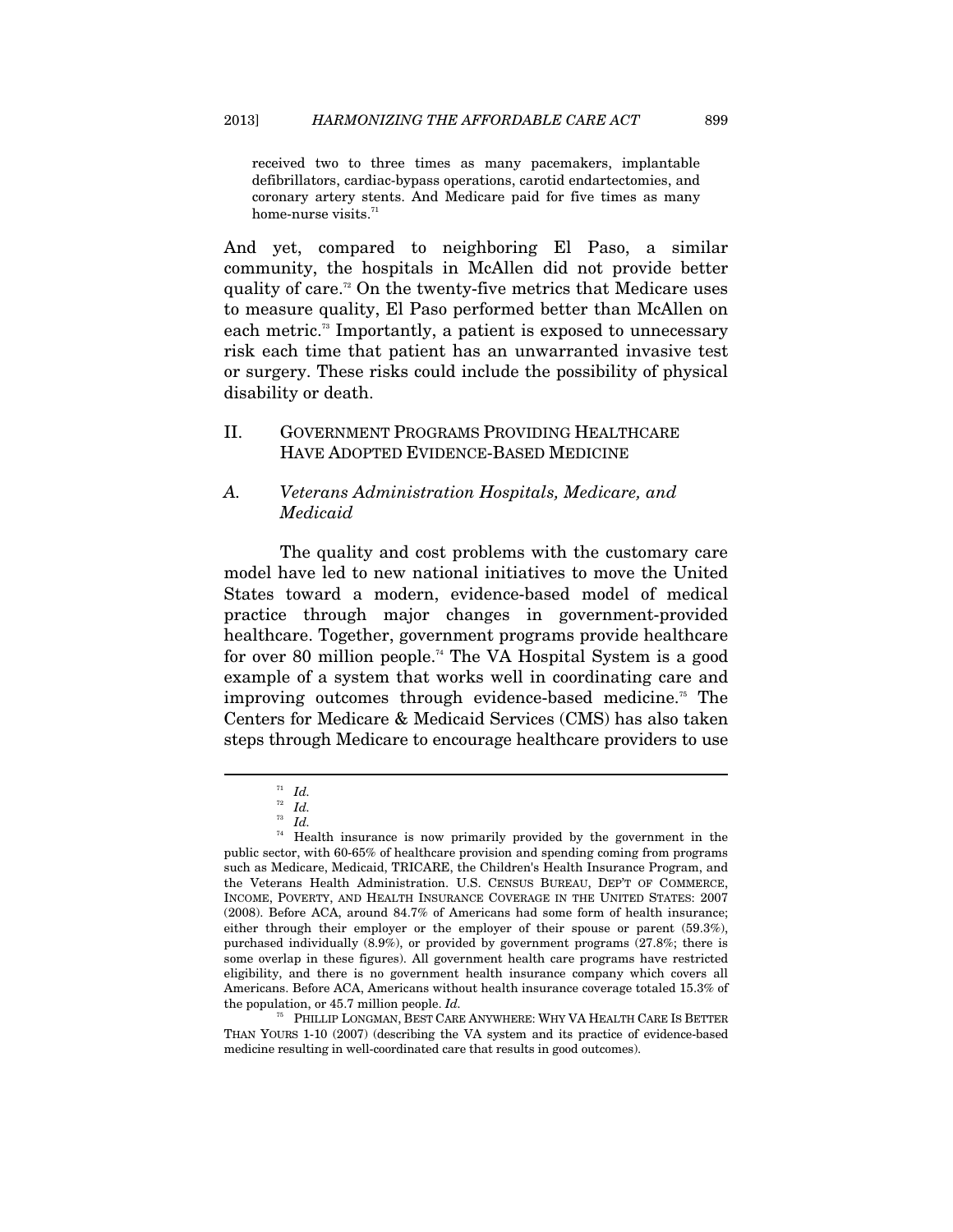> received two to three times as many pacemakers, implantable defibrillators, cardiac-bypass operations, carotid endartectomies, and coronary artery stents. And Medicare paid for five times as many home-nurse visits.[71]

And yet, compared to neighboring El Paso, a similar community, the hospitals in McAllen did not provide better quality of care.[72] On the twenty-five metrics that Medicare uses to measure quality, El Paso performed better than McAllen on each metric.[73] Importantly, a patient is exposed to unnecessary risk each time that patient has an unwarranted invasive test or surgery. These risks could include the possibility of physical disability or death.

## II. GOVERNMENT PROGRAMS PROVIDING HEALTHCARE HAVE ADOPTED EVIDENCE-BASED MEDICINE

### A. *Veterans Administration Hospitals, Medicare, and Medicaid*

The quality and cost problems with the customary care model have led to new national initiatives to move the United States toward a modern, evidence-based model of medical practice through major changes in government-provided healthcare. Together, government programs provide healthcare for over 80 million people.[74] The VA Hospital System is a good example of a system that works well in coordinating care and improving outcomes through evidence-based medicine.[75] The Centers for Medicare & Medicaid Services (CMS) has also taken steps through Medicare to encourage healthcare providers to use

---

[71] *Id.*

[72] *Id.*

[73] *Id.*

[74] Health insurance is now primarily provided by the government in the public sector, with 60-65% of healthcare provision and spending coming from programs such as Medicare, Medicaid, TRICARE, the Children's Health Insurance Program, and the Veterans Health Administration. U.S. CENSUS BUREAU, DEP'T OF COMMERCE, INCOME, POVERTY, AND HEALTH INSURANCE COVERAGE IN THE UNITED STATES: 2007 (2008). Before ACA, around 84.7% of Americans had some form of health insurance; either through their employer or the employer of their spouse or parent (59.3%), purchased individually (8.9%), or provided by government programs (27.8%; there is some overlap in these figures). All government health care programs have restricted eligibility, and there is no government health insurance company which covers all Americans. Before ACA, Americans without health insurance coverage totaled 15.3% of the population, or 45.7 million people. *Id.*

[75] PHILLIP LONGMAN, BEST CARE ANYWHERE: WHY VA HEALTH CARE IS BETTER THAN YOURS 1-10 (2007) (describing the VA system and its practice of evidence-based medicine resulting in well-coordinated care that results in good outcomes).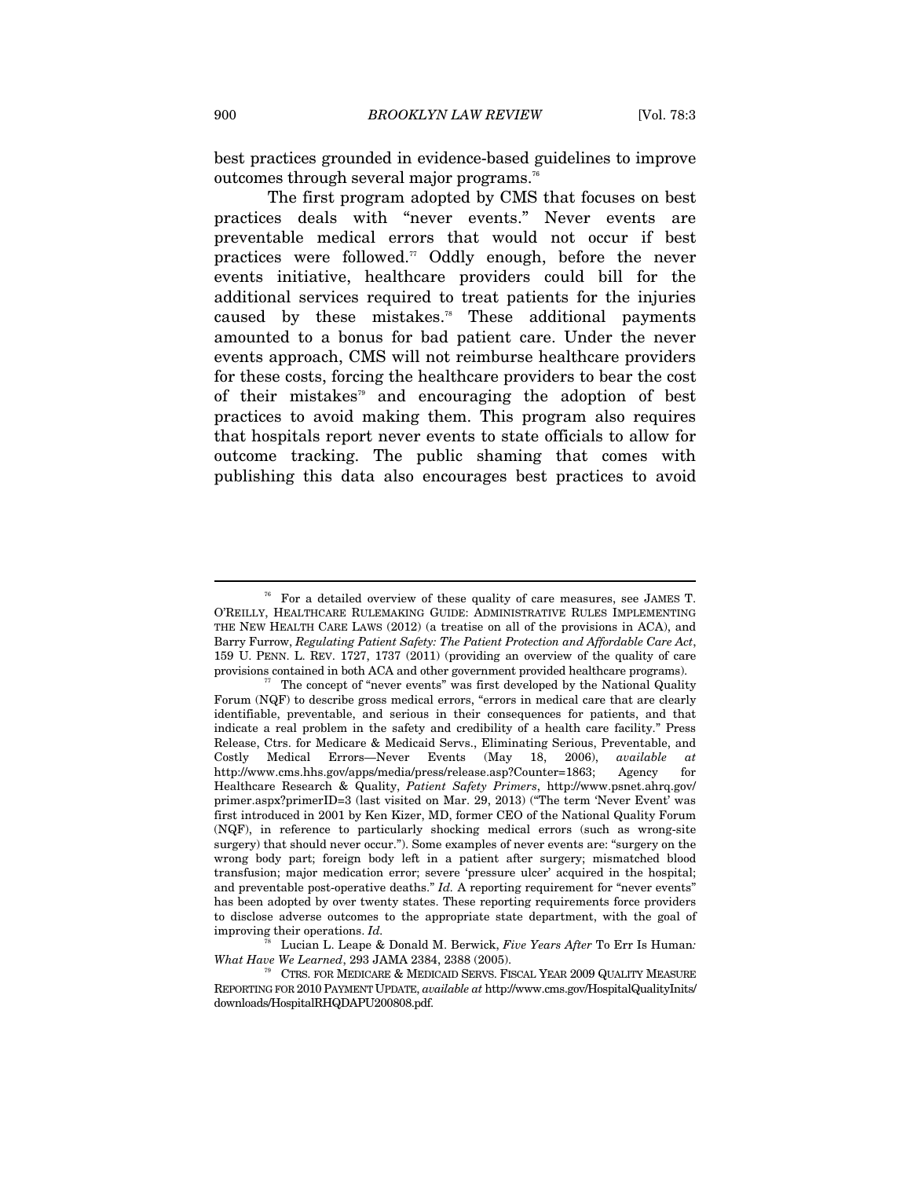best practices grounded in evidence-based guidelines to improve outcomes through several major programs.[76]

The first program adopted by CMS that focuses on best practices deals with "never events." Never events are preventable medical errors that would not occur if best practices were followed.[77] Oddly enough, before the never events initiative, healthcare providers could bill for the additional services required to treat patients for the injuries caused by these mistakes.[78] These additional payments amounted to a bonus for bad patient care. Under the never events approach, CMS will not reimburse healthcare providers for these costs, forcing the healthcare providers to bear the cost of their mistakes[79] and encouraging the adoption of best practices to avoid making them. This program also requires that hospitals report never events to state officials to allow for outcome tracking. The public shaming that comes with publishing this data also encourages best practices to avoid

---

[76] For a detailed overview of these quality of care measures, see JAMES T. O'REILLY, HEALTHCARE RULEMAKING GUIDE: ADMINISTRATIVE RULES IMPLEMENTING THE NEW HEALTH CARE LAWS (2012) (a treatise on all of the provisions in ACA), and Barry Furrow, *Regulating Patient Safety: The Patient Protection and Affordable Care Act*, 159 U. PENN. L. REV. 1727, 1737 (2011) (providing an overview of the quality of care provisions contained in both ACA and other government provided healthcare programs).

[77] The concept of "never events" was first developed by the National Quality Forum (NQF) to describe gross medical errors, "errors in medical care that are clearly identifiable, preventable, and serious in their consequences for patients, and that indicate a real problem in the safety and credibility of a health care facility." Press Release, Ctrs. for Medicare & Medicaid Servs., Eliminating Serious, Preventable, and Costly Medical Errors—Never Events (May 18, 2006), *available at* http://www.cms.hhs.gov/apps/media/press/release.asp?Counter=1863; Agency for Healthcare Research & Quality, *Patient Safety Primers*, http://www.psnet.ahrq.gov/primer.aspx?primerID=3 (last visited on Mar. 29, 2013) ("The term 'Never Event' was first introduced in 2001 by Ken Kizer, MD, former CEO of the National Quality Forum (NQF), in reference to particularly shocking medical errors (such as wrong-site surgery) that should never occur."). Some examples of never events are: "surgery on the wrong body part; foreign body left in a patient after surgery; mismatched blood transfusion; major medication error; severe 'pressure ulcer' acquired in the hospital; and preventable post-operative deaths." *Id.* A reporting requirement for "never events" has been adopted by over twenty states. These reporting requirements force providers to disclose adverse outcomes to the appropriate state department, with the goal of improving their operations. *Id.*

[78] Lucian L. Leape & Donald M. Berwick, *Five Years After* To Err Is Human*: What Have We Learned*, 293 JAMA 2384, 2388 (2005).

[79] CTRS. FOR MEDICARE & MEDICAID SERVS. FISCAL YEAR 2009 QUALITY MEASURE REPORTING FOR 2010 PAYMENT UPDATE, *available at* http://www.cms.gov/HospitalQualityInits/downloads/HospitalRHQDAPU200808.pdf.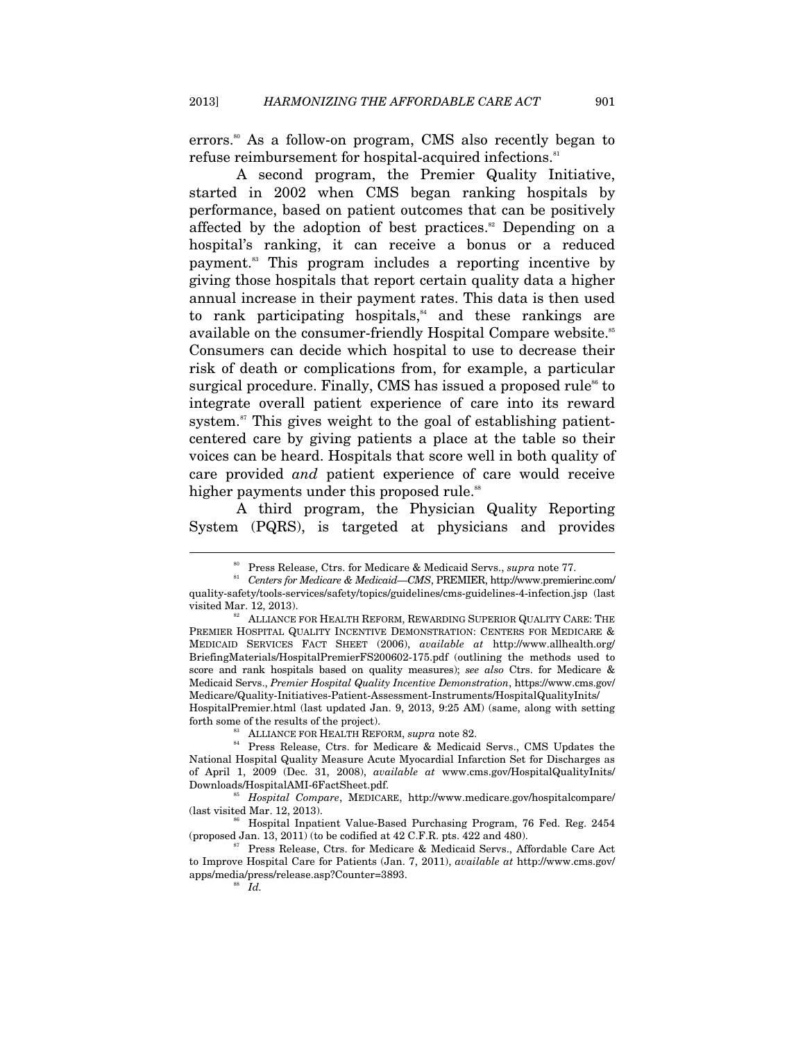errors.[80] As a follow-on program, CMS also recently began to refuse reimbursement for hospital-acquired infections.[81]

A second program, the Premier Quality Initiative, started in 2002 when CMS began ranking hospitals by performance, based on patient outcomes that can be positively affected by the adoption of best practices.[82] Depending on a hospital's ranking, it can receive a bonus or a reduced payment.[83] This program includes a reporting incentive by giving those hospitals that report certain quality data a higher annual increase in their payment rates. This data is then used to rank participating hospitals,[84] and these rankings are available on the consumer-friendly Hospital Compare website.[85] Consumers can decide which hospital to use to decrease their risk of death or complications from, for example, a particular surgical procedure. Finally, CMS has issued a proposed rule[86] to integrate overall patient experience of care into its reward system.[87] This gives weight to the goal of establishing patient-centered care by giving patients a place at the table so their voices can be heard. Hospitals that score well in both quality of care provided *and* patient experience of care would receive higher payments under this proposed rule.[88]

A third program, the Physician Quality Reporting System (PQRS), is targeted at physicians and provides

---

[80] Press Release, Ctrs. for Medicare & Medicaid Servs., *supra* note 77.

[81] *Centers for Medicare & Medicaid—CMS*, PREMIER, http://www.premierinc.com/quality-safety/tools-services/safety/topics/guidelines/cms-guidelines-4-infection.jsp (last visited Mar. 12, 2013).

[82] ALLIANCE FOR HEALTH REFORM, REWARDING SUPERIOR QUALITY CARE: THE PREMIER HOSPITAL QUALITY INCENTIVE DEMONSTRATION: CENTERS FOR MEDICARE & MEDICAID SERVICES FACT SHEET (2006), *available at* http://www.allhealth.org/BriefingMaterials/HospitalPremierFS200602-175.pdf (outlining the methods used to score and rank hospitals based on quality measures); *see also* Ctrs. for Medicare & Medicaid Servs., *Premier Hospital Quality Incentive Demonstration*, https://www.cms.gov/Medicare/Quality-Initiatives-Patient-Assessment-Instruments/HospitalQualityInits/HospitalPremier.html (last updated Jan. 9, 2013, 9:25 AM) (same, along with setting forth some of the results of the project).

[83] ALLIANCE FOR HEALTH REFORM, *supra* note 82.

[84] Press Release, Ctrs. for Medicare & Medicaid Servs., CMS Updates the National Hospital Quality Measure Acute Myocardial Infarction Set for Discharges as of April 1, 2009 (Dec. 31, 2008), *available at* www.cms.gov/HospitalQualityInits/Downloads/HospitalAMI-6FactSheet.pdf.

[85] *Hospital Compare*, MEDICARE, http://www.medicare.gov/hospitalcompare/ (last visited Mar. 12, 2013).

[86] Hospital Inpatient Value-Based Purchasing Program, 76 Fed. Reg. 2454 (proposed Jan. 13, 2011) (to be codified at 42 C.F.R. pts. 422 and 480).

[87] Press Release, Ctrs. for Medicare & Medicaid Servs., Affordable Care Act to Improve Hospital Care for Patients (Jan. 7, 2011), *available at* http://www.cms.gov/apps/media/press/release.asp?Counter=3893.

[88] *Id.*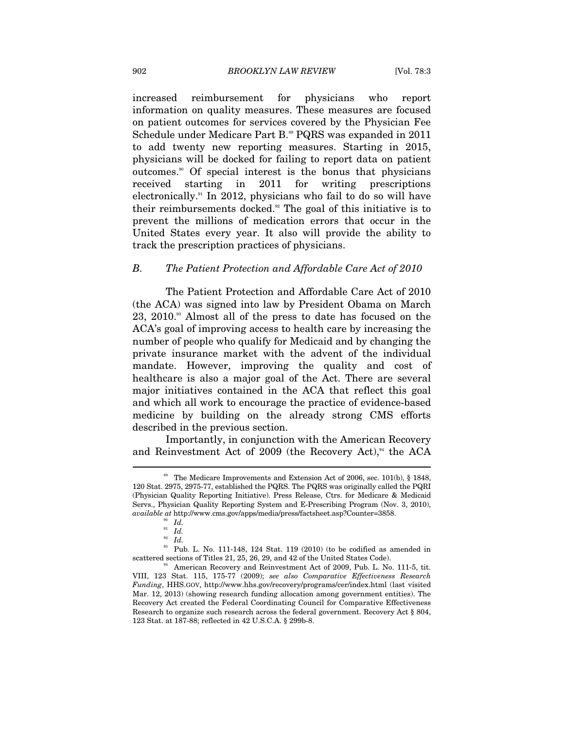increased reimbursement for physicians who report information on quality measures. These measures are focused on patient outcomes for services covered by the Physician Fee Schedule under Medicare Part B.[89] PQRS was expanded in 2011 to add twenty new reporting measures. Starting in 2015, physicians will be docked for failing to report data on patient outcomes.[90] Of special interest is the bonus that physicians received starting in 2011 for writing prescriptions electronically.[91] In 2012, physicians who fail to do so will have their reimbursements docked.[92] The goal of this initiative is to prevent the millions of medication errors that occur in the United States every year. It also will provide the ability to track the prescription practices of physicians.

### *B. The Patient Protection and Affordable Care Act of 2010*

The Patient Protection and Affordable Care Act of 2010 (the ACA) was signed into law by President Obama on March 23, 2010.[93] Almost all of the press to date has focused on the ACA's goal of improving access to health care by increasing the number of people who qualify for Medicaid and by changing the private insurance market with the advent of the individual mandate. However, improving the quality and cost of healthcare is also a major goal of the Act. There are several major initiatives contained in the ACA that reflect this goal and which all work to encourage the practice of evidence-based medicine by building on the already strong CMS efforts described in the previous section.

Importantly, in conjunction with the American Recovery and Reinvestment Act of 2009 (the Recovery Act),[94] the ACA

---

[89] The Medicare Improvements and Extension Act of 2006, sec. 101(b), § 1848, 120 Stat. 2975, 2975-77, established the PQRS. The PQRS was originally called the PQRI (Physician Quality Reporting Initiative). Press Release, Ctrs. for Medicare & Medicaid Servs., Physician Quality Reporting System and E-Prescribing Program (Nov. 3, 2010), *available at* http://www.cms.gov/apps/media/press/factsheet.asp?Counter=3858.

[90] *Id.*

[91] *Id.*

[92] *Id.*

[93] Pub. L. No. 111-148, 124 Stat. 119 (2010) (to be codified as amended in scattered sections of Titles 21, 25, 26, 29, and 42 of the United States Code).

[94] American Recovery and Reinvestment Act of 2009, Pub. L. No. 111-5, tit. VIII, 123 Stat. 115, 175-77 (2009); *see also Comparative Effectiveness Research Funding*, HHS.GOV, http://www.hhs.gov/recovery/programs/cer/index.html (last visited Mar. 12, 2013) (showing research funding allocation among government entities). The Recovery Act created the Federal Coordinating Council for Comparative Effectiveness Research to organize such research across the federal government. Recovery Act § 804, 123 Stat. at 187-88; reflected in 42 U.S.C.A. § 299b-8.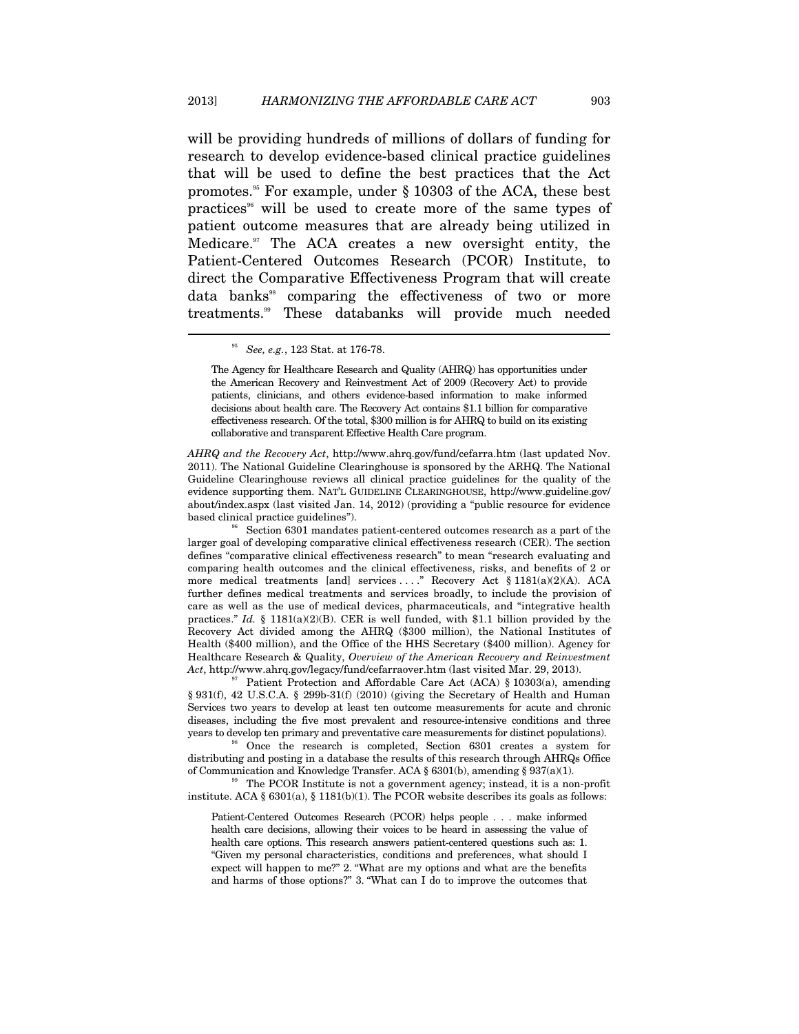will be providing hundreds of millions of dollars of funding for research to develop evidence-based clinical practice guidelines that will be used to define the best practices that the Act promotes.[95] For example, under § 10303 of the ACA, these best practices[96] will be used to create more of the same types of patient outcome measures that are already being utilized in Medicare.[97] The ACA creates a new oversight entity, the Patient-Centered Outcomes Research (PCOR) Institute, to direct the Comparative Effectiveness Program that will create data banks[98] comparing the effectiveness of two or more treatments.[99] These databanks will provide much needed

---

[95] *See, e.g.*, 123 Stat. at 176-78.

> The Agency for Healthcare Research and Quality (AHRQ) has opportunities under the American Recovery and Reinvestment Act of 2009 (Recovery Act) to provide patients, clinicians, and others evidence-based information to make informed decisions about health care. The Recovery Act contains $1.1 billion for comparative effectiveness research. Of the total, $300 million is for AHRQ to build on its existing collaborative and transparent Effective Health Care program.

*AHRQ and the Recovery Act*, http://www.ahrq.gov/fund/cefarra.htm (last updated Nov. 2011). The National Guideline Clearinghouse is sponsored by the ARHQ. The National Guideline Clearinghouse reviews all clinical practice guidelines for the quality of the evidence supporting them. NAT'L GUIDELINE CLEARINGHOUSE, http://www.guideline.gov/about/index.aspx (last visited Jan. 14, 2012) (providing a "public resource for evidence based clinical practice guidelines").

[96] Section 6301 mandates patient-centered outcomes research as a part of the larger goal of developing comparative clinical effectiveness research (CER). The section defines "comparative clinical effectiveness research" to mean "research evaluating and comparing health outcomes and the clinical effectiveness, risks, and benefits of 2 or more medical treatments [and] services . . . ." Recovery Act § 1181(a)(2)(A). ACA further defines medical treatments and services broadly, to include the provision of care as well as the use of medical devices, pharmaceuticals, and "integrative health practices." *Id.* § 1181(a)(2)(B). CER is well funded, with $1.1 billion provided by the Recovery Act divided among the AHRQ ($300 million), the National Institutes of Health ($400 million), and the Office of the HHS Secretary ($400 million). Agency for Healthcare Research & Quality, *Overview of the American Recovery and Reinvestment Act*, http://www.ahrq.gov/legacy/fund/cefarraover.htm (last visited Mar. 29, 2013).

[97] Patient Protection and Affordable Care Act (ACA) § 10303(a), amending § 931(f), 42 U.S.C.A. § 299b-31(f) (2010) (giving the Secretary of Health and Human Services two years to develop at least ten outcome measurements for acute and chronic diseases, including the five most prevalent and resource-intensive conditions and three years to develop ten primary and preventative care measurements for distinct populations).

[98] Once the research is completed, Section 6301 creates a system for distributing and posting in a database the results of this research through AHRQs Office of Communication and Knowledge Transfer. ACA § 6301(b), amending § 937(a)(1).

[99] The PCOR Institute is not a government agency; instead, it is a non-profit institute. ACA § 6301(a), § 1181(b)(1). The PCOR website describes its goals as follows:

> Patient-Centered Outcomes Research (PCOR) helps people . . . make informed health care decisions, allowing their voices to be heard in assessing the value of health care options. This research answers patient-centered questions such as: 1. "Given my personal characteristics, conditions and preferences, what should I expect will happen to me?" 2. "What are my options and what are the benefits and harms of those options?" 3. "What can I do to improve the outcomes that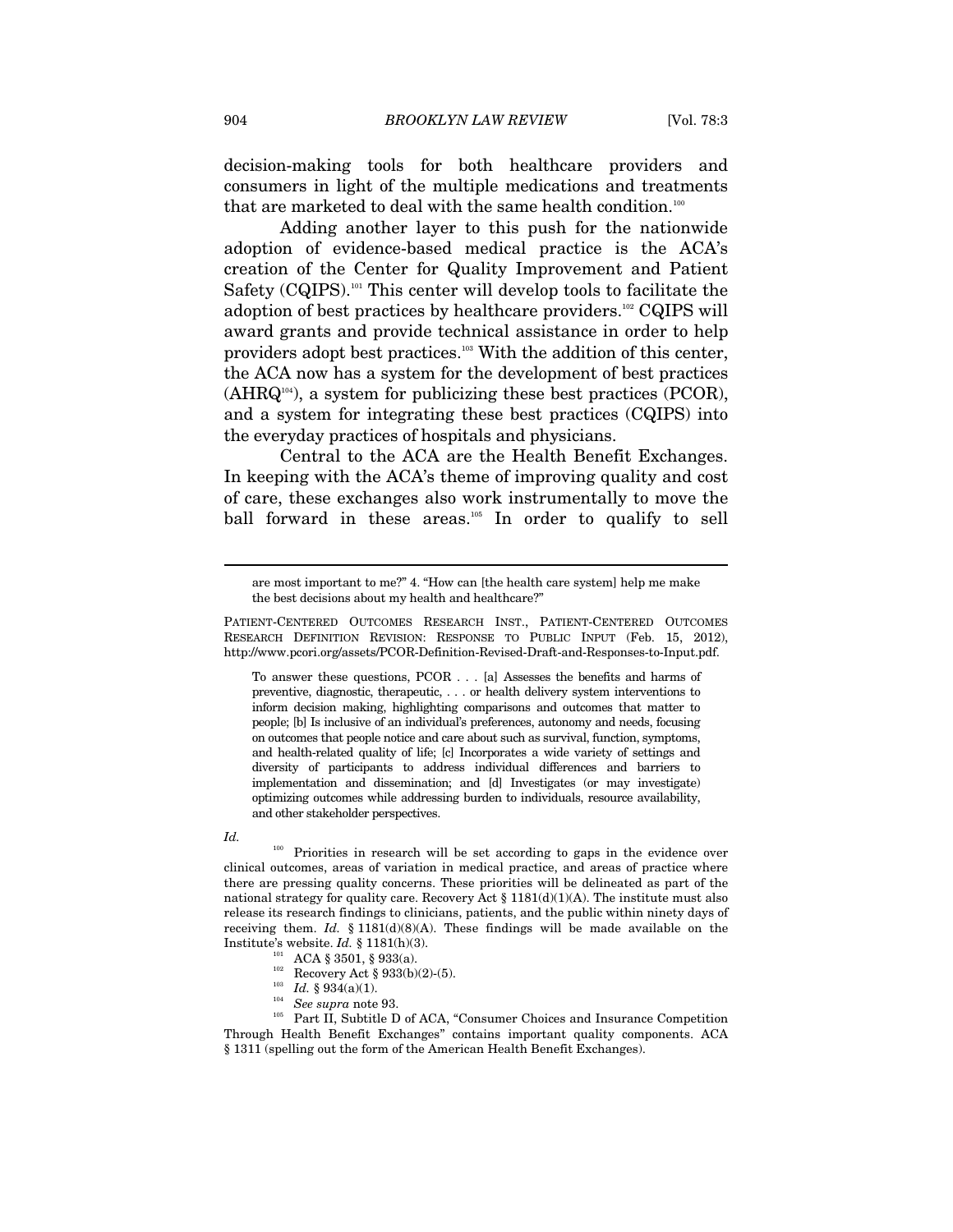decision-making tools for both healthcare providers and consumers in light of the multiple medications and treatments that are marketed to deal with the same health condition.[100]

Adding another layer to this push for the nationwide adoption of evidence-based medical practice is the ACA's creation of the Center for Quality Improvement and Patient Safety (CQIPS).[101] This center will develop tools to facilitate the adoption of best practices by healthcare providers.[102] CQIPS will award grants and provide technical assistance in order to help providers adopt best practices.[103] With the addition of this center, the ACA now has a system for the development of best practices (AHRQ[104]), a system for publicizing these best practices (PCOR), and a system for integrating these best practices (CQIPS) into the everyday practices of hospitals and physicians.

Central to the ACA are the Health Benefit Exchanges. In keeping with the ACA's theme of improving quality and cost of care, these exchanges also work instrumentally to move the ball forward in these areas.[105] In order to qualify to sell

---

> are most important to me?" 4. "How can [the health care system] help me make the best decisions about my health and healthcare?"

PATIENT-CENTERED OUTCOMES RESEARCH INST., PATIENT-CENTERED OUTCOMES RESEARCH DEFINITION REVISION: RESPONSE TO PUBLIC INPUT (Feb. 15, 2012), http://www.pcori.org/assets/PCOR-Definition-Revised-Draft-and-Responses-to-Input.pdf.

> To answer these questions, PCOR . . . [a] Assesses the benefits and harms of preventive, diagnostic, therapeutic, . . . or health delivery system interventions to inform decision making, highlighting comparisons and outcomes that matter to people; [b] Is inclusive of an individual's preferences, autonomy and needs, focusing on outcomes that people notice and care about such as survival, function, symptoms, and health-related quality of life; [c] Incorporates a wide variety of settings and diversity of participants to address individual differences and barriers to implementation and dissemination; and [d] Investigates (or may investigate) optimizing outcomes while addressing burden to individuals, resource availability, and other stakeholder perspectives.

*Id.*

[100] Priorities in research will be set according to gaps in the evidence over clinical outcomes, areas of variation in medical practice, and areas of practice where there are pressing quality concerns. These priorities will be delineated as part of the national strategy for quality care. Recovery Act § 1181(d)(1)(A). The institute must also release its research findings to clinicians, patients, and the public within ninety days of receiving them. *Id.* § 1181(d)(8)(A). These findings will be made available on the Institute's website. *Id.* § 1181(h)(3).

[101] ACA § 3501, § 933(a).

[102] Recovery Act § 933(b)(2)-(5).

[103] *Id.* § 934(a)(1).

[104] *See supra* note 93.

[105] Part II, Subtitle D of ACA, "Consumer Choices and Insurance Competition Through Health Benefit Exchanges" contains important quality components. ACA § 1311 (spelling out the form of the American Health Benefit Exchanges).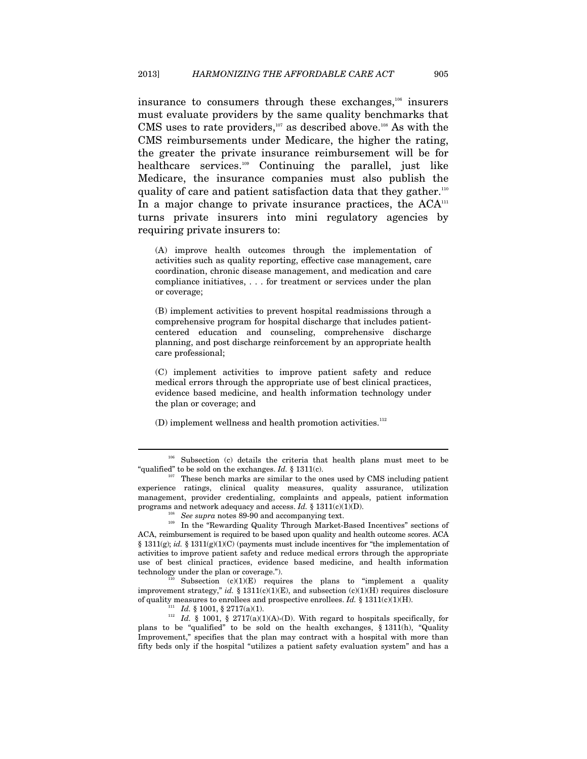insurance to consumers through these exchanges,[106] insurers must evaluate providers by the same quality benchmarks that CMS uses to rate providers,[107] as described above.[108] As with the CMS reimbursements under Medicare, the higher the rating, the greater the private insurance reimbursement will be for healthcare services.[109] Continuing the parallel, just like Medicare, the insurance companies must also publish the quality of care and patient satisfaction data that they gather.[110] In a major change to private insurance practices, the ACA[111] turns private insurers into mini regulatory agencies by requiring private insurers to:

> (A) improve health outcomes through the implementation of activities such as quality reporting, effective case management, care coordination, chronic disease management, and medication and care compliance initiatives, . . . for treatment or services under the plan or coverage;
>
> (B) implement activities to prevent hospital readmissions through a comprehensive program for hospital discharge that includes patient-centered education and counseling, comprehensive discharge planning, and post discharge reinforcement by an appropriate health care professional;
>
> (C) implement activities to improve patient safety and reduce medical errors through the appropriate use of best clinical practices, evidence based medicine, and health information technology under the plan or coverage; and
>
> (D) implement wellness and health promotion activities.[112]

---

[106] Subsection (c) details the criteria that health plans must meet to be "qualified" to be sold on the exchanges. *Id.* § 1311(c).

[107] These bench marks are similar to the ones used by CMS including patient experience ratings, clinical quality measures, quality assurance, utilization management, provider credentialing, complaints and appeals, patient information programs and network adequacy and access. *Id.* § 1311(c)(1)(D).

[108] *See supra* notes 89-90 and accompanying text.

[109] In the "Rewarding Quality Through Market-Based Incentives" sections of ACA, reimbursement is required to be based upon quality and health outcome scores. ACA § 1311(g); *id.* § 1311(g)(1)(C) (payments must include incentives for "the implementation of activities to improve patient safety and reduce medical errors through the appropriate use of best clinical practices, evidence based medicine, and health information technology under the plan or coverage.").

[110] Subsection (c)(1)(E) requires the plans to "implement a quality improvement strategy," *id.* § 1311(c)(1)(E), and subsection (c)(1)(H) requires disclosure of quality measures to enrollees and prospective enrollees. *Id.* § 1311(c)(1)(H).

[111] *Id.* § 1001, § 2717(a)(1).

[112] *Id.* § 1001, § 2717(a)(1)(A)-(D). With regard to hospitals specifically, for plans to be "qualified" to be sold on the health exchanges, § 1311(h), "Quality Improvement," specifies that the plan may contract with a hospital with more than fifty beds only if the hospital "utilizes a patient safety evaluation system" and has a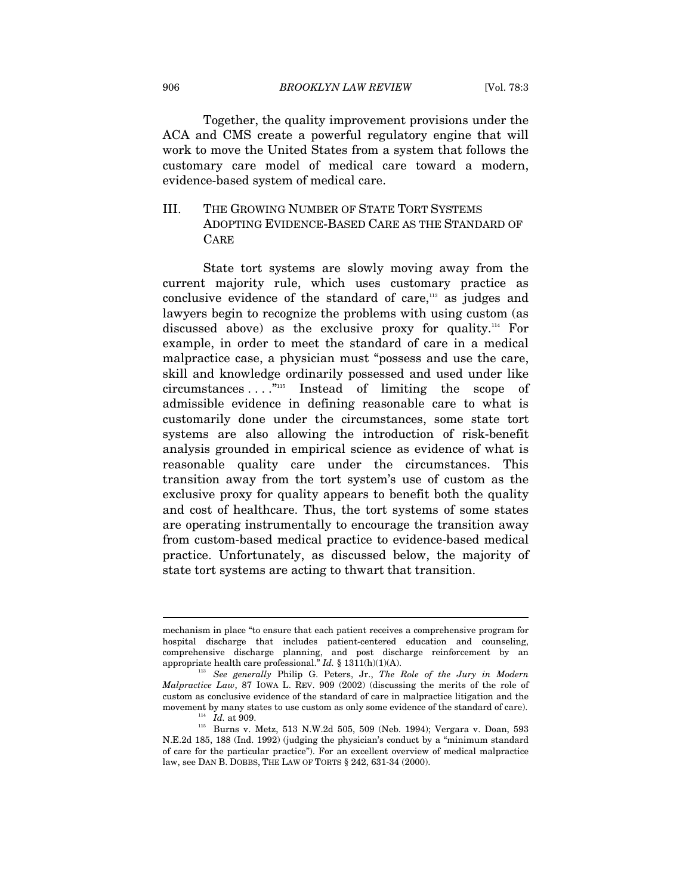Together, the quality improvement provisions under the ACA and CMS create a powerful regulatory engine that will work to move the United States from a system that follows the customary care model of medical care toward a modern, evidence-based system of medical care.

## III. THE GROWING NUMBER OF STATE TORT SYSTEMS ADOPTING EVIDENCE-BASED CARE AS THE STANDARD OF CARE

State tort systems are slowly moving away from the current majority rule, which uses customary practice as conclusive evidence of the standard of care,[113] as judges and lawyers begin to recognize the problems with using custom (as discussed above) as the exclusive proxy for quality.[114] For example, in order to meet the standard of care in a medical malpractice case, a physician must "possess and use the care, skill and knowledge ordinarily possessed and used under like circumstances . . . ."[115] Instead of limiting the scope of admissible evidence in defining reasonable care to what is customarily done under the circumstances, some state tort systems are also allowing the introduction of risk-benefit analysis grounded in empirical science as evidence of what is reasonable quality care under the circumstances. This transition away from the tort system's use of custom as the exclusive proxy for quality appears to benefit both the quality and cost of healthcare. Thus, the tort systems of some states are operating instrumentally to encourage the transition away from custom-based medical practice to evidence-based medical practice. Unfortunately, as discussed below, the majority of state tort systems are acting to thwart that transition.

---

mechanism in place "to ensure that each patient receives a comprehensive program for hospital discharge that includes patient-centered education and counseling, comprehensive discharge planning, and post discharge reinforcement by an appropriate health care professional." *Id.* § 1311(h)(1)(A).

[113] *See generally* Philip G. Peters, Jr., *The Role of the Jury in Modern Malpractice Law*, 87 IOWA L. REV. 909 (2002) (discussing the merits of the role of custom as conclusive evidence of the standard of care in malpractice litigation and the movement by many states to use custom as only some evidence of the standard of care).

[114] *Id.* at 909.

[115] Burns v. Metz, 513 N.W.2d 505, 509 (Neb. 1994); Vergara v. Doan, 593 N.E.2d 185, 188 (Ind. 1992) (judging the physician's conduct by a "minimum standard of care for the particular practice"). For an excellent overview of medical malpractice law, see DAN B. DOBBS, THE LAW OF TORTS § 242, 631-34 (2000).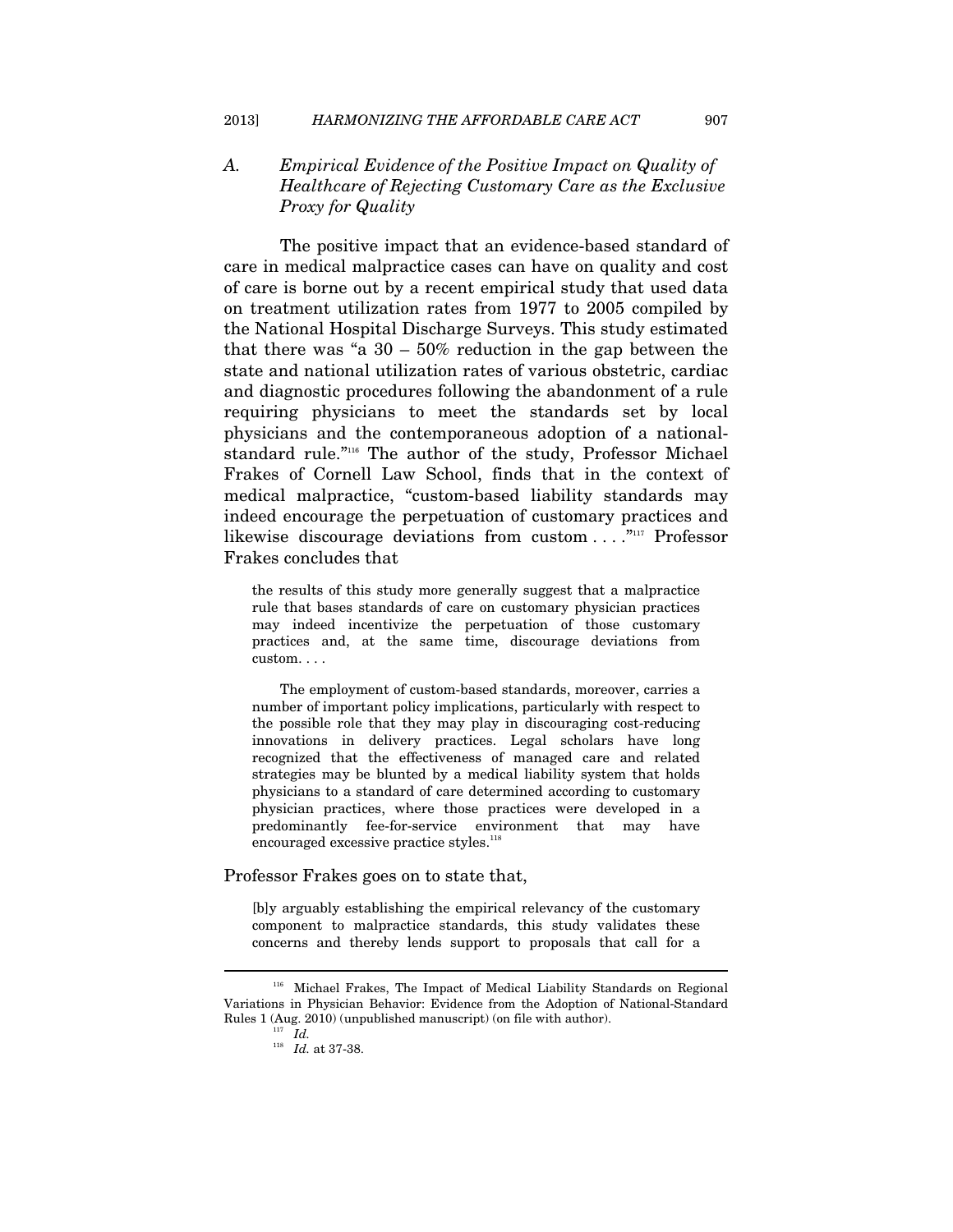### *A. Empirical Evidence of the Positive Impact on Quality of Healthcare of Rejecting Customary Care as the Exclusive Proxy for Quality*

The positive impact that an evidence-based standard of care in medical malpractice cases can have on quality and cost of care is borne out by a recent empirical study that used data on treatment utilization rates from 1977 to 2005 compiled by the National Hospital Discharge Surveys. This study estimated that there was "a 30 – 50% reduction in the gap between the state and national utilization rates of various obstetric, cardiac and diagnostic procedures following the abandonment of a rule requiring physicians to meet the standards set by local physicians and the contemporaneous adoption of a national-standard rule."[116] The author of the study, Professor Michael Frakes of Cornell Law School, finds that in the context of medical malpractice, "custom-based liability standards may indeed encourage the perpetuation of customary practices and likewise discourage deviations from custom . . . ."[117] Professor Frakes concludes that

> the results of this study more generally suggest that a malpractice rule that bases standards of care on customary physician practices may indeed incentivize the perpetuation of those customary practices and, at the same time, discourage deviations from custom. . . .
>
> The employment of custom-based standards, moreover, carries a number of important policy implications, particularly with respect to the possible role that they may play in discouraging cost-reducing innovations in delivery practices. Legal scholars have long recognized that the effectiveness of managed care and related strategies may be blunted by a medical liability system that holds physicians to a standard of care determined according to customary physician practices, where those practices were developed in a predominantly fee-for-service environment that may have encouraged excessive practice styles.[118]

Professor Frakes goes on to state that,

> [b]y arguably establishing the empirical relevancy of the customary component to malpractice standards, this study validates these concerns and thereby lends support to proposals that call for a

---

[116] Michael Frakes, The Impact of Medical Liability Standards on Regional Variations in Physician Behavior: Evidence from the Adoption of National-Standard Rules 1 (Aug. 2010) (unpublished manuscript) (on file with author).

[117] *Id.*

[118] *Id.* at 37-38.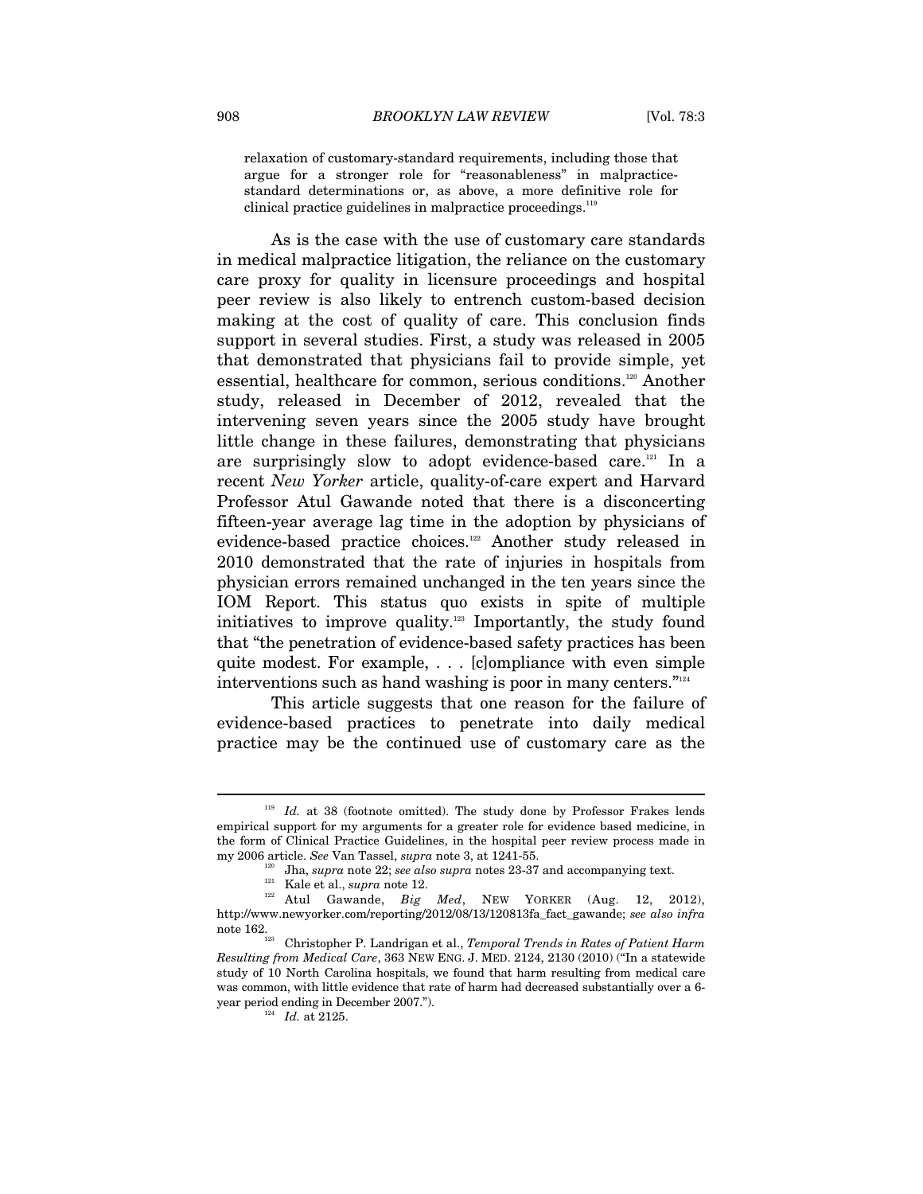relaxation of customary-standard requirements, including those that argue for a stronger role for "reasonableness" in malpractice-standard determinations or, as above, a more definitive role for clinical practice guidelines in malpractice proceedings.[119]

As is the case with the use of customary care standards in medical malpractice litigation, the reliance on the customary care proxy for quality in licensure proceedings and hospital peer review is also likely to entrench custom-based decision making at the cost of quality of care. This conclusion finds support in several studies. First, a study was released in 2005 that demonstrated that physicians fail to provide simple, yet essential, healthcare for common, serious conditions.[120] Another study, released in December of 2012, revealed that the intervening seven years since the 2005 study have brought little change in these failures, demonstrating that physicians are surprisingly slow to adopt evidence-based care.[121] In a recent *New Yorker* article, quality-of-care expert and Harvard Professor Atul Gawande noted that there is a disconcerting fifteen-year average lag time in the adoption by physicians of evidence-based practice choices.[122] Another study released in 2010 demonstrated that the rate of injuries in hospitals from physician errors remained unchanged in the ten years since the IOM Report. This status quo exists in spite of multiple initiatives to improve quality.[123] Importantly, the study found that "the penetration of evidence-based safety practices has been quite modest. For example, . . . [c]ompliance with even simple interventions such as hand washing is poor in many centers."[124]

This article suggests that one reason for the failure of evidence-based practices to penetrate into daily medical practice may be the continued use of customary care as the

---

[119] *Id.* at 38 (footnote omitted). The study done by Professor Frakes lends empirical support for my arguments for a greater role for evidence based medicine, in the form of Clinical Practice Guidelines, in the hospital peer review process made in my 2006 article. *See* Van Tassel, *supra* note 3, at 1241-55.

[120] Jha, *supra* note 22; *see also supra* notes 23-37 and accompanying text.

[121] Kale et al., *supra* note 12.

[122] Atul Gawande, *Big Med*, NEW YORKER (Aug. 12, 2012), http://www.newyorker.com/reporting/2012/08/13/120813fa_fact_gawande; *see also infra* note 162.

[123] Christopher P. Landrigan et al., *Temporal Trends in Rates of Patient Harm Resulting from Medical Care*, 363 NEW ENG. J. MED. 2124, 2130 (2010) ("In a statewide study of 10 North Carolina hospitals, we found that harm resulting from medical care was common, with little evidence that rate of harm had decreased substantially over a 6-year period ending in December 2007.").

[124] *Id.* at 2125.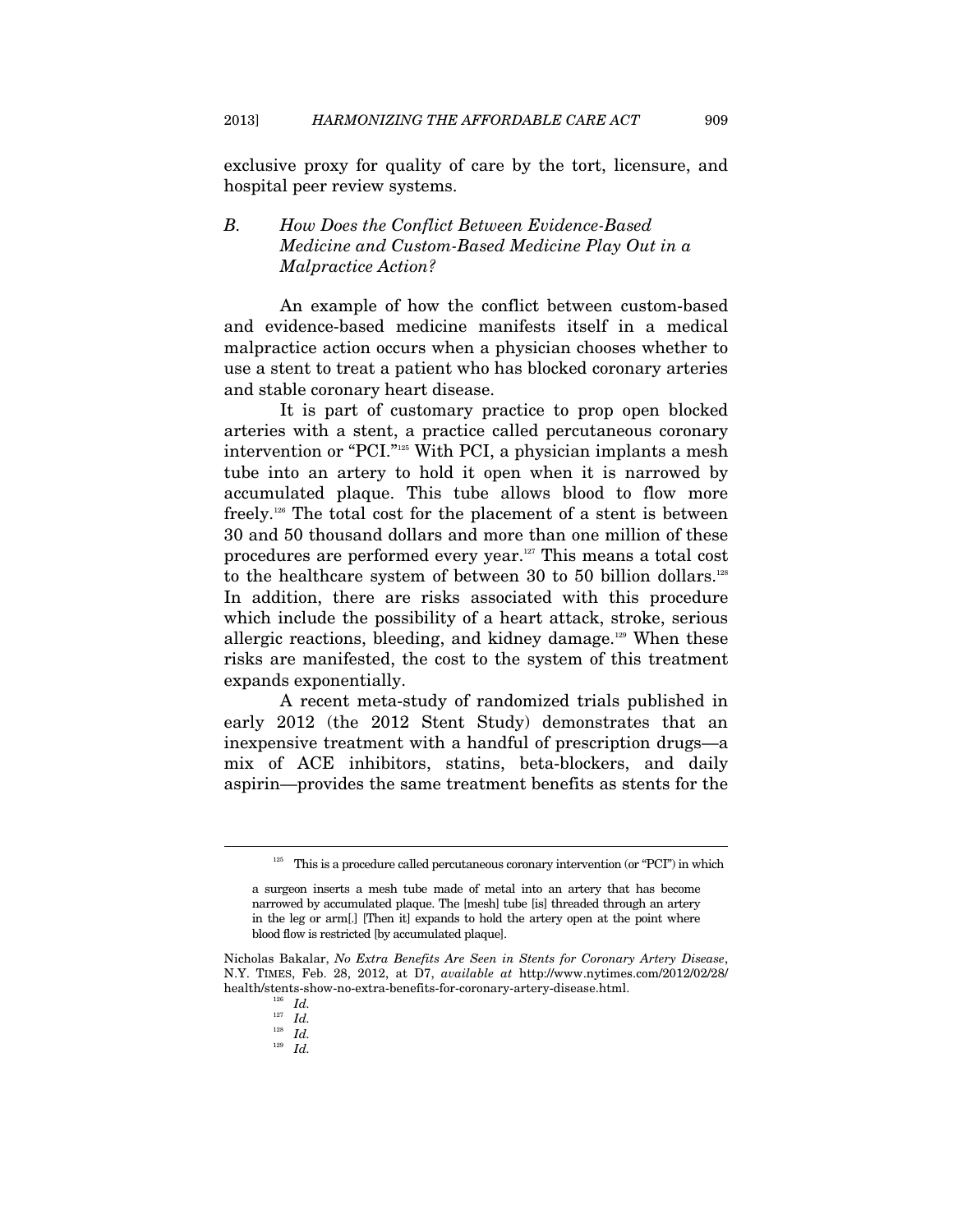exclusive proxy for quality of care by the tort, licensure, and hospital peer review systems.

### B. *How Does the Conflict Between Evidence-Based Medicine and Custom-Based Medicine Play Out in a Malpractice Action?*

An example of how the conflict between custom-based and evidence-based medicine manifests itself in a medical malpractice action occurs when a physician chooses whether to use a stent to treat a patient who has blocked coronary arteries and stable coronary heart disease.

It is part of customary practice to prop open blocked arteries with a stent, a practice called percutaneous coronary intervention or "PCI."[125] With PCI, a physician implants a mesh tube into an artery to hold it open when it is narrowed by accumulated plaque. This tube allows blood to flow more freely.[126] The total cost for the placement of a stent is between 30 and 50 thousand dollars and more than one million of these procedures are performed every year.[127] This means a total cost to the healthcare system of between 30 to 50 billion dollars.[128] In addition, there are risks associated with this procedure which include the possibility of a heart attack, stroke, serious allergic reactions, bleeding, and kidney damage.[129] When these risks are manifested, the cost to the system of this treatment expands exponentially.

A recent meta-study of randomized trials published in early 2012 (the 2012 Stent Study) demonstrates that an inexpensive treatment with a handful of prescription drugs—a mix of ACE inhibitors, statins, beta-blockers, and daily aspirin—provides the same treatment benefits as stents for the

---

[125] This is a procedure called percutaneous coronary intervention (or "PCI") in which

> a surgeon inserts a mesh tube made of metal into an artery that has become narrowed by accumulated plaque. The [mesh] tube [is] threaded through an artery in the leg or arm[.] [Then it] expands to hold the artery open at the point where blood flow is restricted [by accumulated plaque].

Nicholas Bakalar, *No Extra Benefits Are Seen in Stents for Coronary Artery Disease*, N.Y. TIMES, Feb. 28, 2012, at D7, *available at* http://www.nytimes.com/2012/02/28/health/stents-show-no-extra-benefits-for-coronary-artery-disease.html.

[126] *Id.*

[127] *Id.*

[128] *Id.*

[129] *Id.*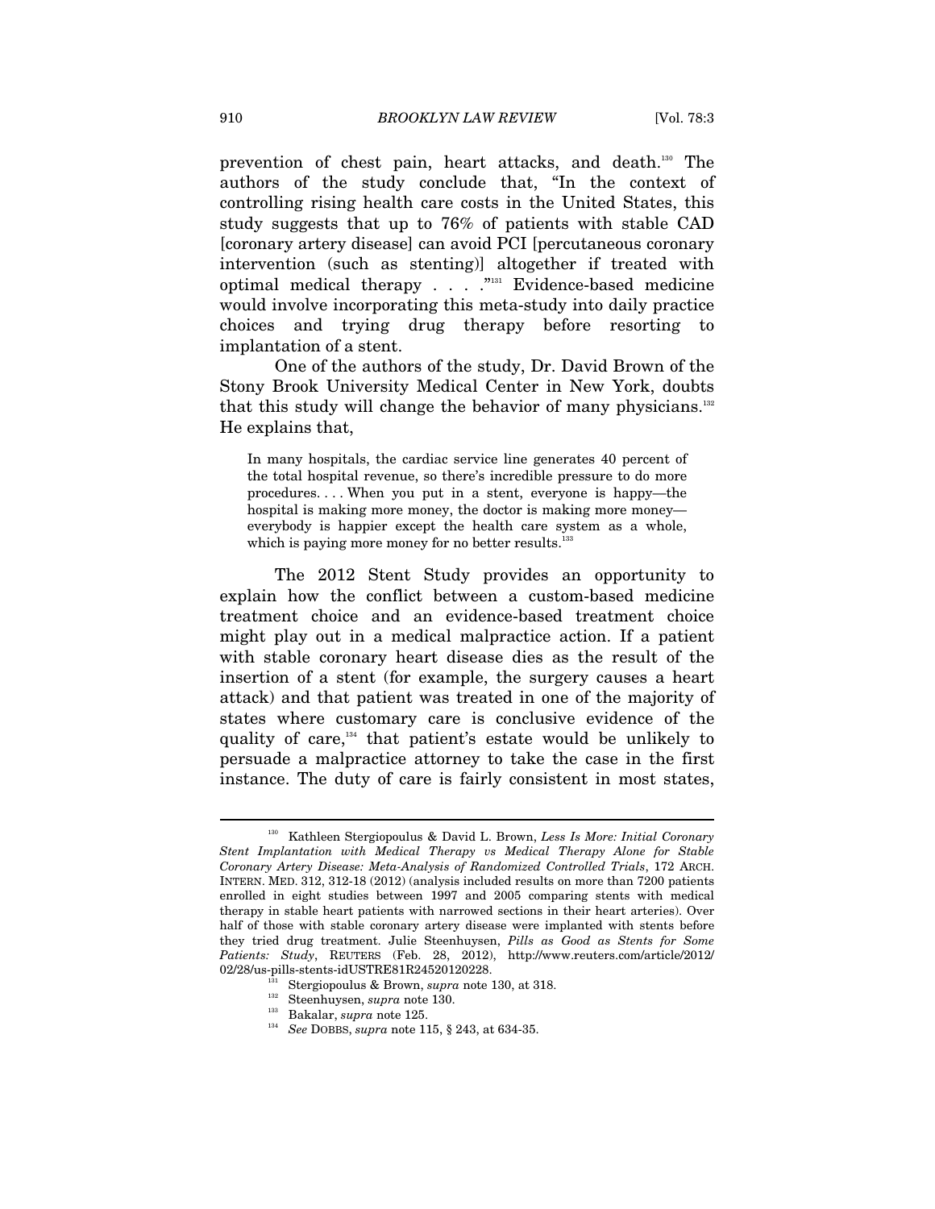prevention of chest pain, heart attacks, and death.[130] The authors of the study conclude that, "In the context of controlling rising health care costs in the United States, this study suggests that up to 76% of patients with stable CAD [coronary artery disease] can avoid PCI [percutaneous coronary intervention (such as stenting)] altogether if treated with optimal medical therapy . . . ."[131] Evidence-based medicine would involve incorporating this meta-study into daily practice choices and trying drug therapy before resorting to implantation of a stent.

One of the authors of the study, Dr. David Brown of the Stony Brook University Medical Center in New York, doubts that this study will change the behavior of many physicians.[132] He explains that,

> In many hospitals, the cardiac service line generates 40 percent of the total hospital revenue, so there's incredible pressure to do more procedures. . . . When you put in a stent, everyone is happy—the hospital is making more money, the doctor is making more money—everybody is happier except the health care system as a whole, which is paying more money for no better results.[133]

The 2012 Stent Study provides an opportunity to explain how the conflict between a custom-based medicine treatment choice and an evidence-based treatment choice might play out in a medical malpractice action. If a patient with stable coronary heart disease dies as the result of the insertion of a stent (for example, the surgery causes a heart attack) and that patient was treated in one of the majority of states where customary care is conclusive evidence of the quality of care,[134] that patient's estate would be unlikely to persuade a malpractice attorney to take the case in the first instance. The duty of care is fairly consistent in most states,

---

[130] Kathleen Stergiopoulus & David L. Brown, *Less Is More: Initial Coronary Stent Implantation with Medical Therapy vs Medical Therapy Alone for Stable Coronary Artery Disease: Meta-Analysis of Randomized Controlled Trials*, 172 ARCH. INTERN. MED. 312, 312-18 (2012) (analysis included results on more than 7200 patients enrolled in eight studies between 1997 and 2005 comparing stents with medical therapy in stable heart patients with narrowed sections in their heart arteries). Over half of those with stable coronary artery disease were implanted with stents before they tried drug treatment. Julie Steenhuysen, *Pills as Good as Stents for Some Patients: Study*, REUTERS (Feb. 28, 2012), http://www.reuters.com/article/2012/02/28/us-pills-stents-idUSTRE81R24520120228.

[131] Stergiopoulus & Brown, *supra* note 130, at 318.

[132] Steenhuysen, *supra* note 130.

[133] Bakalar, *supra* note 125.

[134] *See* DOBBS, *supra* note 115, § 243, at 634-35.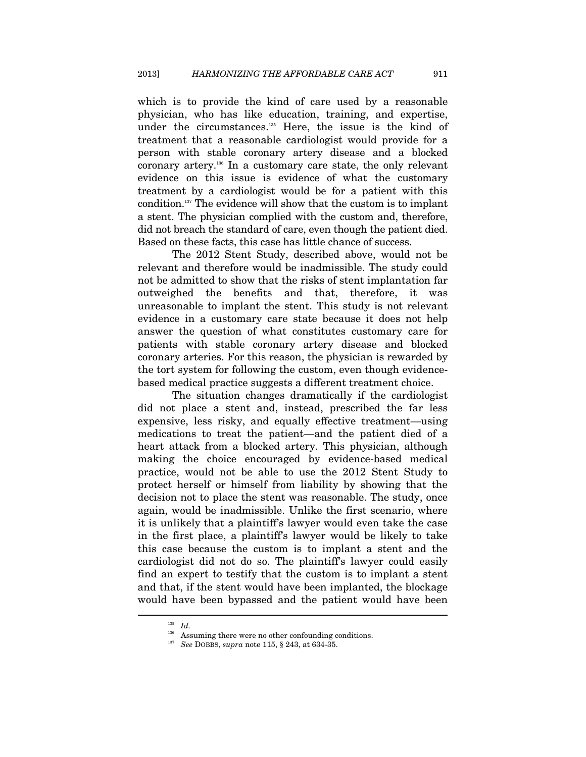which is to provide the kind of care used by a reasonable physician, who has like education, training, and expertise, under the circumstances.[135] Here, the issue is the kind of treatment that a reasonable cardiologist would provide for a person with stable coronary artery disease and a blocked coronary artery.[136] In a customary care state, the only relevant evidence on this issue is evidence of what the customary treatment by a cardiologist would be for a patient with this condition.[137] The evidence will show that the custom is to implant a stent. The physician complied with the custom and, therefore, did not breach the standard of care, even though the patient died. Based on these facts, this case has little chance of success.

The 2012 Stent Study, described above, would not be relevant and therefore would be inadmissible. The study could not be admitted to show that the risks of stent implantation far outweighed the benefits and that, therefore, it was unreasonable to implant the stent. This study is not relevant evidence in a customary care state because it does not help answer the question of what constitutes customary care for patients with stable coronary artery disease and blocked coronary arteries. For this reason, the physician is rewarded by the tort system for following the custom, even though evidence-based medical practice suggests a different treatment choice.

The situation changes dramatically if the cardiologist did not place a stent and, instead, prescribed the far less expensive, less risky, and equally effective treatment—using medications to treat the patient—and the patient died of a heart attack from a blocked artery. This physician, although making the choice encouraged by evidence-based medical practice, would not be able to use the 2012 Stent Study to protect herself or himself from liability by showing that the decision not to place the stent was reasonable. The study, once again, would be inadmissible. Unlike the first scenario, where it is unlikely that a plaintiff's lawyer would even take the case in the first place, a plaintiff's lawyer would be likely to take this case because the custom is to implant a stent and the cardiologist did not do so. The plaintiff's lawyer could easily find an expert to testify that the custom is to implant a stent and that, if the stent would have been implanted, the blockage would have been bypassed and the patient would have been

---

[135] *Id.*

[136] Assuming there were no other confounding conditions.

[137] *See* DOBBS, *supra* note 115, § 243, at 634-35.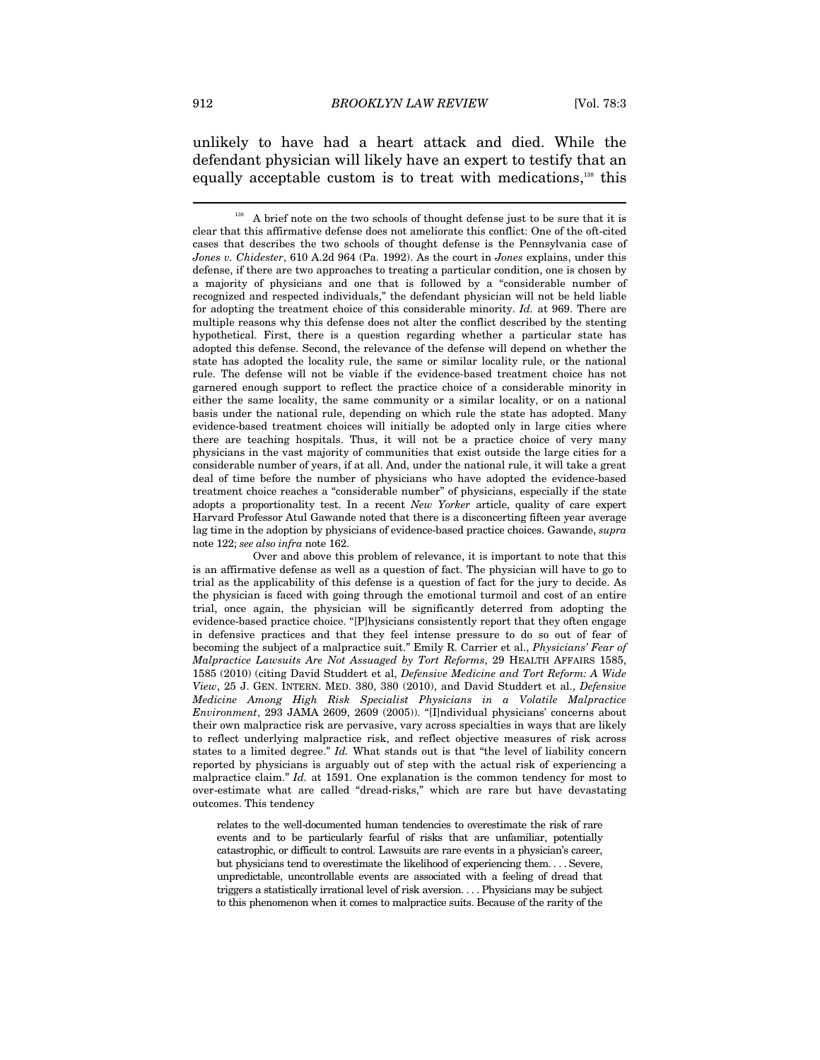unlikely to have had a heart attack and died. While the defendant physician will likely have an expert to testify that an equally acceptable custom is to treat with medications,[138] this

---

[138] A brief note on the two schools of thought defense just to be sure that it is clear that this affirmative defense does not ameliorate this conflict: One of the oft-cited cases that describes the two schools of thought defense is the Pennsylvania case of *Jones v. Chidester*, 610 A.2d 964 (Pa. 1992). As the court in *Jones* explains, under this defense, if there are two approaches to treating a particular condition, one is chosen by a majority of physicians and one that is followed by a "considerable number of recognized and respected individuals," the defendant physician will not be held liable for adopting the treatment choice of this considerable minority. *Id.* at 969. There are multiple reasons why this defense does not alter the conflict described by the stenting hypothetical. First, there is a question regarding whether a particular state has adopted this defense. Second, the relevance of the defense will depend on whether the state has adopted the locality rule, the same or similar locality rule, or the national rule. The defense will not be viable if the evidence-based treatment choice has not garnered enough support to reflect the practice choice of a considerable minority in either the same locality, the same community or a similar locality, or on a national basis under the national rule, depending on which rule the state has adopted. Many evidence-based treatment choices will initially be adopted only in large cities where there are teaching hospitals. Thus, it will not be a practice choice of very many physicians in the vast majority of communities that exist outside the large cities for a considerable number of years, if at all. And, under the national rule, it will take a great deal of time before the number of physicians who have adopted the evidence-based treatment choice reaches a "considerable number" of physicians, especially if the state adopts a proportionality test. In a recent *New Yorker* article, quality of care expert Harvard Professor Atul Gawande noted that there is a disconcerting fifteen year average lag time in the adoption by physicians of evidence-based practice choices. Gawande, *supra* note 122; *see also infra* note 162.

Over and above this problem of relevance, it is important to note that this is an affirmative defense as well as a question of fact. The physician will have to go to trial as the applicability of this defense is a question of fact for the jury to decide. As the physician is faced with going through the emotional turmoil and cost of an entire trial, once again, the physician will be significantly deterred from adopting the evidence-based practice choice. "[P]hysicians consistently report that they often engage in defensive practices and that they feel intense pressure to do so out of fear of becoming the subject of a malpractice suit." Emily R. Carrier et al., *Physicians' Fear of Malpractice Lawsuits Are Not Assuaged by Tort Reforms*, 29 HEALTH AFFAIRS 1585, 1585 (2010) (citing David Studdert et al, *Defensive Medicine and Tort Reform: A Wide View*, 25 J. GEN. INTERN. MED. 380, 380 (2010), and David Studdert et al., *Defensive Medicine Among High Risk Specialist Physicians in a Volatile Malpractice Environment*, 293 JAMA 2609, 2609 (2005)). "[I]ndividual physicians' concerns about their own malpractice risk are pervasive, vary across specialties in ways that are likely to reflect underlying malpractice risk, and reflect objective measures of risk across states to a limited degree." *Id.* What stands out is that "the level of liability concern reported by physicians is arguably out of step with the actual risk of experiencing a malpractice claim." *Id.* at 1591. One explanation is the common tendency for most to over-estimate what are called "dread-risks," which are rare but have devastating outcomes. This tendency

> relates to the well-documented human tendencies to overestimate the risk of rare events and to be particularly fearful of risks that are unfamiliar, potentially catastrophic, or difficult to control. Lawsuits are rare events in a physician's career, but physicians tend to overestimate the likelihood of experiencing them. . . . Severe, unpredictable, uncontrollable events are associated with a feeling of dread that triggers a statistically irrational level of risk aversion. . . . Physicians may be subject to this phenomenon when it comes to malpractice suits. Because of the rarity of the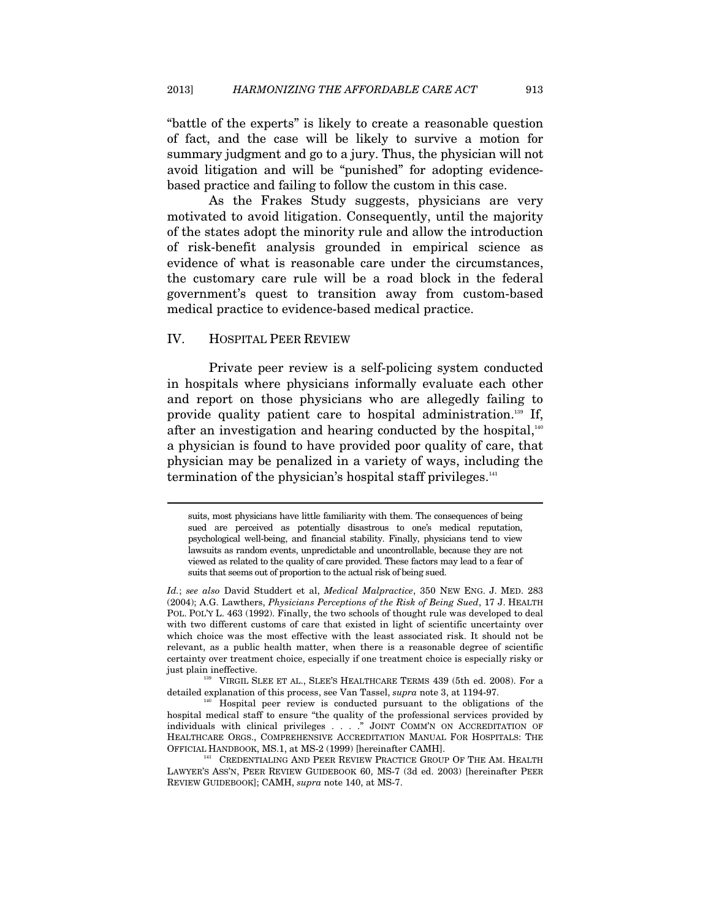"battle of the experts" is likely to create a reasonable question of fact, and the case will be likely to survive a motion for summary judgment and go to a jury. Thus, the physician will not avoid litigation and will be "punished" for adopting evidence-based practice and failing to follow the custom in this case.

As the Frakes Study suggests, physicians are very motivated to avoid litigation. Consequently, until the majority of the states adopt the minority rule and allow the introduction of risk-benefit analysis grounded in empirical science as evidence of what is reasonable care under the circumstances, the customary care rule will be a road block in the federal government's quest to transition away from custom-based medical practice to evidence-based medical practice.

## IV. HOSPITAL PEER REVIEW

Private peer review is a self-policing system conducted in hospitals where physicians informally evaluate each other and report on those physicians who are allegedly failing to provide quality patient care to hospital administration.[139] If, after an investigation and hearing conducted by the hospital,[140] a physician is found to have provided poor quality of care, that physician may be penalized in a variety of ways, including the termination of the physician's hospital staff privileges.[141]

---

> suits, most physicians have little familiarity with them. The consequences of being sued are perceived as potentially disastrous to one's medical reputation, psychological well-being, and financial stability. Finally, physicians tend to view lawsuits as random events, unpredictable and uncontrollable, because they are not viewed as related to the quality of care provided. These factors may lead to a fear of suits that seems out of proportion to the actual risk of being sued.

*Id.*; *see also* David Studdert et al, *Medical Malpractice*, 350 NEW ENG. J. MED. 283 (2004); A.G. Lawthers, *Physicians Perceptions of the Risk of Being Sued*, 17 J. HEALTH POL. POL'Y L. 463 (1992). Finally, the two schools of thought rule was developed to deal with two different customs of care that existed in light of scientific uncertainty over which choice was the most effective with the least associated risk. It should not be relevant, as a public health matter, when there is a reasonable degree of scientific certainty over treatment choice, especially if one treatment choice is especially risky or just plain ineffective.

[139] VIRGIL SLEE ET AL., SLEE'S HEALTHCARE TERMS 439 (5th ed. 2008). For a detailed explanation of this process, see Van Tassel, *supra* note 3, at 1194-97.

[140] Hospital peer review is conducted pursuant to the obligations of the hospital medical staff to ensure "the quality of the professional services provided by individuals with clinical privileges . . . ." JOINT COMM'N ON ACCREDITATION OF HEALTHCARE ORGS., COMPREHENSIVE ACCREDITATION MANUAL FOR HOSPITALS: THE OFFICIAL HANDBOOK, MS.1, at MS-2 (1999) [hereinafter CAMH].

[141] CREDENTIALING AND PEER REVIEW PRACTICE GROUP OF THE AM. HEALTH LAWYER'S ASS'N, PEER REVIEW GUIDEBOOK 60, MS-7 (3d ed. 2003) [hereinafter PEER REVIEW GUIDEBOOK]; CAMH, *supra* note 140, at MS-7.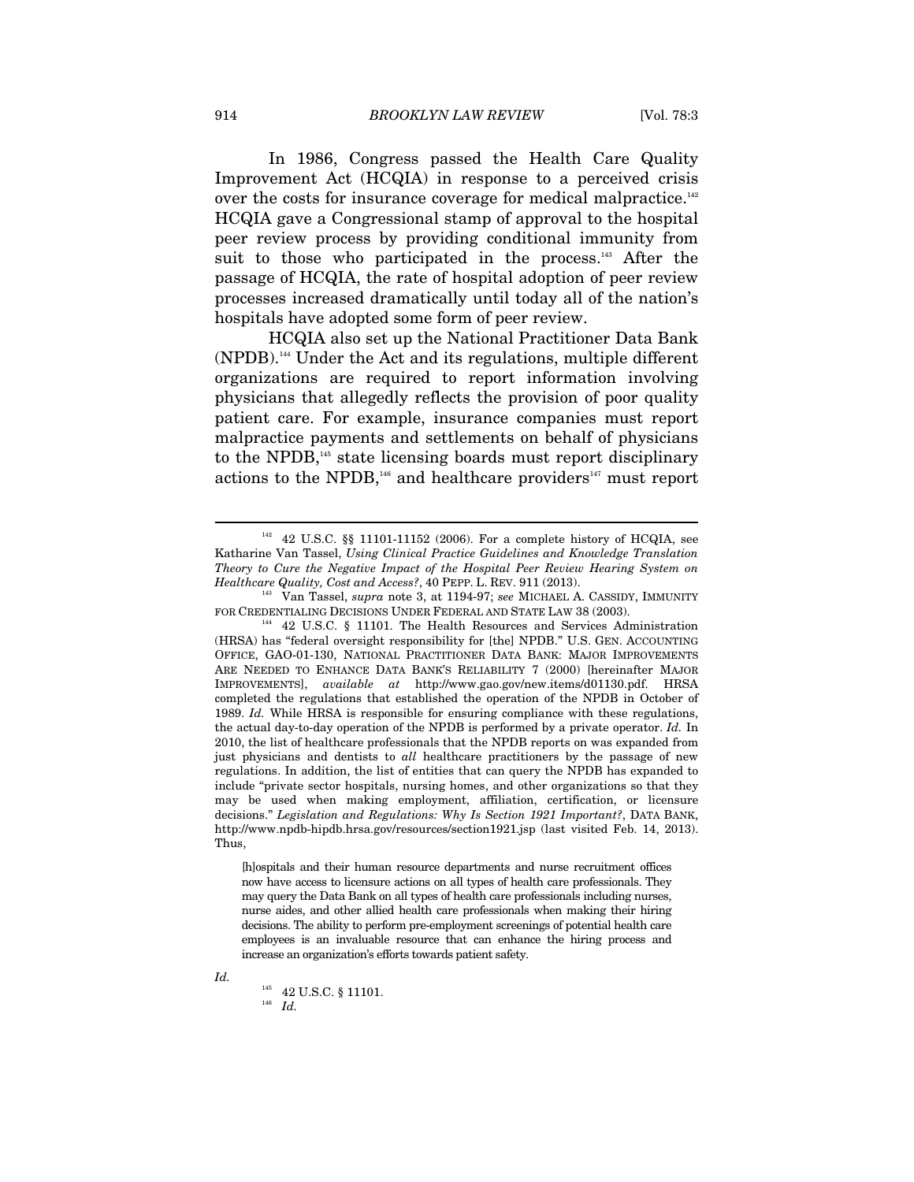In 1986, Congress passed the Health Care Quality Improvement Act (HCQIA) in response to a perceived crisis over the costs for insurance coverage for medical malpractice.[142] HCQIA gave a Congressional stamp of approval to the hospital peer review process by providing conditional immunity from suit to those who participated in the process.[143] After the passage of HCQIA, the rate of hospital adoption of peer review processes increased dramatically until today all of the nation's hospitals have adopted some form of peer review.

HCQIA also set up the National Practitioner Data Bank (NPDB).[144] Under the Act and its regulations, multiple different organizations are required to report information involving physicians that allegedly reflects the provision of poor quality patient care. For example, insurance companies must report malpractice payments and settlements on behalf of physicians to the NPDB,[145] state licensing boards must report disciplinary actions to the NPDB,[146] and healthcare providers[147] must report

---

[142] 42 U.S.C. §§ 11101-11152 (2006). For a complete history of HCQIA, see Katharine Van Tassel, *Using Clinical Practice Guidelines and Knowledge Translation Theory to Cure the Negative Impact of the Hospital Peer Review Hearing System on Healthcare Quality, Cost and Access?*, 40 PEPP. L. REV. 911 (2013).

[143] Van Tassel, *supra* note 3, at 1194-97; *see* MICHAEL A. CASSIDY, IMMUNITY FOR CREDENTIALING DECISIONS UNDER FEDERAL AND STATE LAW 38 (2003).

[144] 42 U.S.C. § 11101. The Health Resources and Services Administration (HRSA) has "federal oversight responsibility for [the] NPDB." U.S. GEN. ACCOUNTING OFFICE, GAO-01-130, NATIONAL PRACTITIONER DATA BANK: MAJOR IMPROVEMENTS ARE NEEDED TO ENHANCE DATA BANK'S RELIABILITY 7 (2000) [hereinafter MAJOR IMPROVEMENTS], *available at* http://www.gao.gov/new.items/d01130.pdf. HRSA completed the regulations that established the operation of the NPDB in October of 1989. *Id.* While HRSA is responsible for ensuring compliance with these regulations, the actual day-to-day operation of the NPDB is performed by a private operator. *Id.* In 2010, the list of healthcare professionals that the NPDB reports on was expanded from just physicians and dentists to *all* healthcare practitioners by the passage of new regulations. In addition, the list of entities that can query the NPDB has expanded to include "private sector hospitals, nursing homes, and other organizations so that they may be used when making employment, affiliation, certification, or licensure decisions." *Legislation and Regulations: Why Is Section 1921 Important?*, DATA BANK, http://www.npdb-hipdb.hrsa.gov/resources/section1921.jsp (last visited Feb. 14, 2013). Thus,

> [h]ospitals and their human resource departments and nurse recruitment offices now have access to licensure actions on all types of health care professionals. They may query the Data Bank on all types of health care professionals including nurses, nurse aides, and other allied health care professionals when making their hiring decisions. The ability to perform pre-employment screenings of potential health care employees is an invaluable resource that can enhance the hiring process and increase an organization's efforts towards patient safety.

*Id.*

[145] 42 U.S.C. § 11101.

[146] *Id.*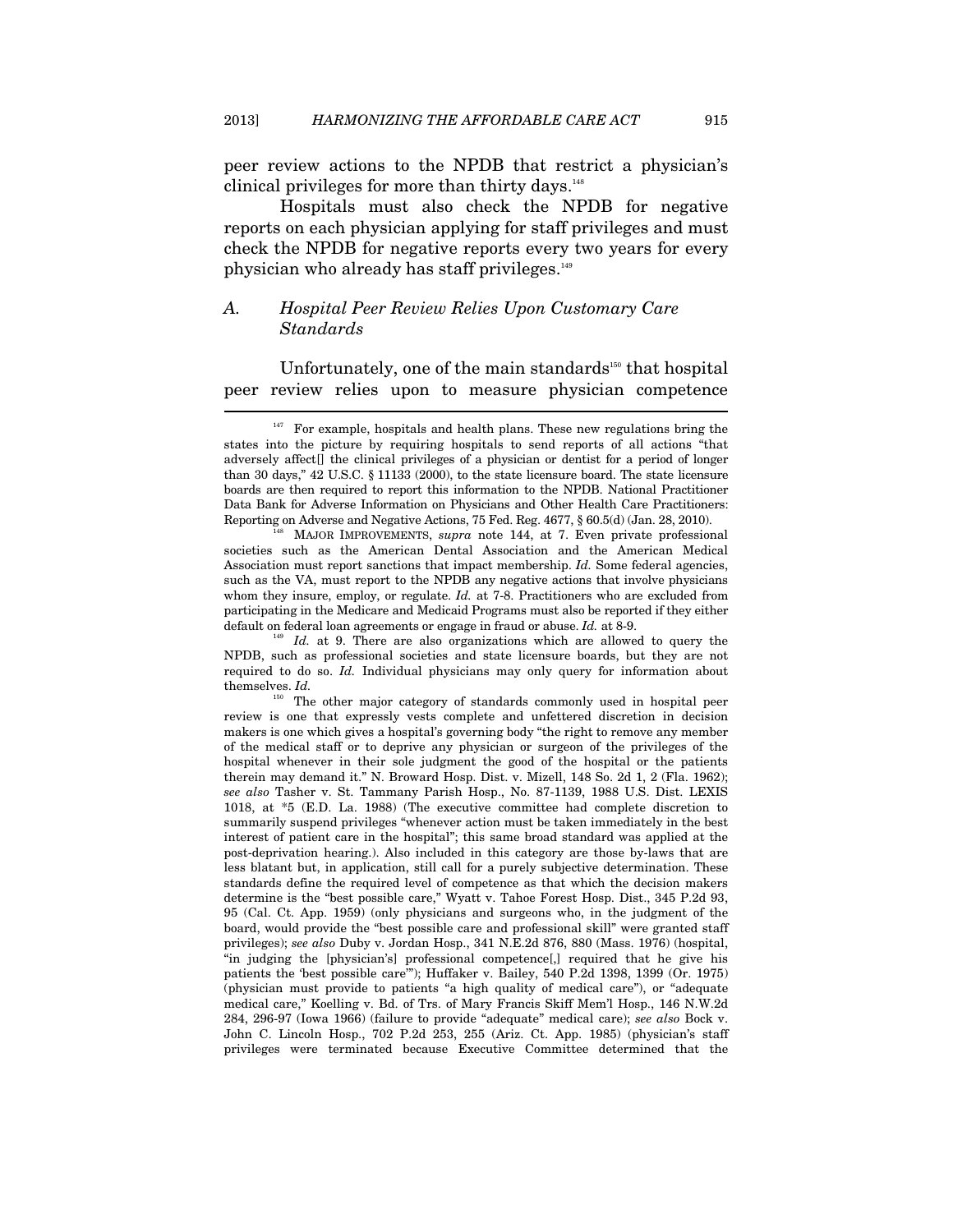peer review actions to the NPDB that restrict a physician's clinical privileges for more than thirty days.[148]

Hospitals must also check the NPDB for negative reports on each physician applying for staff privileges and must check the NPDB for negative reports every two years for every physician who already has staff privileges.[149]

### A. *Hospital Peer Review Relies Upon Customary Care Standards*

Unfortunately, one of the main standards[150] that hospital peer review relies upon to measure physician competence

---

[147] For example, hospitals and health plans. These new regulations bring the states into the picture by requiring hospitals to send reports of all actions "that adversely affect[] the clinical privileges of a physician or dentist for a period of longer than 30 days," 42 U.S.C. § 11133 (2000), to the state licensure board. The state licensure boards are then required to report this information to the NPDB. National Practitioner Data Bank for Adverse Information on Physicians and Other Health Care Practitioners: Reporting on Adverse and Negative Actions, 75 Fed. Reg. 4677, § 60.5(d) (Jan. 28, 2010).

[148] MAJOR IMPROVEMENTS, *supra* note 144, at 7. Even private professional societies such as the American Dental Association and the American Medical Association must report sanctions that impact membership. *Id.* Some federal agencies, such as the VA, must report to the NPDB any negative actions that involve physicians whom they insure, employ, or regulate. *Id.* at 7-8. Practitioners who are excluded from participating in the Medicare and Medicaid Programs must also be reported if they either default on federal loan agreements or engage in fraud or abuse. *Id.* at 8-9.

[149] *Id.* at 9. There are also organizations which are allowed to query the NPDB, such as professional societies and state licensure boards, but they are not required to do so. *Id.* Individual physicians may only query for information about themselves. *Id.*

[150] The other major category of standards commonly used in hospital peer review is one that expressly vests complete and unfettered discretion in decision makers is one which gives a hospital's governing body "the right to remove any member of the medical staff or to deprive any physician or surgeon of the privileges of the hospital whenever in their sole judgment the good of the hospital or the patients therein may demand it." N. Broward Hosp. Dist. v. Mizell, 148 So. 2d 1, 2 (Fla. 1962); *see also* Tasher v. St. Tammany Parish Hosp., No. 87-1139, 1988 U.S. Dist. LEXIS 1018, at *5 (E.D. La. 1988) (The executive committee had complete discretion to summarily suspend privileges "whenever action must be taken immediately in the best interest of patient care in the hospital"; this same broad standard was applied at the post-deprivation hearing.). Also included in this category are those by-laws that are less blatant but, in application, still call for a purely subjective determination. These standards define the required level of competence as that which the decision makers determine is the "best possible care," Wyatt v. Tahoe Forest Hosp. Dist., 345 P.2d 93, 95 (Cal. Ct. App. 1959) (only physicians and surgeons who, in the judgment of the board, would provide the "best possible care and professional skill" were granted staff privileges); *see also* Duby v. Jordan Hosp., 341 N.E.2d 876, 880 (Mass. 1976) (hospital, "in judging the [physician's] professional competence[,] required that he give his patients the 'best possible care'"); Huffaker v. Bailey, 540 P.2d 1398, 1399 (Or. 1975) (physician must provide to patients "a high quality of medical care"), or "adequate medical care," Koelling v. Bd. of Trs. of Mary Francis Skiff Mem'l Hosp., 146 N.W.2d 284, 296-97 (Iowa 1966) (failure to provide "adequate" medical care); *see also* Bock v. John C. Lincoln Hosp., 702 P.2d 253, 255 (Ariz. Ct. App. 1985) (physician's staff privileges were terminated because Executive Committee determined that the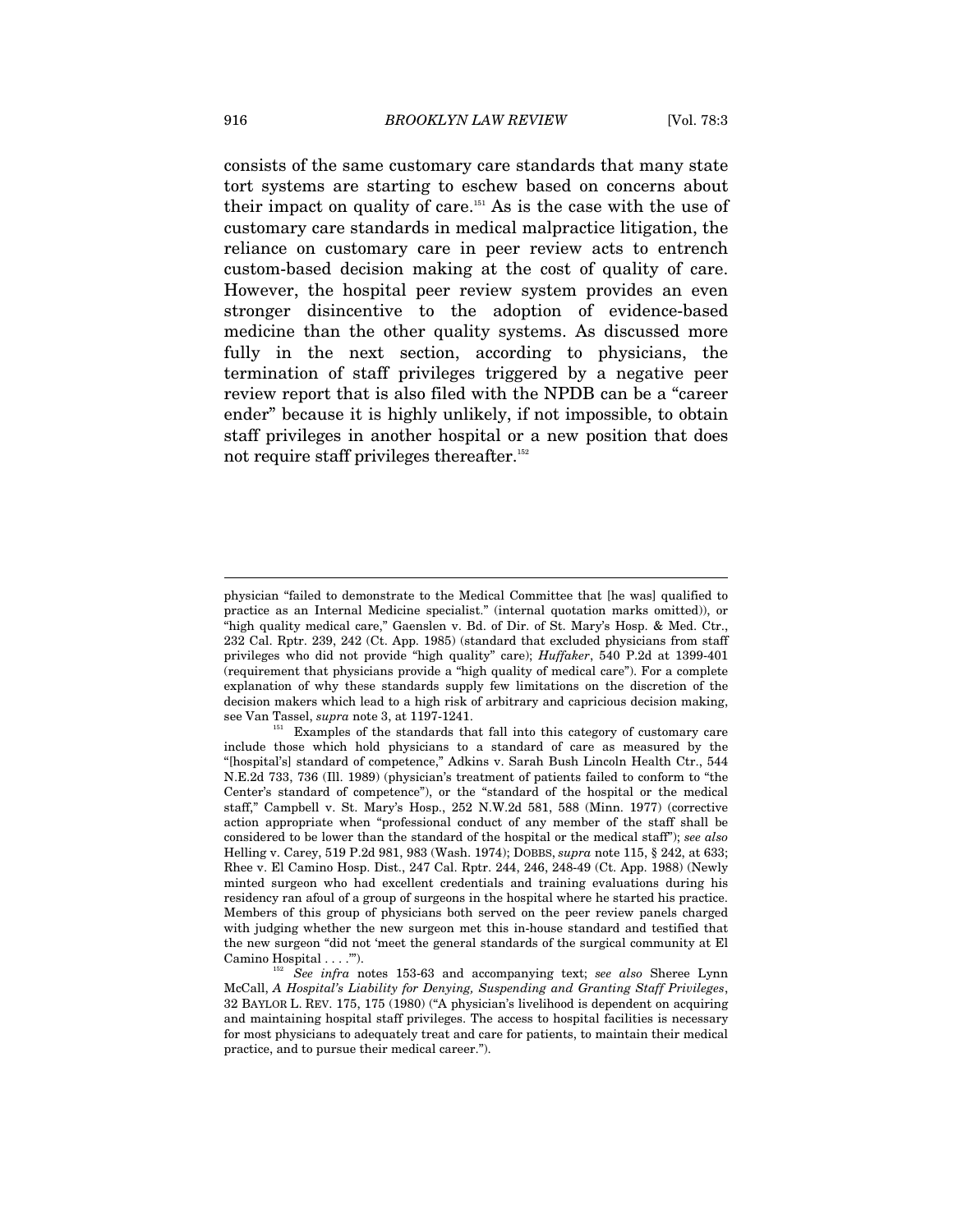consists of the same customary care standards that many state tort systems are starting to eschew based on concerns about their impact on quality of care.[151] As is the case with the use of customary care standards in medical malpractice litigation, the reliance on customary care in peer review acts to entrench custom-based decision making at the cost of quality of care. However, the hospital peer review system provides an even stronger disincentive to the adoption of evidence-based medicine than the other quality systems. As discussed more fully in the next section, according to physicians, the termination of staff privileges triggered by a negative peer review report that is also filed with the NPDB can be a "career ender" because it is highly unlikely, if not impossible, to obtain staff privileges in another hospital or a new position that does not require staff privileges thereafter.[152]

---

physician "failed to demonstrate to the Medical Committee that [he was] qualified to practice as an Internal Medicine specialist." (internal quotation marks omitted)), or "high quality medical care," Gaenslen v. Bd. of Dir. of St. Mary's Hosp. & Med. Ctr., 232 Cal. Rptr. 239, 242 (Ct. App. 1985) (standard that excluded physicians from staff privileges who did not provide "high quality" care); *Huffaker*, 540 P.2d at 1399-401 (requirement that physicians provide a "high quality of medical care"). For a complete explanation of why these standards supply few limitations on the discretion of the decision makers which lead to a high risk of arbitrary and capricious decision making, see Van Tassel, *supra* note 3, at 1197-1241.

[151] Examples of the standards that fall into this category of customary care include those which hold physicians to a standard of care as measured by the "[hospital's] standard of competence," Adkins v. Sarah Bush Lincoln Health Ctr., 544 N.E.2d 733, 736 (Ill. 1989) (physician's treatment of patients failed to conform to "the Center's standard of competence"), or the "standard of the hospital or the medical staff," Campbell v. St. Mary's Hosp., 252 N.W.2d 581, 588 (Minn. 1977) (corrective action appropriate when "professional conduct of any member of the staff shall be considered to be lower than the standard of the hospital or the medical staff"); *see also* Helling v. Carey, 519 P.2d 981, 983 (Wash. 1974); DOBBS, *supra* note 115, § 242, at 633; Rhee v. El Camino Hosp. Dist., 247 Cal. Rptr. 244, 246, 248-49 (Ct. App. 1988) (Newly minted surgeon who had excellent credentials and training evaluations during his residency ran afoul of a group of surgeons in the hospital where he started his practice. Members of this group of physicians both served on the peer review panels charged with judging whether the new surgeon met this in-house standard and testified that the new surgeon "did not 'meet the general standards of the surgical community at El Camino Hospital . . . .'").

[152] *See infra* notes 153-63 and accompanying text; *see also* Sheree Lynn McCall, *A Hospital's Liability for Denying, Suspending and Granting Staff Privileges*, 32 BAYLOR L. REV. 175, 175 (1980) ("A physician's livelihood is dependent on acquiring and maintaining hospital staff privileges. The access to hospital facilities is necessary for most physicians to adequately treat and care for patients, to maintain their medical practice, and to pursue their medical career.").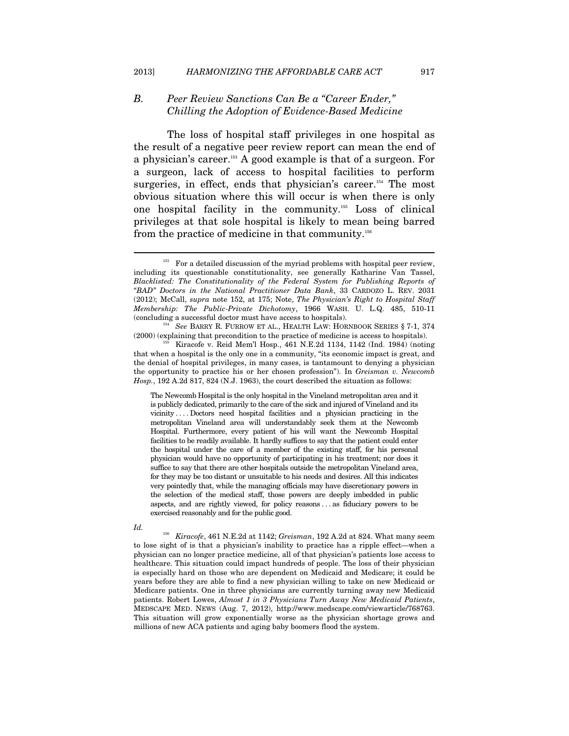### B. *Peer Review Sanctions Can Be a "Career Ender," Chilling the Adoption of Evidence-Based Medicine*

The loss of hospital staff privileges in one hospital as the result of a negative peer review report can mean the end of a physician's career.[153] A good example is that of a surgeon. For a surgeon, lack of access to hospital facilities to perform surgeries, in effect, ends that physician's career.[154] The most obvious situation where this will occur is when there is only one hospital facility in the community.[155] Loss of clinical privileges at that sole hospital is likely to mean being barred from the practice of medicine in that community.[156]

---

[153] For a detailed discussion of the myriad problems with hospital peer review, including its questionable constitutionality, see generally Katharine Van Tassel, *Blacklisted: The Constitutionality of the Federal System for Publishing Reports of "BAD" Doctors in the National Practitioner Data Bank*, 33 CARDOZO L. REV. 2031 (2012); McCall, *supra* note 152, at 175; Note, *The Physician's Right to Hospital Staff Membership: The Public-Private Dichotomy*, 1966 WASH. U. L.Q. 485, 510-11 (concluding a successful doctor must have access to hospitals).

[154] *See* BARRY R. FURROW ET AL., HEALTH LAW: HORNBOOK SERIES § 7-1, 374 (2000) (explaining that precondition to the practice of medicine is access to hospitals).

[155] Kiracofe v. Reid Mem'l Hosp., 461 N.E.2d 1134, 1142 (Ind. 1984) (noting that when a hospital is the only one in a community, "its economic impact is great, and the denial of hospital privileges, in many cases, is tantamount to denying a physician the opportunity to practice his or her chosen profession"). In *Greisman v. Newcomb Hosp.*, 192 A.2d 817, 824 (N.J. 1963), the court described the situation as follows:

> The Newcomb Hospital is the only hospital in the Vineland metropolitan area and it is publicly dedicated, primarily to the care of the sick and injured of Vineland and its vicinity . . . . Doctors need hospital facilities and a physician practicing in the metropolitan Vineland area will understandably seek them at the Newcomb Hospital. Furthermore, every patient of his will want the Newcomb Hospital facilities to be readily available. It hardly suffices to say that the patient could enter the hospital under the care of a member of the existing staff, for his personal physician would have no opportunity of participating in his treatment; nor does it suffice to say that there are other hospitals outside the metropolitan Vineland area, for they may be too distant or unsuitable to his needs and desires. All this indicates very pointedly that, while the managing officials may have discretionary powers in the selection of the medical staff, those powers are deeply imbedded in public aspects, and are rightly viewed, for policy reasons . . . as fiduciary powers to be exercised reasonably and for the public good.

*Id.*

[156] *Kiracofe*, 461 N.E.2d at 1142; *Greisman*, 192 A.2d at 824. What many seem to lose sight of is that a physician's inability to practice has a ripple effect—when a physician can no longer practice medicine, all of that physician's patients lose access to healthcare. This situation could impact hundreds of people. The loss of their physician is especially hard on those who are dependent on Medicaid and Medicare; it could be years before they are able to find a new physician willing to take on new Medicaid or Medicare patients. One in three physicians are currently turning away new Medicaid patients. Robert Lowes, *Almost 1 in 3 Physicians Turn Away New Medicaid Patients*, MEDSCAPE MED. NEWS (Aug. 7, 2012), http://www.medscape.com/viewarticle/768763. This situation will grow exponentially worse as the physician shortage grows and millions of new ACA patients and aging baby boomers flood the system.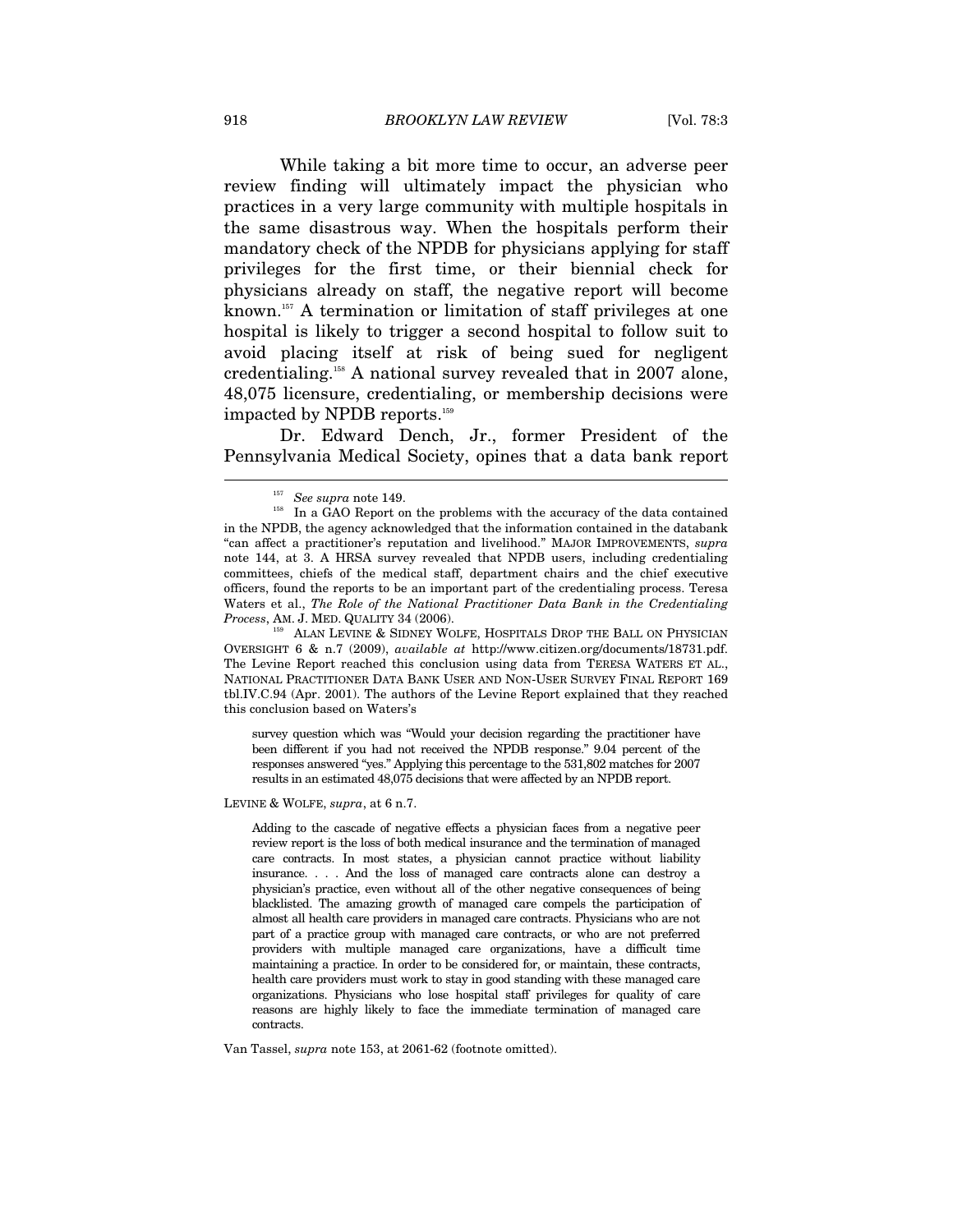While taking a bit more time to occur, an adverse peer review finding will ultimately impact the physician who practices in a very large community with multiple hospitals in the same disastrous way. When the hospitals perform their mandatory check of the NPDB for physicians applying for staff privileges for the first time, or their biennial check for physicians already on staff, the negative report will become known.[157] A termination or limitation of staff privileges at one hospital is likely to trigger a second hospital to follow suit to avoid placing itself at risk of being sued for negligent credentialing.[158] A national survey revealed that in 2007 alone, 48,075 licensure, credentialing, or membership decisions were impacted by NPDB reports.[159]

Dr. Edward Dench, Jr., former President of the Pennsylvania Medical Society, opines that a data bank report

---

[157] *See supra* note 149.

[158] In a GAO Report on the problems with the accuracy of the data contained in the NPDB, the agency acknowledged that the information contained in the databank "can affect a practitioner's reputation and livelihood." MAJOR IMPROVEMENTS, *supra* note 144, at 3. A HRSA survey revealed that NPDB users, including credentialing committees, chiefs of the medical staff, department chairs and the chief executive officers, found the reports to be an important part of the credentialing process. Teresa Waters et al., *The Role of the National Practitioner Data Bank in the Credentialing Process*, AM. J. MED. QUALITY 34 (2006).

[159] ALAN LEVINE & SIDNEY WOLFE, HOSPITALS DROP THE BALL ON PHYSICIAN OVERSIGHT 6 & n.7 (2009), *available at* http://www.citizen.org/documents/18731.pdf. The Levine Report reached this conclusion using data from TERESA WATERS ET AL., NATIONAL PRACTITIONER DATA BANK USER AND NON-USER SURVEY FINAL REPORT 169 tbl.IV.C.94 (Apr. 2001). The authors of the Levine Report explained that they reached this conclusion based on Waters's

> survey question which was "Would your decision regarding the practitioner have been different if you had not received the NPDB response." 9.04 percent of the responses answered "yes." Applying this percentage to the 531,802 matches for 2007 results in an estimated 48,075 decisions that were affected by an NPDB report.

LEVINE & WOLFE, *supra*, at 6 n.7.

> Adding to the cascade of negative effects a physician faces from a negative peer review report is the loss of both medical insurance and the termination of managed care contracts. In most states, a physician cannot practice without liability insurance. . . . And the loss of managed care contracts alone can destroy a physician's practice, even without all of the other negative consequences of being blacklisted. The amazing growth of managed care compels the participation of almost all health care providers in managed care contracts. Physicians who are not part of a practice group with managed care contracts, or who are not preferred providers with multiple managed care organizations, have a difficult time maintaining a practice. In order to be considered for, or maintain, these contracts, health care providers must work to stay in good standing with these managed care organizations. Physicians who lose hospital staff privileges for quality of care reasons are highly likely to face the immediate termination of managed care contracts.

Van Tassel, *supra* note 153, at 2061-62 (footnote omitted).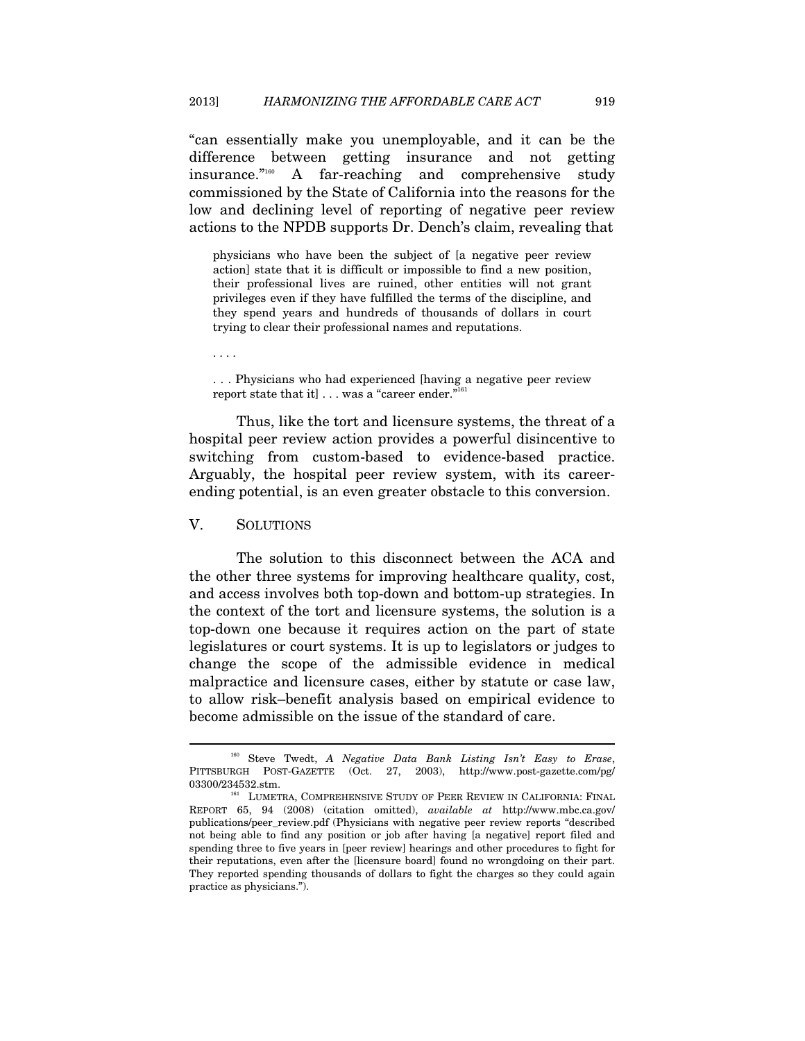"can essentially make you unemployable, and it can be the difference between getting insurance and not getting insurance."[160] A far-reaching and comprehensive study commissioned by the State of California into the reasons for the low and declining level of reporting of negative peer review actions to the NPDB supports Dr. Dench's claim, revealing that

> physicians who have been the subject of [a negative peer review action] state that it is difficult or impossible to find a new position, their professional lives are ruined, other entities will not grant privileges even if they have fulfilled the terms of the discipline, and they spend years and hundreds of thousands of dollars in court trying to clear their professional names and reputations.
>
> . . . .
>
> . . . Physicians who had experienced [having a negative peer review report state that it] . . . was a "career ender."[161]

Thus, like the tort and licensure systems, the threat of a hospital peer review action provides a powerful disincentive to switching from custom-based to evidence-based practice. Arguably, the hospital peer review system, with its career-ending potential, is an even greater obstacle to this conversion.

## V. SOLUTIONS

The solution to this disconnect between the ACA and the other three systems for improving healthcare quality, cost, and access involves both top-down and bottom-up strategies. In the context of the tort and licensure systems, the solution is a top-down one because it requires action on the part of state legislatures or court systems. It is up to legislators or judges to change the scope of the admissible evidence in medical malpractice and licensure cases, either by statute or case law, to allow risk–benefit analysis based on empirical evidence to become admissible on the issue of the standard of care.

---

[160] Steve Twedt, *A Negative Data Bank Listing Isn't Easy to Erase*, PITTSBURGH POST-GAZETTE (Oct. 27, 2003), http://www.post-gazette.com/pg/03300/234532.stm.

[161] LUMETRA, COMPREHENSIVE STUDY OF PEER REVIEW IN CALIFORNIA: FINAL REPORT 65, 94 (2008) (citation omitted), *available at* http://www.mbc.ca.gov/publications/peer_review.pdf (Physicians with negative peer review reports "described not being able to find any position or job after having [a negative] report filed and spending three to five years in [peer review] hearings and other procedures to fight for their reputations, even after the [licensure board] found no wrongdoing on their part. They reported spending thousands of dollars to fight the charges so they could again practice as physicians.").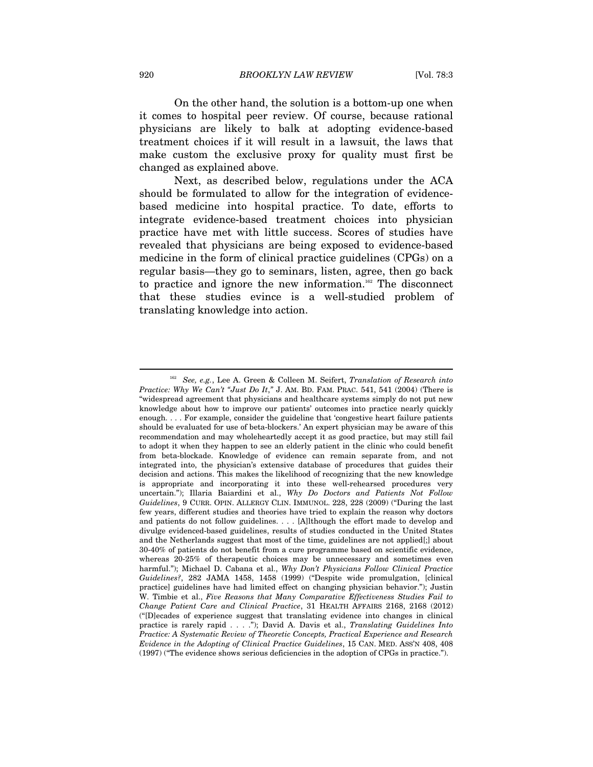On the other hand, the solution is a bottom-up one when it comes to hospital peer review. Of course, because rational physicians are likely to balk at adopting evidence-based treatment choices if it will result in a lawsuit, the laws that make custom the exclusive proxy for quality must first be changed as explained above.

Next, as described below, regulations under the ACA should be formulated to allow for the integration of evidence-based medicine into hospital practice. To date, efforts to integrate evidence-based treatment choices into physician practice have met with little success. Scores of studies have revealed that physicians are being exposed to evidence-based medicine in the form of clinical practice guidelines (CPGs) on a regular basis—they go to seminars, listen, agree, then go back to practice and ignore the new information.[162] The disconnect that these studies evince is a well-studied problem of translating knowledge into action.

---

[162] *See, e.g.*, Lee A. Green & Colleen M. Seifert, *Translation of Research into Practice: Why We Can't "Just Do It*,*"* J. AM. BD. FAM. PRAC. 541, 541 (2004) (There is "widespread agreement that physicians and healthcare systems simply do not put new knowledge about how to improve our patients' outcomes into practice nearly quickly enough. . . . For example, consider the guideline that 'congestive heart failure patients should be evaluated for use of beta-blockers.' An expert physician may be aware of this recommendation and may wholeheartedly accept it as good practice, but may still fail to adopt it when they happen to see an elderly patient in the clinic who could benefit from beta-blockade. Knowledge of evidence can remain separate from, and not integrated into, the physician's extensive database of procedures that guides their decision and actions. This makes the likelihood of recognizing that the new knowledge is appropriate and incorporating it into these well-rehearsed procedures very uncertain."); Illaria Baiardini et al., *Why Do Doctors and Patients Not Follow Guidelines*, 9 CURR. OPIN. ALLERGY CLIN. IMMUNOL. 228, 228 (2009) ("During the last few years, different studies and theories have tried to explain the reason why doctors and patients do not follow guidelines. . . . [A]lthough the effort made to develop and divulge evidenced-based guidelines, results of studies conducted in the United States and the Netherlands suggest that most of the time, guidelines are not applied[;] about 30-40% of patients do not benefit from a cure programme based on scientific evidence, whereas 20-25% of therapeutic choices may be unnecessary and sometimes even harmful."); Michael D. Cabana et al., *Why Don't Physicians Follow Clinical Practice Guidelines?*, 282 JAMA 1458, 1458 (1999) ("Despite wide promulgation, [clinical practice] guidelines have had limited effect on changing physician behavior."); Justin W. Timbie et al., *Five Reasons that Many Comparative Effectiveness Studies Fail to Change Patient Care and Clinical Practice*, 31 HEALTH AFFAIRS 2168, 2168 (2012) ("[D]ecades of experience suggest that translating evidence into changes in clinical practice is rarely rapid . . . ."); David A. Davis et al., *Translating Guidelines Into Practice: A Systematic Review of Theoretic Concepts, Practical Experience and Research Evidence in the Adopting of Clinical Practice Guidelines*, 15 CAN. MED. ASS'N 408, 408 (1997) ("The evidence shows serious deficiencies in the adoption of CPGs in practice.").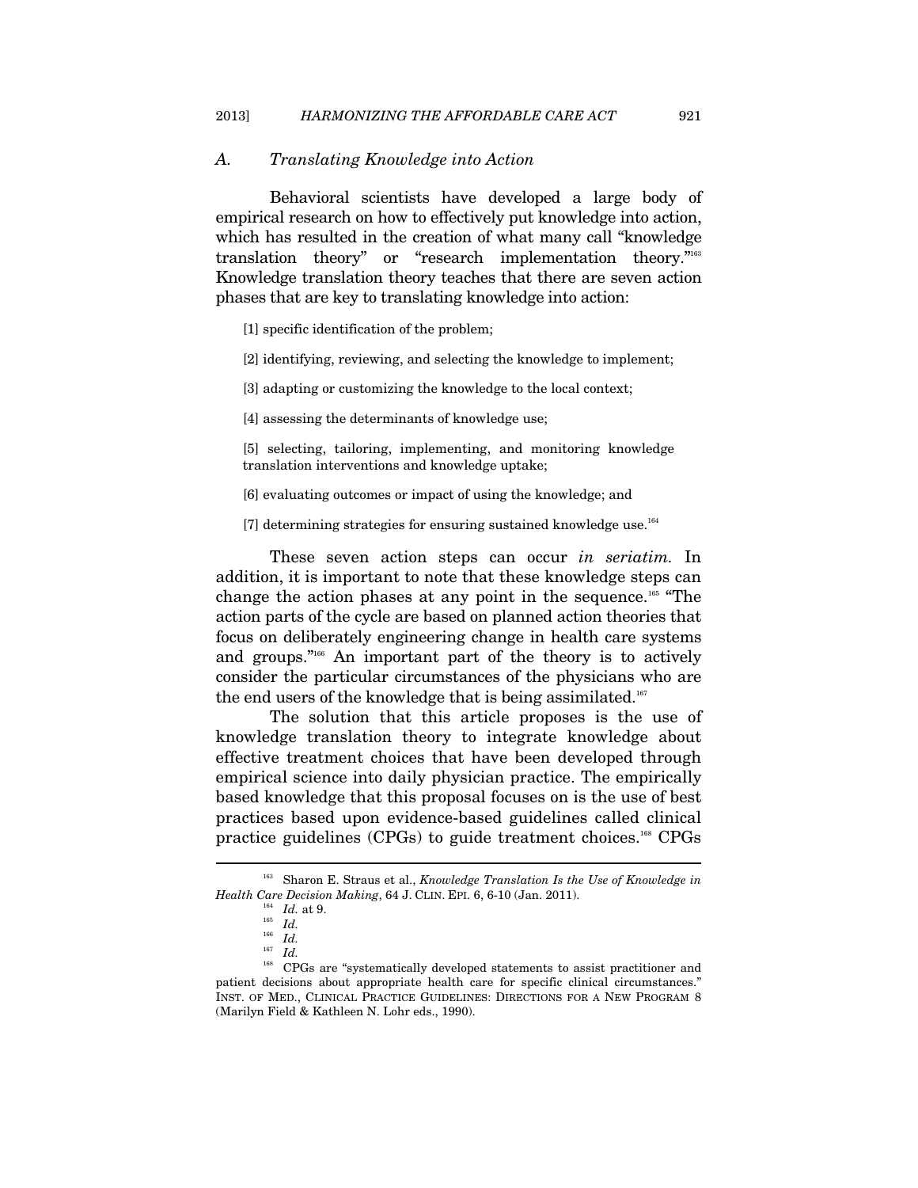### A. *Translating Knowledge into Action*

Behavioral scientists have developed a large body of empirical research on how to effectively put knowledge into action, which has resulted in the creation of what many call "knowledge translation theory" or "research implementation theory."[163] Knowledge translation theory teaches that there are seven action phases that are key to translating knowledge into action:

> [1] specific identification of the problem;
>
> [2] identifying, reviewing, and selecting the knowledge to implement;
>
> [3] adapting or customizing the knowledge to the local context;
>
> [4] assessing the determinants of knowledge use;
>
> [5] selecting, tailoring, implementing, and monitoring knowledge translation interventions and knowledge uptake;
>
> [6] evaluating outcomes or impact of using the knowledge; and
>
> [7] determining strategies for ensuring sustained knowledge use.[164]

These seven action steps can occur *in seriatim*. In addition, it is important to note that these knowledge steps can change the action phases at any point in the sequence.[165] "The action parts of the cycle are based on planned action theories that focus on deliberately engineering change in health care systems and groups."[166] An important part of the theory is to actively consider the particular circumstances of the physicians who are the end users of the knowledge that is being assimilated.[167]

The solution that this article proposes is the use of knowledge translation theory to integrate knowledge about effective treatment choices that have been developed through empirical science into daily physician practice. The empirically based knowledge that this proposal focuses on is the use of best practices based upon evidence-based guidelines called clinical practice guidelines (CPGs) to guide treatment choices.[168] CPGs

---

[163] Sharon E. Straus et al., *Knowledge Translation Is the Use of Knowledge in Health Care Decision Making*, 64 J. CLIN. EPI. 6, 6-10 (Jan. 2011).

[164] *Id.* at 9.

[165] *Id.*

[166] *Id.*

[167] *Id.*

[168] CPGs are "systematically developed statements to assist practitioner and patient decisions about appropriate health care for specific clinical circumstances." INST. OF MED., CLINICAL PRACTICE GUIDELINES: DIRECTIONS FOR A NEW PROGRAM 8 (Marilyn Field & Kathleen N. Lohr eds., 1990).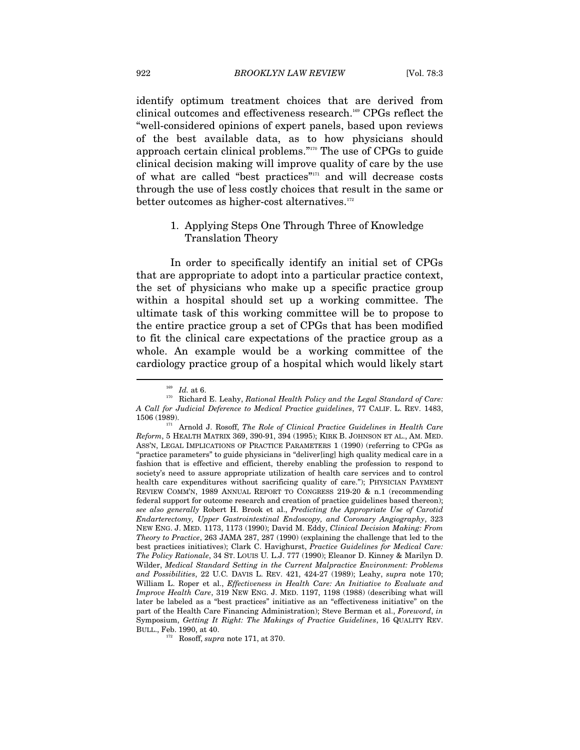identify optimum treatment choices that are derived from clinical outcomes and effectiveness research.[169] CPGs reflect the "well-considered opinions of expert panels, based upon reviews of the best available data, as to how physicians should approach certain clinical problems."[170] The use of CPGs to guide clinical decision making will improve quality of care by the use of what are called "best practices"[171] and will decrease costs through the use of less costly choices that result in the same or better outcomes as higher-cost alternatives.[172]

### 1. Applying Steps One Through Three of Knowledge Translation Theory

In order to specifically identify an initial set of CPGs that are appropriate to adopt into a particular practice context, the set of physicians who make up a specific practice group within a hospital should set up a working committee. The ultimate task of this working committee will be to propose to the entire practice group a set of CPGs that has been modified to fit the clinical care expectations of the practice group as a whole. An example would be a working committee of the cardiology practice group of a hospital which would likely start

---

[169] *Id.* at 6.

[170] Richard E. Leahy, *Rational Health Policy and the Legal Standard of Care: A Call for Judicial Deference to Medical Practice guidelines*, 77 CALIF. L. REV. 1483, 1506 (1989).

[171] Arnold J. Rosoff, *The Role of Clinical Practice Guidelines in Health Care Reform*, 5 HEALTH MATRIX 369, 390-91, 394 (1995); KIRK B. JOHNSON ET AL., AM. MED. ASS'N, LEGAL IMPLICATIONS OF PRACTICE PARAMETERS 1 (1990) (referring to CPGs as "practice parameters" to guide physicians in "deliver[ing] high quality medical care in a fashion that is effective and efficient, thereby enabling the profession to respond to society's need to assure appropriate utilization of health care services and to control health care expenditures without sacrificing quality of care."); PHYSICIAN PAYMENT REVIEW COMM'N, 1989 ANNUAL REPORT TO CONGRESS 219-20 & n.1 (recommending federal support for outcome research and creation of practice guidelines based thereon); *see also generally* Robert H. Brook et al., *Predicting the Appropriate Use of Carotid Endarterectomy, Upper Gastrointestinal Endoscopy, and Coronary Angiography*, 323 NEW ENG. J. MED. 1173, 1173 (1990); David M. Eddy, *Clinical Decision Making: From Theory to Practice*, 263 JAMA 287, 287 (1990) (explaining the challenge that led to the best practices initiatives); Clark C. Havighurst, *Practice Guidelines for Medical Care: The Policy Rationale*, 34 ST. LOUIS U. L.J. 777 (1990); Eleanor D. Kinney & Marilyn D. Wilder, *Medical Standard Setting in the Current Malpractice Environment: Problems and Possibilities*, 22 U.C. DAVIS L. REV. 421, 424-27 (1989); Leahy, *supra* note 170; William L. Roper et al., *Effectiveness in Health Care: An Initiative to Evaluate and Improve Health Care*, 319 NEW ENG. J. MED. 1197, 1198 (1988) (describing what will later be labeled as a "best practices" initiative as an "effectiveness initiative" on the part of the Health Care Financing Administration); Steve Berman et al., *Foreword*, *in* Symposium, *Getting It Right: The Makings of Practice Guidelines*, 16 QUALITY REV. BULL., Feb. 1990, at 40.

[172] Rosoff, *supra* note 171, at 370.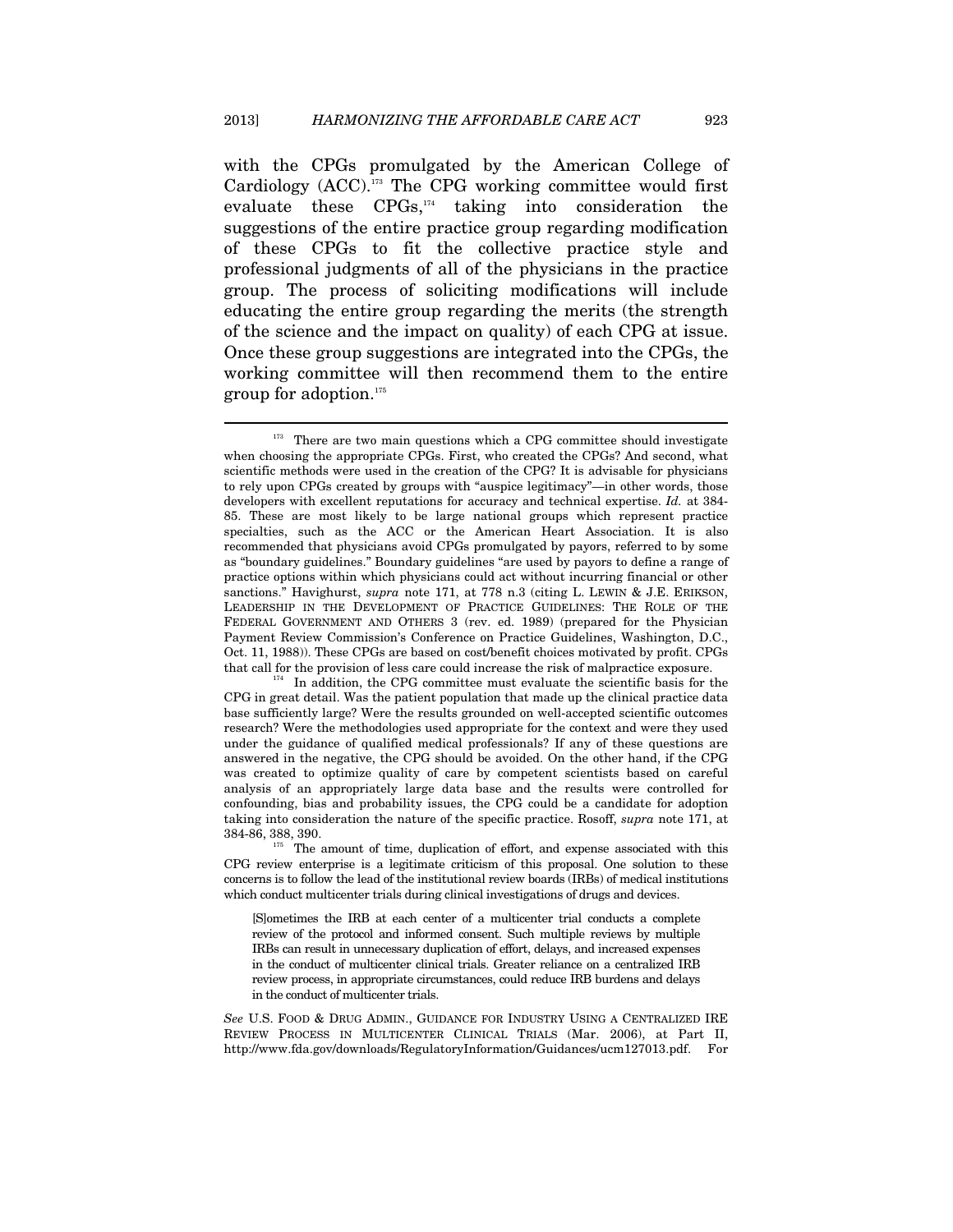with the CPGs promulgated by the American College of Cardiology (ACC).[173] The CPG working committee would first evaluate these CPGs,[174] taking into consideration the suggestions of the entire practice group regarding modification of these CPGs to fit the collective practice style and professional judgments of all of the physicians in the practice group. The process of soliciting modifications will include educating the entire group regarding the merits (the strength of the science and the impact on quality) of each CPG at issue. Once these group suggestions are integrated into the CPGs, the working committee will then recommend them to the entire group for adoption.[175]

---

[173] There are two main questions which a CPG committee should investigate when choosing the appropriate CPGs. First, who created the CPGs? And second, what scientific methods were used in the creation of the CPG? It is advisable for physicians to rely upon CPGs created by groups with "auspice legitimacy"—in other words, those developers with excellent reputations for accuracy and technical expertise. *Id.* at 384-85. These are most likely to be large national groups which represent practice specialties, such as the ACC or the American Heart Association. It is also recommended that physicians avoid CPGs promulgated by payors, referred to by some as "boundary guidelines." Boundary guidelines "are used by payors to define a range of practice options within which physicians could act without incurring financial or other sanctions." Havighurst, *supra* note 171, at 778 n.3 (citing L. LEWIN & J.E. ERIKSON, LEADERSHIP IN THE DEVELOPMENT OF PRACTICE GUIDELINES: THE ROLE OF THE FEDERAL GOVERNMENT AND OTHERS 3 (rev. ed. 1989) (prepared for the Physician Payment Review Commission's Conference on Practice Guidelines, Washington, D.C., Oct. 11, 1988)). These CPGs are based on cost/benefit choices motivated by profit. CPGs that call for the provision of less care could increase the risk of malpractice exposure.

[174] In addition, the CPG committee must evaluate the scientific basis for the CPG in great detail. Was the patient population that made up the clinical practice data base sufficiently large? Were the results grounded on well-accepted scientific outcomes research? Were the methodologies used appropriate for the context and were they used under the guidance of qualified medical professionals? If any of these questions are answered in the negative, the CPG should be avoided. On the other hand, if the CPG was created to optimize quality of care by competent scientists based on careful analysis of an appropriately large data base and the results were controlled for confounding, bias and probability issues, the CPG could be a candidate for adoption taking into consideration the nature of the specific practice. Rosoff, *supra* note 171, at 384-86, 388, 390.

[175] The amount of time, duplication of effort, and expense associated with this CPG review enterprise is a legitimate criticism of this proposal. One solution to these concerns is to follow the lead of the institutional review boards (IRBs) of medical institutions which conduct multicenter trials during clinical investigations of drugs and devices.

> [S]ometimes the IRB at each center of a multicenter trial conducts a complete review of the protocol and informed consent. Such multiple reviews by multiple IRBs can result in unnecessary duplication of effort, delays, and increased expenses in the conduct of multicenter clinical trials. Greater reliance on a centralized IRB review process, in appropriate circumstances, could reduce IRB burdens and delays in the conduct of multicenter trials.

*See* U.S. FOOD & DRUG ADMIN., GUIDANCE FOR INDUSTRY USING A CENTRALIZED IRE REVIEW PROCESS IN MULTICENTER CLINICAL TRIALS (Mar. 2006), at Part II, http://www.fda.gov/downloads/RegulatoryInformation/Guidances/ucm127013.pdf. For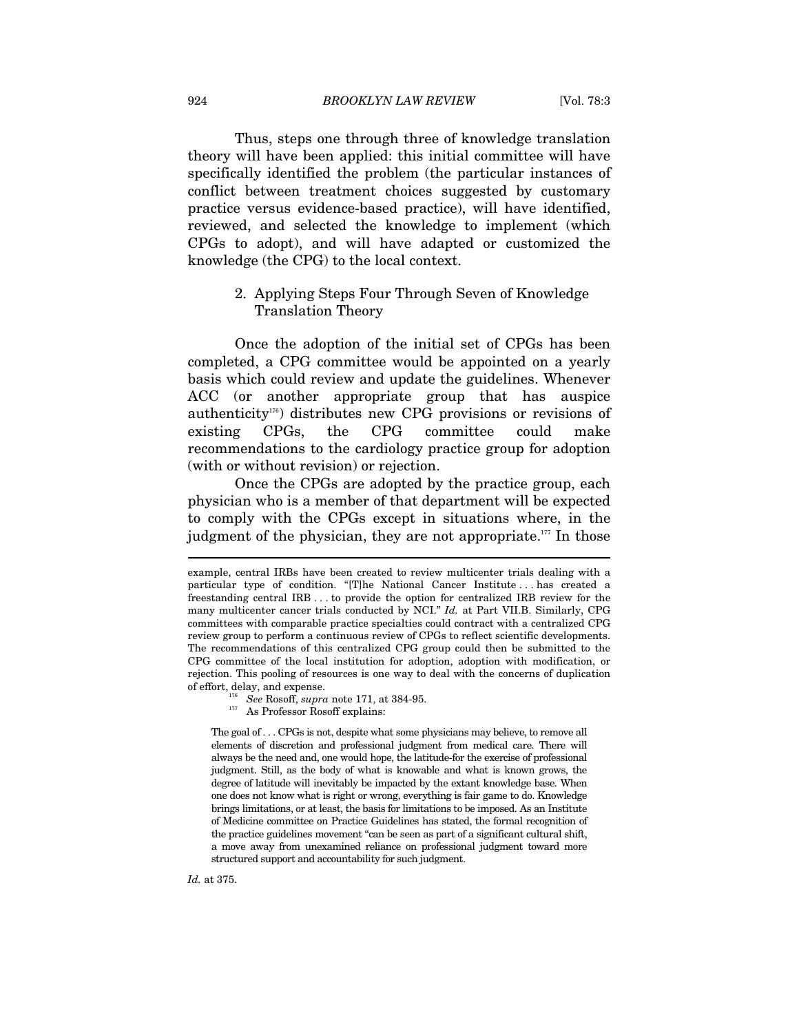Thus, steps one through three of knowledge translation theory will have been applied: this initial committee will have specifically identified the problem (the particular instances of conflict between treatment choices suggested by customary practice versus evidence-based practice), will have identified, reviewed, and selected the knowledge to implement (which CPGs to adopt), and will have adapted or customized the knowledge (the CPG) to the local context.

### 2. Applying Steps Four Through Seven of Knowledge Translation Theory

Once the adoption of the initial set of CPGs has been completed, a CPG committee would be appointed on a yearly basis which could review and update the guidelines. Whenever ACC (or another appropriate group that has auspice authenticity[176]) distributes new CPG provisions or revisions of existing CPGs, the CPG committee could make recommendations to the cardiology practice group for adoption (with or without revision) or rejection.

Once the CPGs are adopted by the practice group, each physician who is a member of that department will be expected to comply with the CPGs except in situations where, in the judgment of the physician, they are not appropriate.[177] In those

---

example, central IRBs have been created to review multicenter trials dealing with a particular type of condition. "[T]he National Cancer Institute . . . has created a freestanding central IRB . . . to provide the option for centralized IRB review for the many multicenter cancer trials conducted by NCI." *Id.* at Part VII.B. Similarly, CPG committees with comparable practice specialties could contract with a centralized CPG review group to perform a continuous review of CPGs to reflect scientific developments. The recommendations of this centralized CPG group could then be submitted to the CPG committee of the local institution for adoption, adoption with modification, or rejection. This pooling of resources is one way to deal with the concerns of duplication of effort, delay, and expense.

[176] *See* Rosoff, *supra* note 171, at 384-95.

[177] As Professor Rosoff explains:

> The goal of . . . CPGs is not, despite what some physicians may believe, to remove all elements of discretion and professional judgment from medical care. There will always be the need and, one would hope, the latitude-for the exercise of professional judgment. Still, as the body of what is knowable and what is known grows, the degree of latitude will inevitably be impacted by the extant knowledge base. When one does not know what is right or wrong, everything is fair game to do. Knowledge brings limitations, or at least, the basis for limitations to be imposed. As an Institute of Medicine committee on Practice Guidelines has stated, the formal recognition of the practice guidelines movement "can be seen as part of a significant cultural shift, a move away from unexamined reliance on professional judgment toward more structured support and accountability for such judgment.

*Id.* at 375.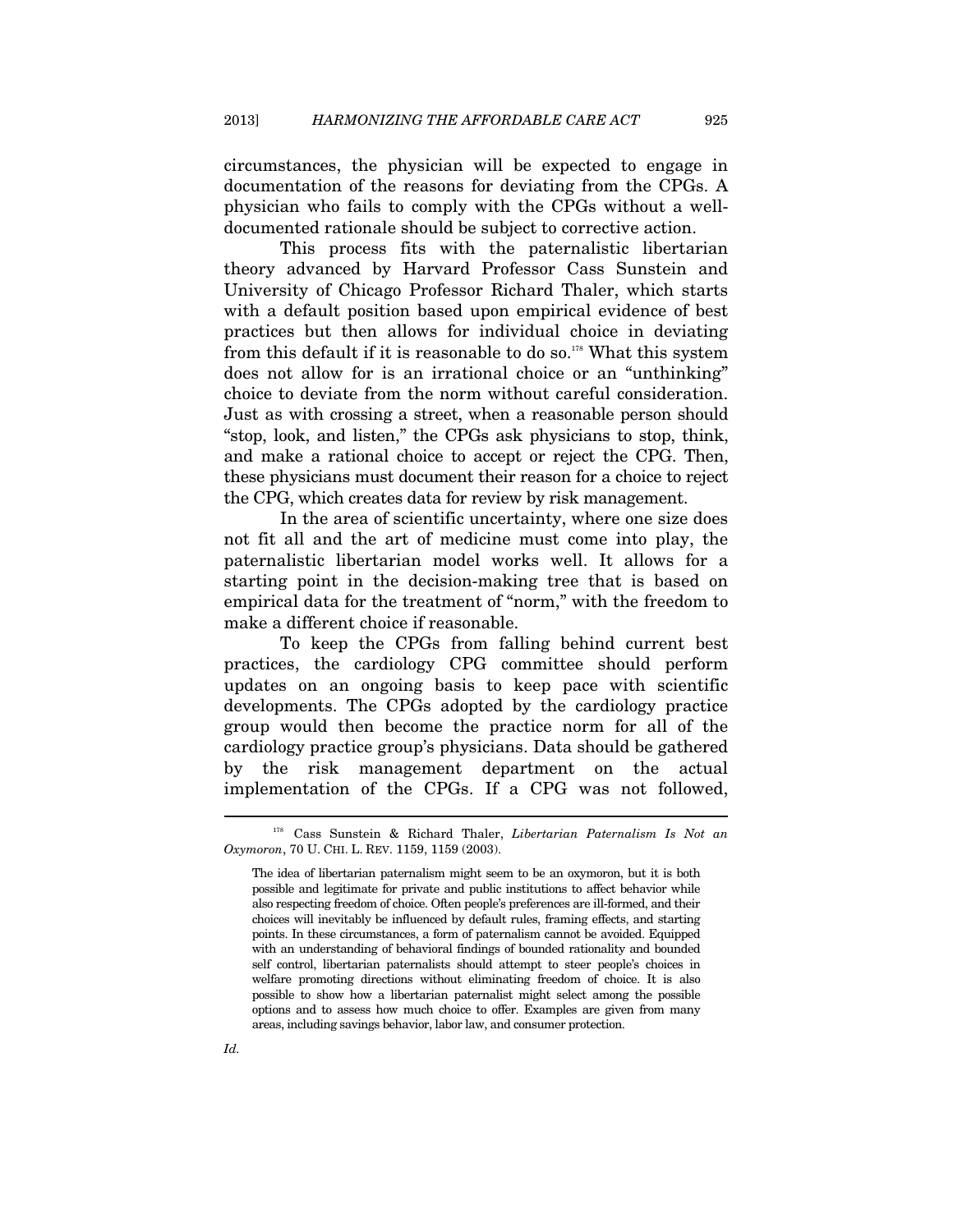circumstances, the physician will be expected to engage in documentation of the reasons for deviating from the CPGs. A physician who fails to comply with the CPGs without a well-documented rationale should be subject to corrective action.

This process fits with the paternalistic libertarian theory advanced by Harvard Professor Cass Sunstein and University of Chicago Professor Richard Thaler, which starts with a default position based upon empirical evidence of best practices but then allows for individual choice in deviating from this default if it is reasonable to do so.[178] What this system does not allow for is an irrational choice or an "unthinking" choice to deviate from the norm without careful consideration. Just as with crossing a street, when a reasonable person should "stop, look, and listen," the CPGs ask physicians to stop, think, and make a rational choice to accept or reject the CPG. Then, these physicians must document their reason for a choice to reject the CPG, which creates data for review by risk management.

In the area of scientific uncertainty, where one size does not fit all and the art of medicine must come into play, the paternalistic libertarian model works well. It allows for a starting point in the decision-making tree that is based on empirical data for the treatment of "norm," with the freedom to make a different choice if reasonable.

To keep the CPGs from falling behind current best practices, the cardiology CPG committee should perform updates on an ongoing basis to keep pace with scientific developments. The CPGs adopted by the cardiology practice group would then become the practice norm for all of the cardiology practice group's physicians. Data should be gathered by the risk management department on the actual implementation of the CPGs. If a CPG was not followed,

---

[178] Cass Sunstein & Richard Thaler, *Libertarian Paternalism Is Not an Oxymoron*, 70 U. CHI. L. REV. 1159, 1159 (2003).

> The idea of libertarian paternalism might seem to be an oxymoron, but it is both possible and legitimate for private and public institutions to affect behavior while also respecting freedom of choice. Often people's preferences are ill-formed, and their choices will inevitably be influenced by default rules, framing effects, and starting points. In these circumstances, a form of paternalism cannot be avoided. Equipped with an understanding of behavioral findings of bounded rationality and bounded self control, libertarian paternalists should attempt to steer people's choices in welfare promoting directions without eliminating freedom of choice. It is also possible to show how a libertarian paternalist might select among the possible options and to assess how much choice to offer. Examples are given from many areas, including savings behavior, labor law, and consumer protection.

*Id.*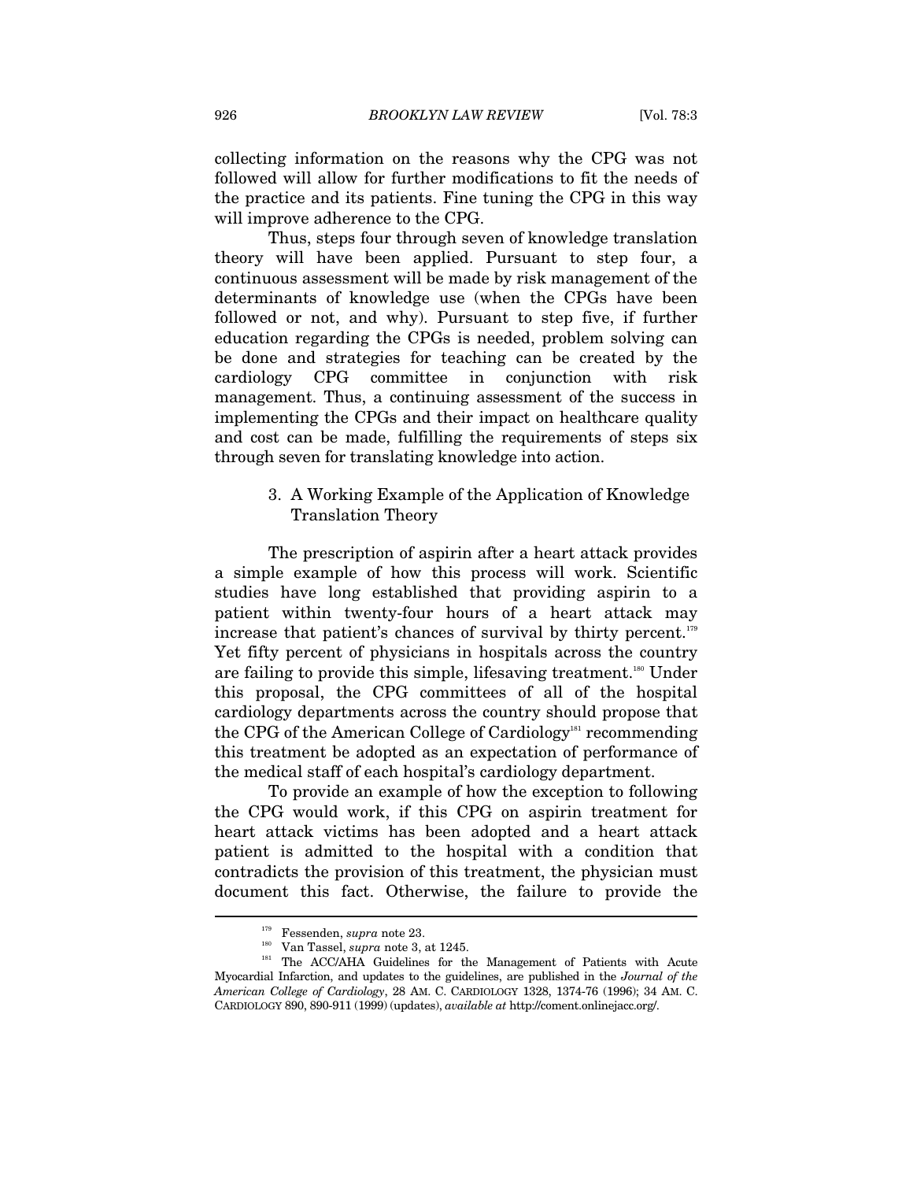collecting information on the reasons why the CPG was not followed will allow for further modifications to fit the needs of the practice and its patients. Fine tuning the CPG in this way will improve adherence to the CPG.

Thus, steps four through seven of knowledge translation theory will have been applied. Pursuant to step four, a continuous assessment will be made by risk management of the determinants of knowledge use (when the CPGs have been followed or not, and why). Pursuant to step five, if further education regarding the CPGs is needed, problem solving can be done and strategies for teaching can be created by the cardiology CPG committee in conjunction with risk management. Thus, a continuing assessment of the success in implementing the CPGs and their impact on healthcare quality and cost can be made, fulfilling the requirements of steps six through seven for translating knowledge into action.

### 3. A Working Example of the Application of Knowledge Translation Theory

The prescription of aspirin after a heart attack provides a simple example of how this process will work. Scientific studies have long established that providing aspirin to a patient within twenty-four hours of a heart attack may increase that patient's chances of survival by thirty percent.[179] Yet fifty percent of physicians in hospitals across the country are failing to provide this simple, lifesaving treatment.[180] Under this proposal, the CPG committees of all of the hospital cardiology departments across the country should propose that the CPG of the American College of Cardiology[181] recommending this treatment be adopted as an expectation of performance of the medical staff of each hospital's cardiology department.

To provide an example of how the exception to following the CPG would work, if this CPG on aspirin treatment for heart attack victims has been adopted and a heart attack patient is admitted to the hospital with a condition that contradicts the provision of this treatment, the physician must document this fact. Otherwise, the failure to provide the

---

[179] Fessenden, *supra* note 23.

[180] Van Tassel, *supra* note 3, at 1245.

[181] The ACC/AHA Guidelines for the Management of Patients with Acute Myocardial Infarction, and updates to the guidelines, are published in the *Journal of the American College of Cardiology*, 28 AM. C. CARDIOLOGY 1328, 1374-76 (1996); 34 AM. C. CARDIOLOGY 890, 890-911 (1999) (updates), *available at* http://coment.onlinejacc.org/.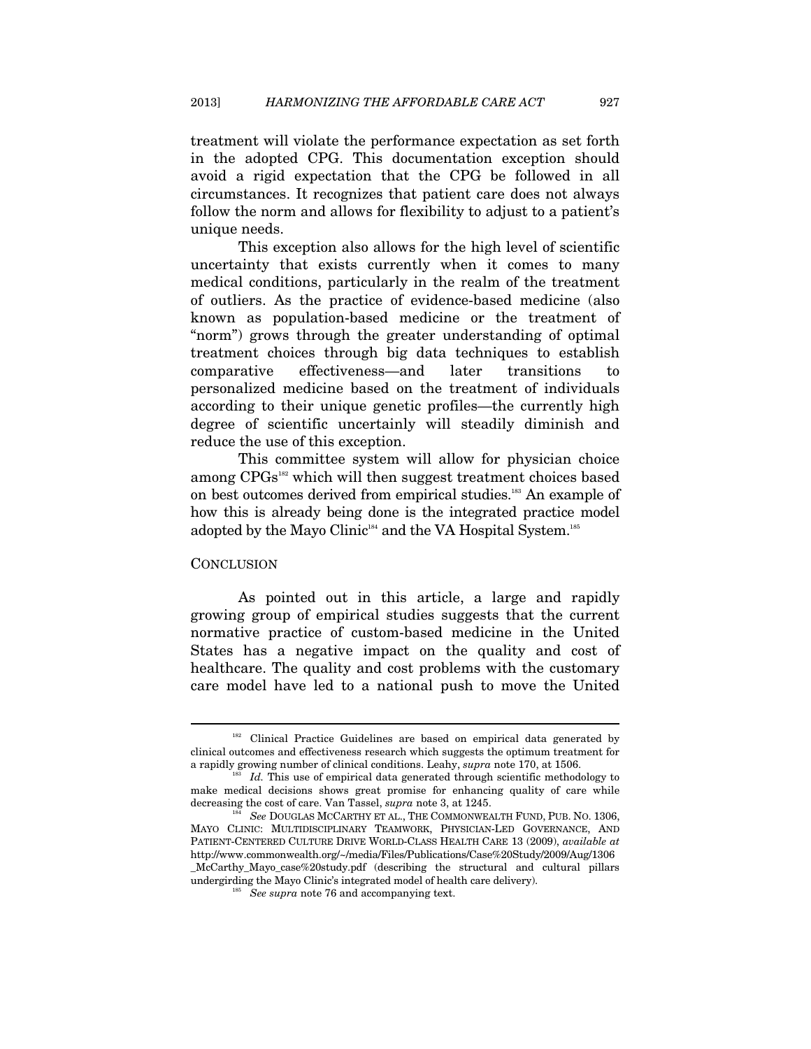treatment will violate the performance expectation as set forth in the adopted CPG. This documentation exception should avoid a rigid expectation that the CPG be followed in all circumstances. It recognizes that patient care does not always follow the norm and allows for flexibility to adjust to a patient's unique needs.

This exception also allows for the high level of scientific uncertainty that exists currently when it comes to many medical conditions, particularly in the realm of the treatment of outliers. As the practice of evidence-based medicine (also known as population-based medicine or the treatment of "norm") grows through the greater understanding of optimal treatment choices through big data techniques to establish comparative effectiveness—and later transitions to personalized medicine based on the treatment of individuals according to their unique genetic profiles—the currently high degree of scientific uncertainly will steadily diminish and reduce the use of this exception.

This committee system will allow for physician choice among CPGs[182] which will then suggest treatment choices based on best outcomes derived from empirical studies.[183] An example of how this is already being done is the integrated practice model adopted by the Mayo Clinic[184] and the VA Hospital System.[185]

## CONCLUSION

As pointed out in this article, a large and rapidly growing group of empirical studies suggests that the current normative practice of custom-based medicine in the United States has a negative impact on the quality and cost of healthcare. The quality and cost problems with the customary care model have led to a national push to move the United

---

[182] Clinical Practice Guidelines are based on empirical data generated by clinical outcomes and effectiveness research which suggests the optimum treatment for a rapidly growing number of clinical conditions. Leahy, *supra* note 170, at 1506.

[183] *Id.* This use of empirical data generated through scientific methodology to make medical decisions shows great promise for enhancing quality of care while decreasing the cost of care. Van Tassel, *supra* note 3, at 1245.

[184] *See* DOUGLAS MCCARTHY ET AL., THE COMMONWEALTH FUND, PUB. NO. 1306, MAYO CLINIC: MULTIDISCIPLINARY TEAMWORK, PHYSICIAN-LED GOVERNANCE, AND PATIENT-CENTERED CULTURE DRIVE WORLD-CLASS HEALTH CARE 13 (2009), *available at* http://www.commonwealth.org/~/media/Files/Publications/Case%20Study/2009/Aug/1306_McCarthy_Mayo_case%20study.pdf (describing the structural and cultural pillars undergirding the Mayo Clinic's integrated model of health care delivery).

[185] *See supra* note 76 and accompanying text.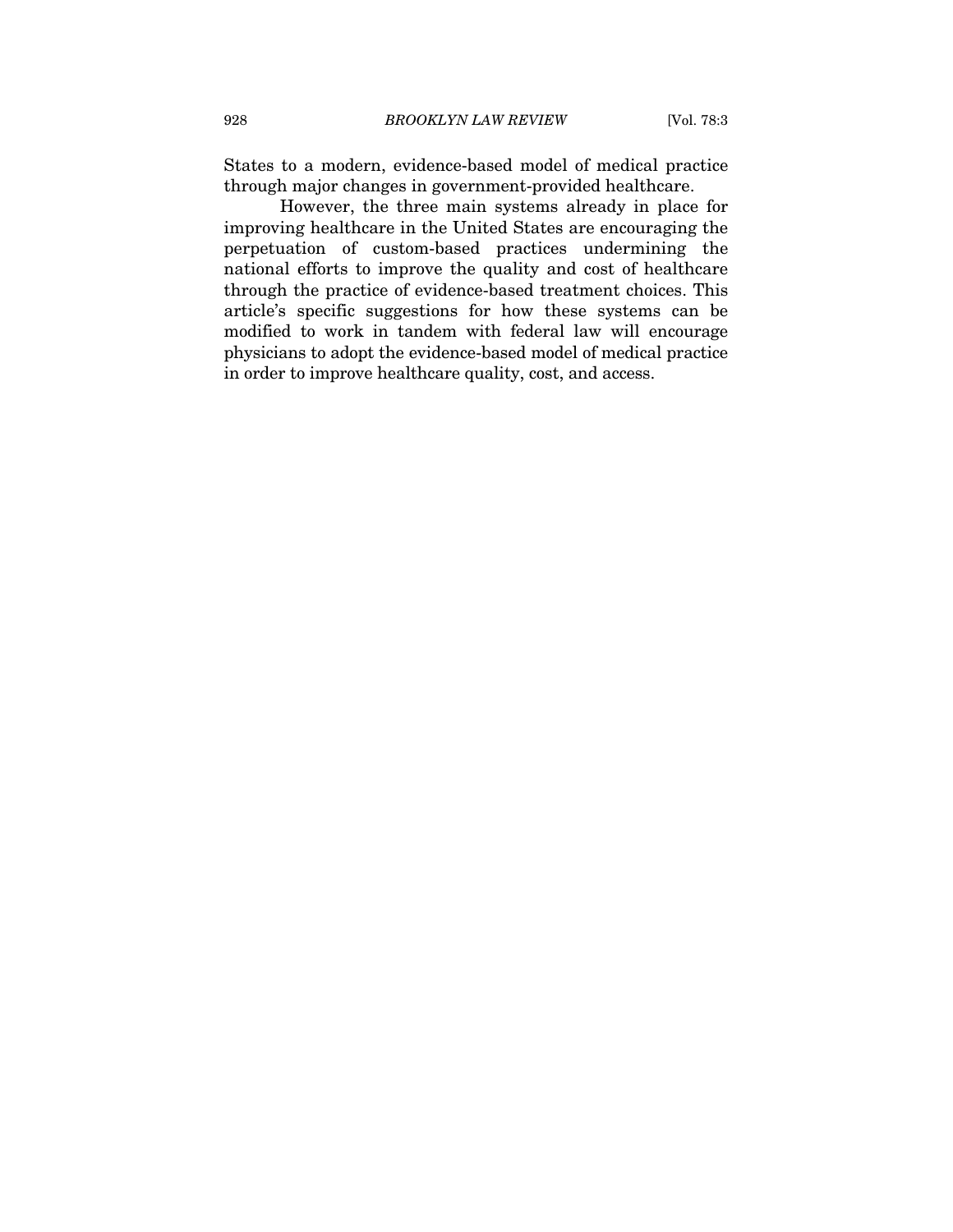States to a modern, evidence-based model of medical practice through major changes in government-provided healthcare.

However, the three main systems already in place for improving healthcare in the United States are encouraging the perpetuation of custom-based practices undermining the national efforts to improve the quality and cost of healthcare through the practice of evidence-based treatment choices. This article's specific suggestions for how these systems can be modified to work in tandem with federal law will encourage physicians to adopt the evidence-based model of medical practice in order to improve healthcare quality, cost, and access.